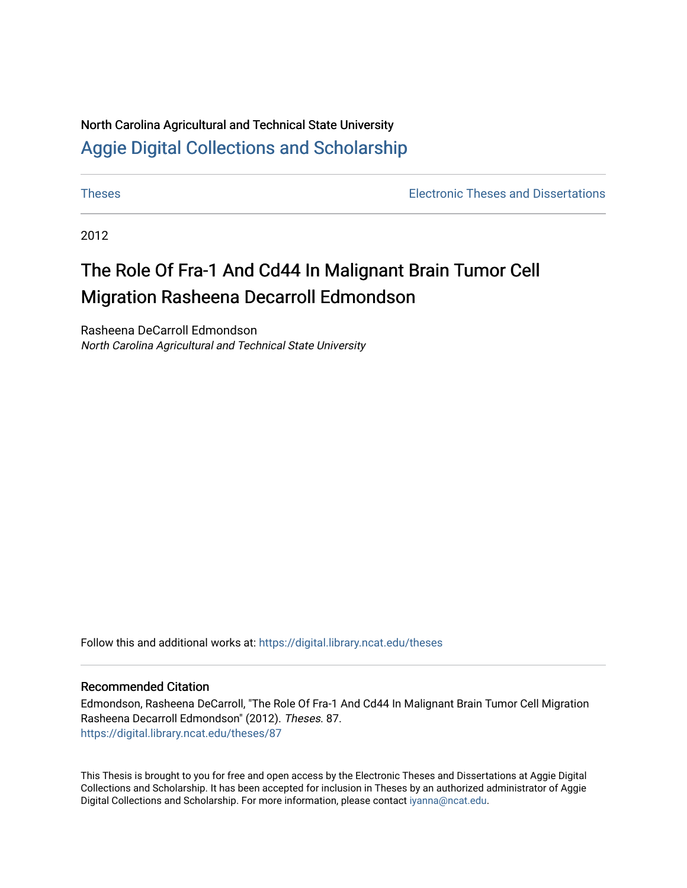North Carolina Agricultural and Technical State University

# Aggie Digital Collections and Scholarship

Theses | Electronic Theses and Dissertations

2012

# The Role Of Fra-1 And Cd44 In Malignant Brain Tumor Cell Migration Rasheena Decarroll Edmondson

Rasheena DeCarroll Edmondson
*North Carolina Agricultural and Technical State University*

Follow this and additional works at: https://digital.library.ncat.edu/theses

## Recommended Citation

Edmondson, Rasheena DeCarroll, "The Role Of Fra-1 And Cd44 In Malignant Brain Tumor Cell Migration Rasheena Decarroll Edmondson" (2012). *Theses*. 87.
https://digital.library.ncat.edu/theses/87

This Thesis is brought to you for free and open access by the Electronic Theses and Dissertations at Aggie Digital Collections and Scholarship. It has been accepted for inclusion in Theses by an authorized administrator of Aggie Digital Collections and Scholarship. For more information, please contact iyanna@ncat.edu.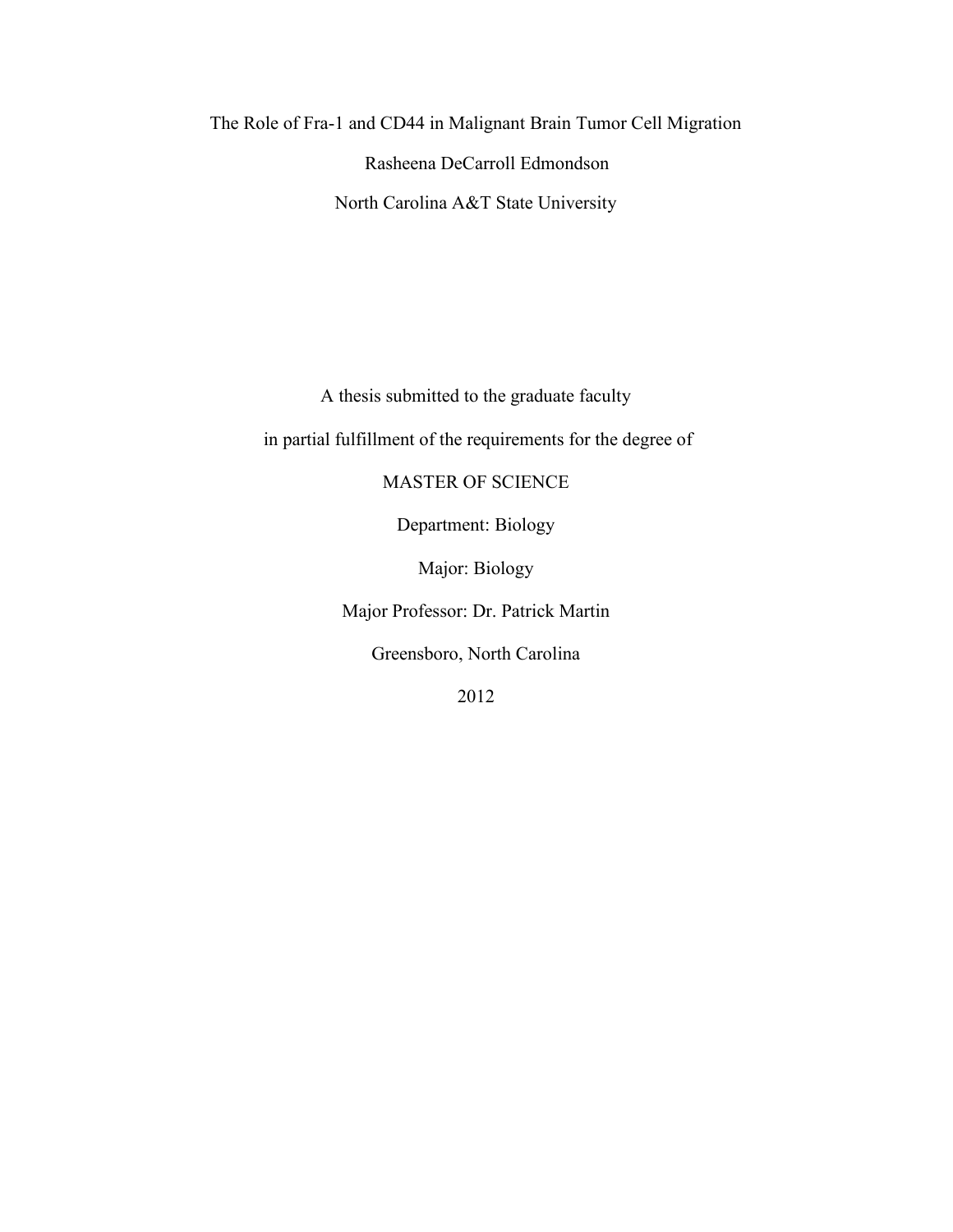# The Role of Fra-1 and CD44 in Malignant Brain Tumor Cell Migration

Rasheena DeCarroll Edmondson

North Carolina A&T State University

A thesis submitted to the graduate faculty

in partial fulfillment of the requirements for the degree of

MASTER OF SCIENCE

Department: Biology

Major: Biology

Major Professor: Dr. Patrick Martin

Greensboro, North Carolina

2012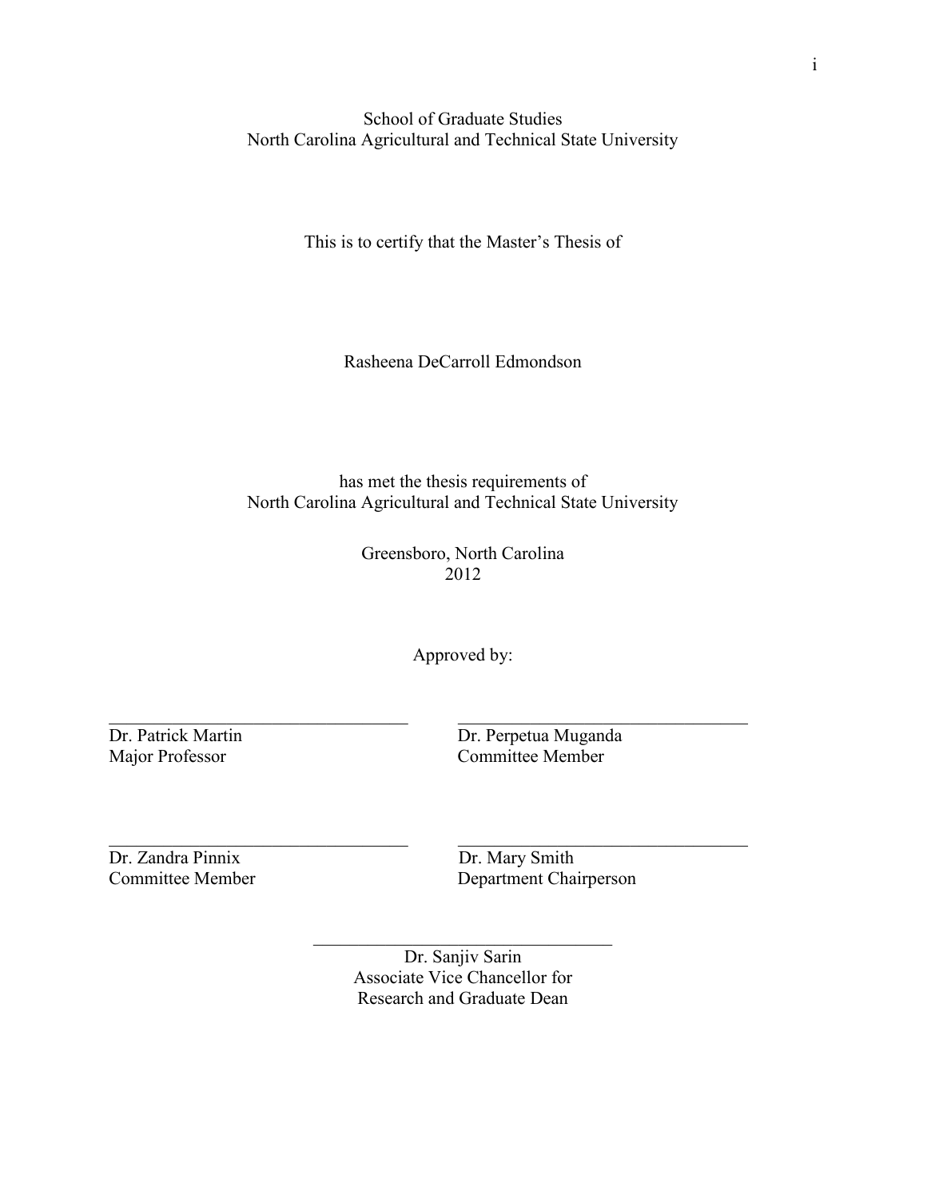School of Graduate Studies
North Carolina Agricultural and Technical State University

This is to certify that the Master's Thesis of

Rasheena DeCarroll Edmondson

has met the thesis requirements of
North Carolina Agricultural and Technical State University

Greensboro, North Carolina
2012

Approved by:

| | |
|---|---|
| Dr. Patrick Martin<br>Major Professor | Dr. Perpetua Muganda<br>Committee Member |
| Dr. Zandra Pinnix<br>Committee Member | Dr. Mary Smith<br>Department Chairperson |

Dr. Sanjiv Sarin
Associate Vice Chancellor for
Research and Graduate Dean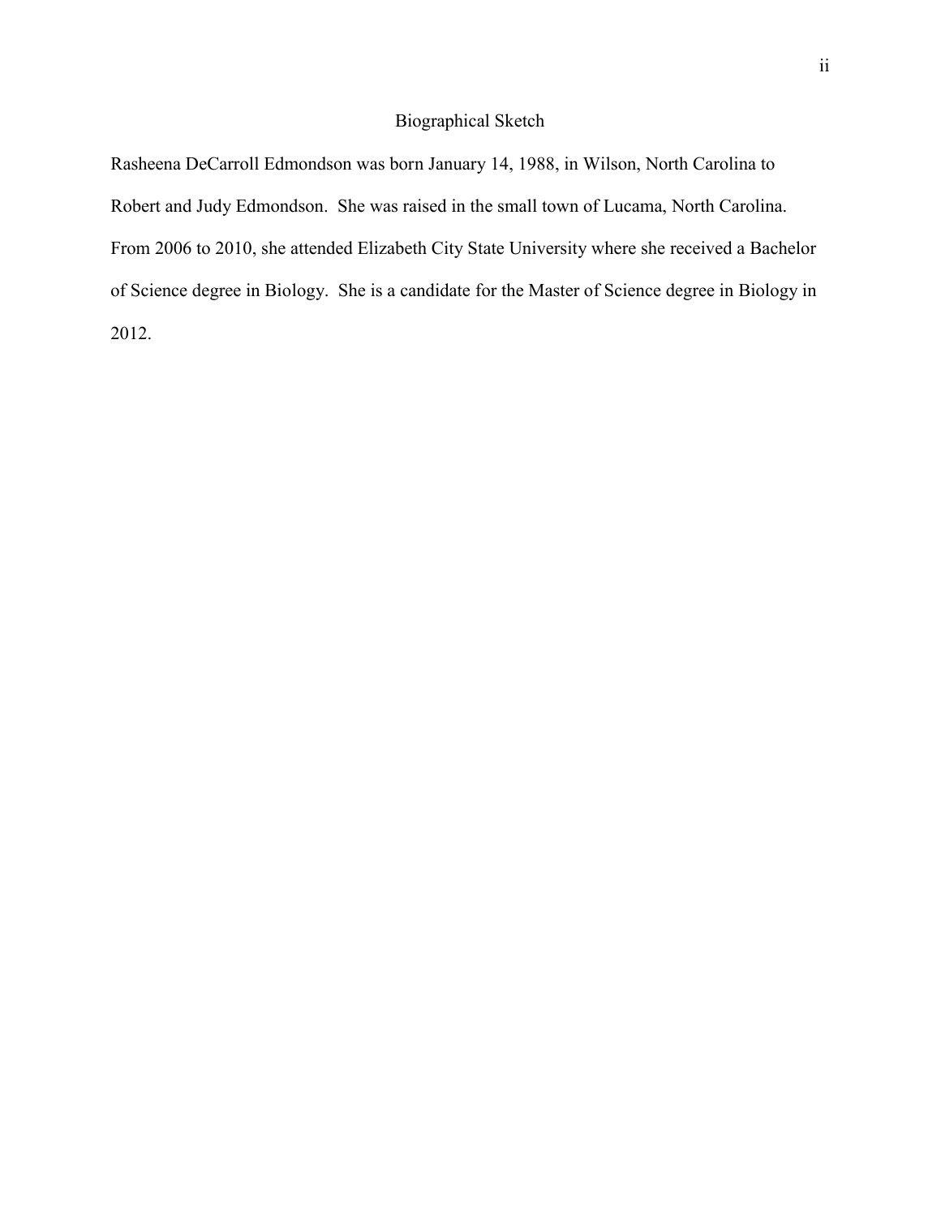# Biographical Sketch

Rasheena DeCarroll Edmondson was born January 14, 1988, in Wilson, North Carolina to Robert and Judy Edmondson. She was raised in the small town of Lucama, North Carolina. From 2006 to 2010, she attended Elizabeth City State University where she received a Bachelor of Science degree in Biology. She is a candidate for the Master of Science degree in Biology in 2012.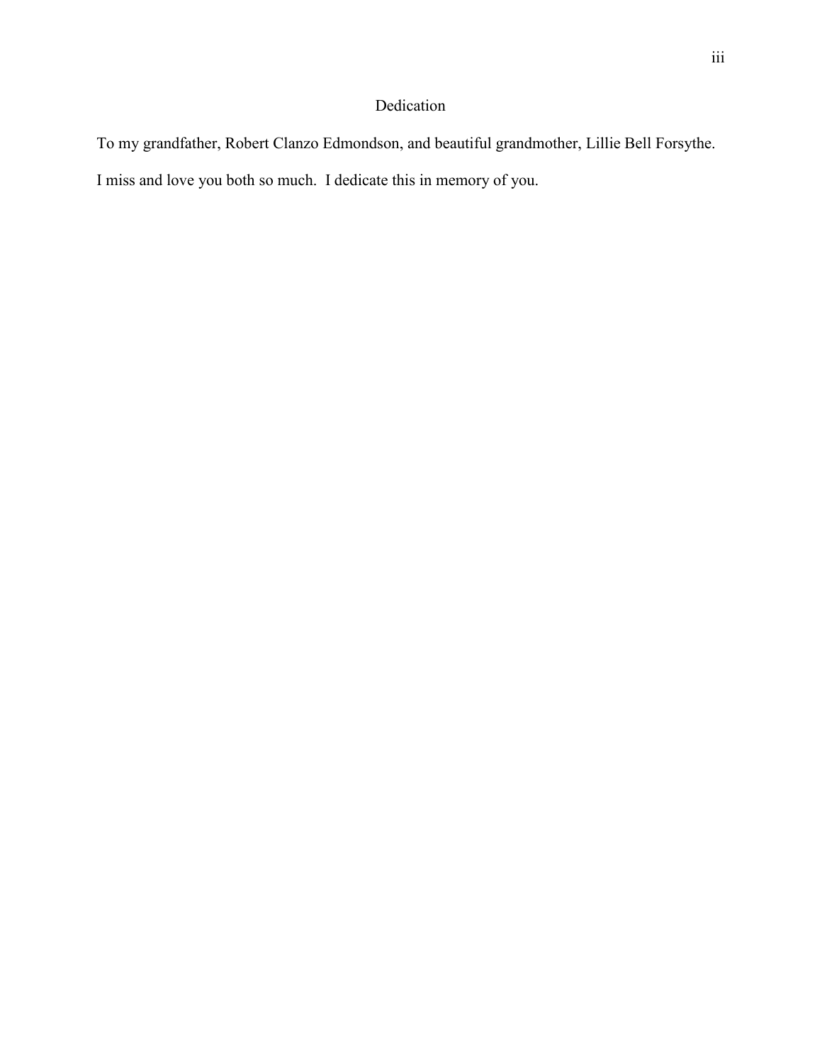# Dedication

To my grandfather, Robert Clanzo Edmondson, and beautiful grandmother, Lillie Bell Forsythe. I miss and love you both so much. I dedicate this in memory of you.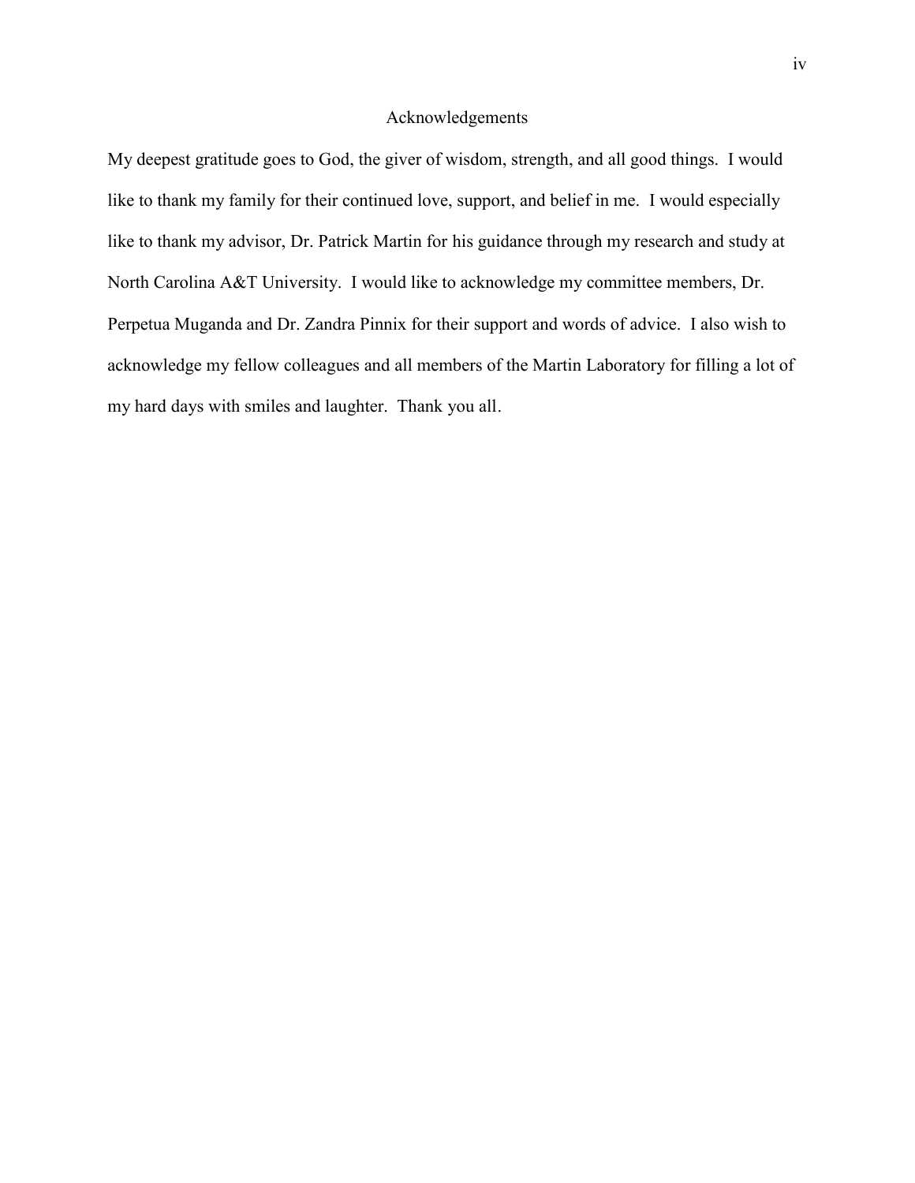# Acknowledgements

My deepest gratitude goes to God, the giver of wisdom, strength, and all good things. I would like to thank my family for their continued love, support, and belief in me. I would especially like to thank my advisor, Dr. Patrick Martin for his guidance through my research and study at North Carolina A&T University. I would like to acknowledge my committee members, Dr. Perpetua Muganda and Dr. Zandra Pinnix for their support and words of advice. I also wish to acknowledge my fellow colleagues and all members of the Martin Laboratory for filling a lot of my hard days with smiles and laughter. Thank you all.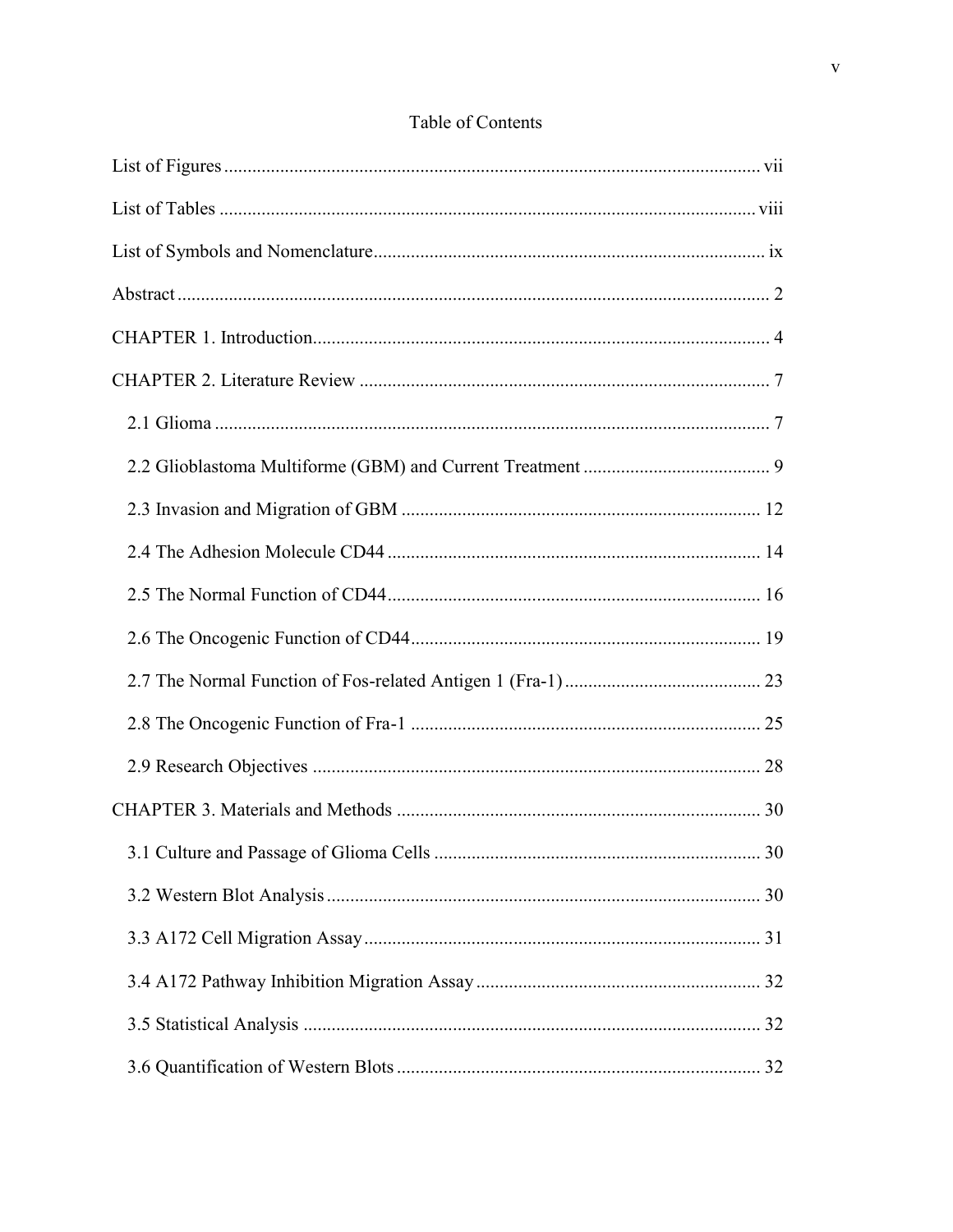# Table of Contents

List of Figures ... vii

List of Tables ... viii

List of Symbols and Nomenclature ... ix

Abstract ... 2

CHAPTER 1. Introduction ... 4

CHAPTER 2. Literature Review ... 7

- 2.1 Glioma ... 7
- 2.2 Glioblastoma Multiforme (GBM) and Current Treatment ... 9
- 2.3 Invasion and Migration of GBM ... 12
- 2.4 The Adhesion Molecule CD44 ... 14
- 2.5 The Normal Function of CD44 ... 16
- 2.6 The Oncogenic Function of CD44 ... 19
- 2.7 The Normal Function of Fos-related Antigen 1 (Fra-1) ... 23
- 2.8 The Oncogenic Function of Fra-1 ... 25
- 2.9 Research Objectives ... 28

CHAPTER 3. Materials and Methods ... 30

- 3.1 Culture and Passage of Glioma Cells ... 30
- 3.2 Western Blot Analysis ... 30
- 3.3 A172 Cell Migration Assay ... 31
- 3.4 A172 Pathway Inhibition Migration Assay ... 32
- 3.5 Statistical Analysis ... 32
- 3.6 Quantification of Western Blots ... 32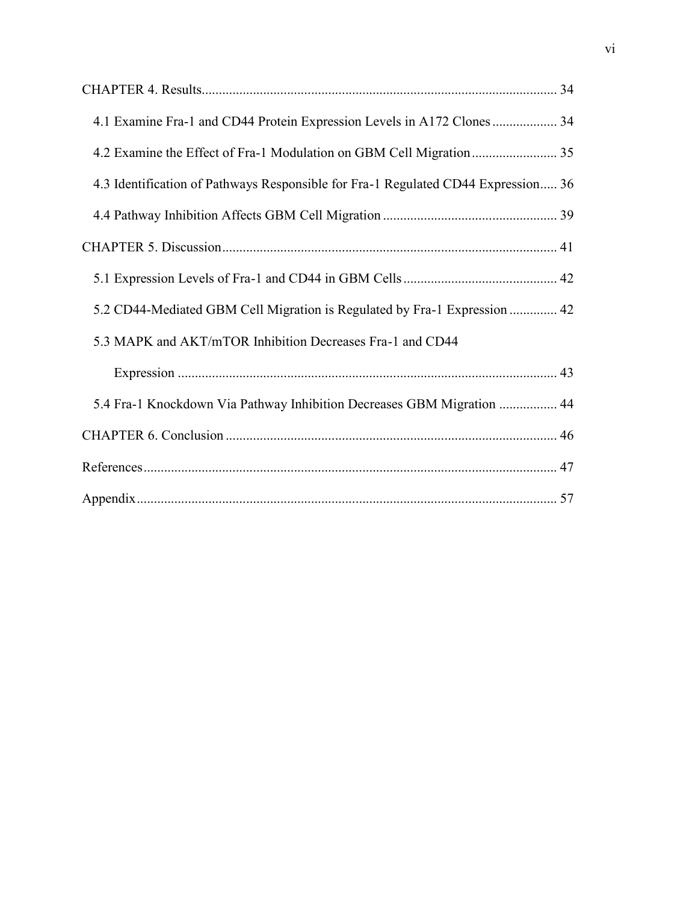CHAPTER 4. Results ........................................................................................................ 34

4.1 Examine Fra-1 and CD44 Protein Expression Levels in A172 Clones ................... 34

4.2 Examine the Effect of Fra-1 Modulation on GBM Cell Migration ......................... 35

4.3 Identification of Pathways Responsible for Fra-1 Regulated CD44 Expression..... 36

4.4 Pathway Inhibition Affects GBM Cell Migration .................................................. 39

CHAPTER 5. Discussion ................................................................................................. 41

5.1 Expression Levels of Fra-1 and CD44 in GBM Cells ............................................ 42

5.2 CD44-Mediated GBM Cell Migration is Regulated by Fra-1 Expression .............. 42

5.3 MAPK and AKT/mTOR Inhibition Decreases Fra-1 and CD44 Expression ............................................................................................................... 43

5.4 Fra-1 Knockdown Via Pathway Inhibition Decreases GBM Migration ................. 44

CHAPTER 6. Conclusion ................................................................................................. 46

References ......................................................................................................................... 47

Appendix ........................................................................................................................... 57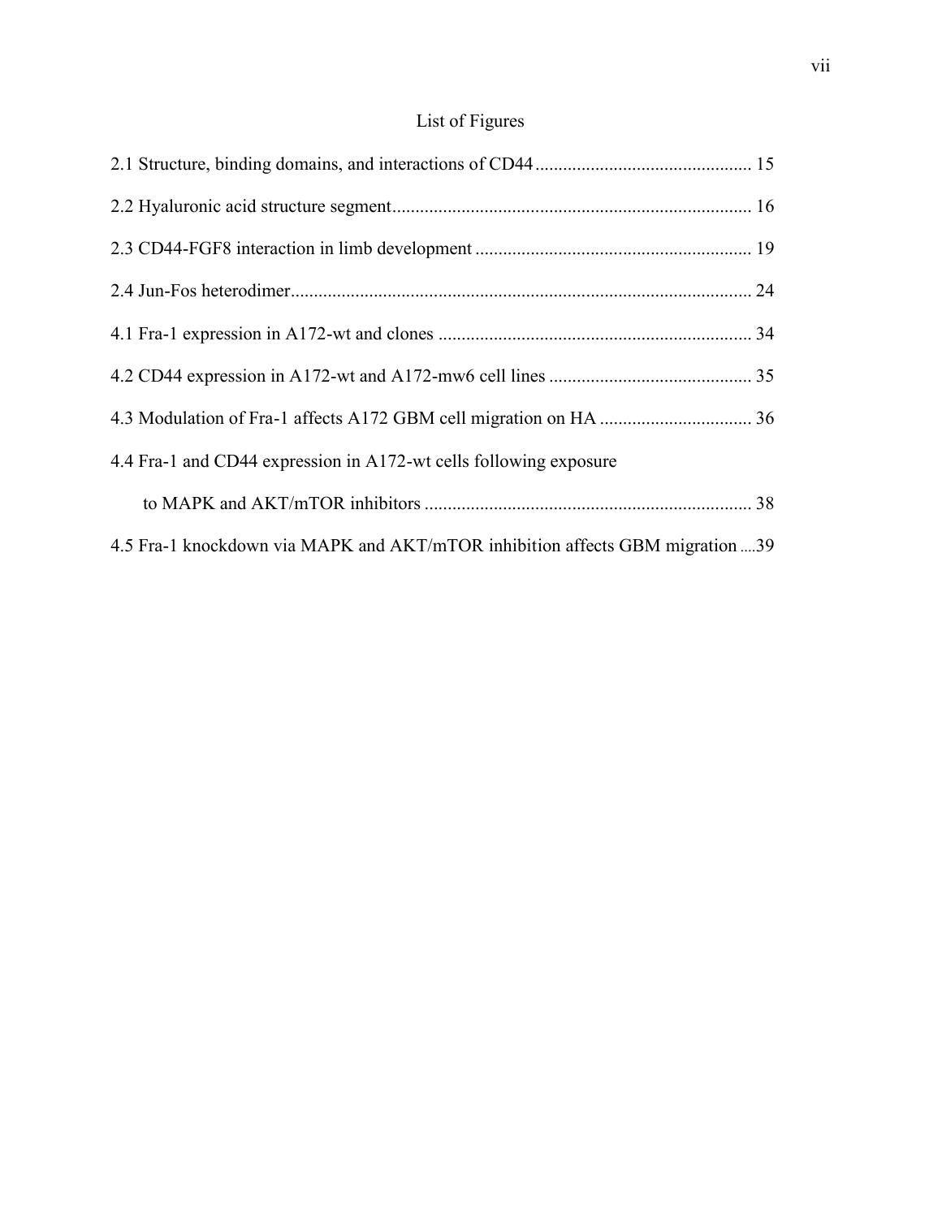# List of Figures

2.1 Structure, binding domains, and interactions of CD44 .............................................. 15

2.2 Hyaluronic acid structure segment............................................................................. 16

2.3 CD44-FGF8 interaction in limb development ........................................................... 19

2.4 Jun-Fos heterodimer.................................................................................................... 24

4.1 Fra-1 expression in A172-wt and clones .................................................................... 34

4.2 CD44 expression in A172-wt and A172-mw6 cell lines ............................................ 35

4.3 Modulation of Fra-1 affects A172 GBM cell migration on HA ................................. 36

4.4 Fra-1 and CD44 expression in A172-wt cells following exposure to MAPK and AKT/mTOR inhibitors ....................................................................... 38

4.5 Fra-1 knockdown via MAPK and AKT/mTOR inhibition affects GBM migration ....39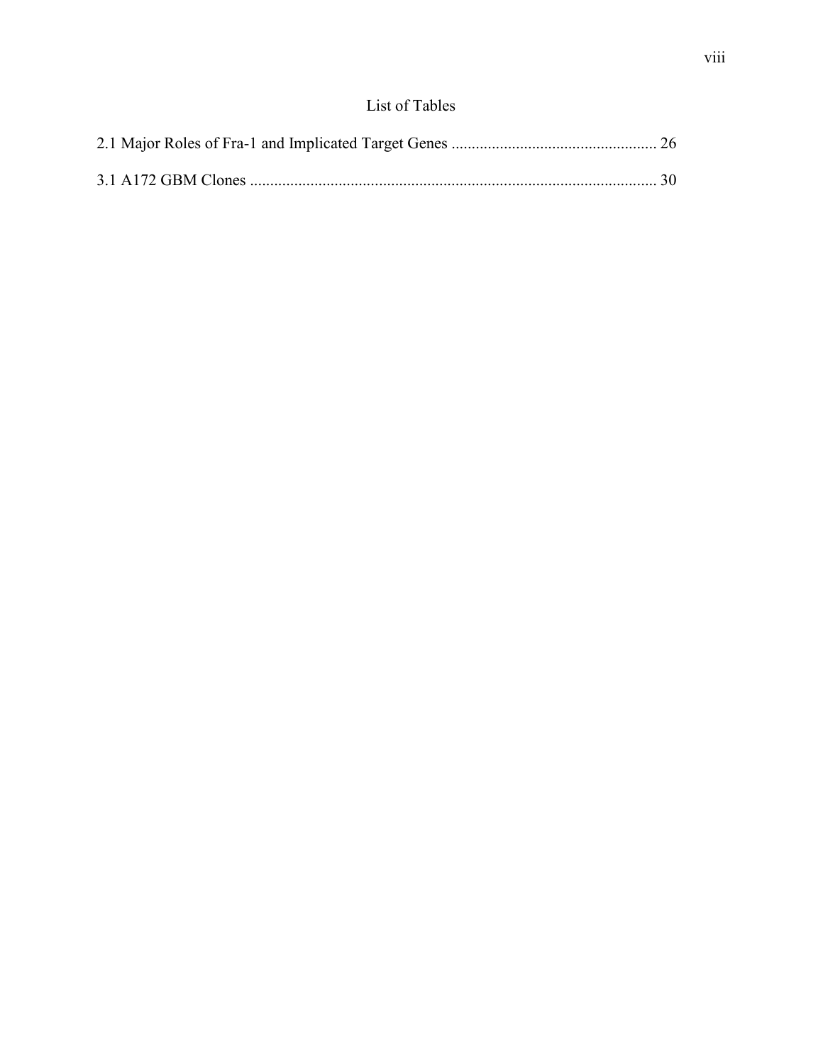# List of Tables

2.1 Major Roles of Fra-1 and Implicated Target Genes .................................................. 26

3.1 A172 GBM Clones .................................................................................................... 30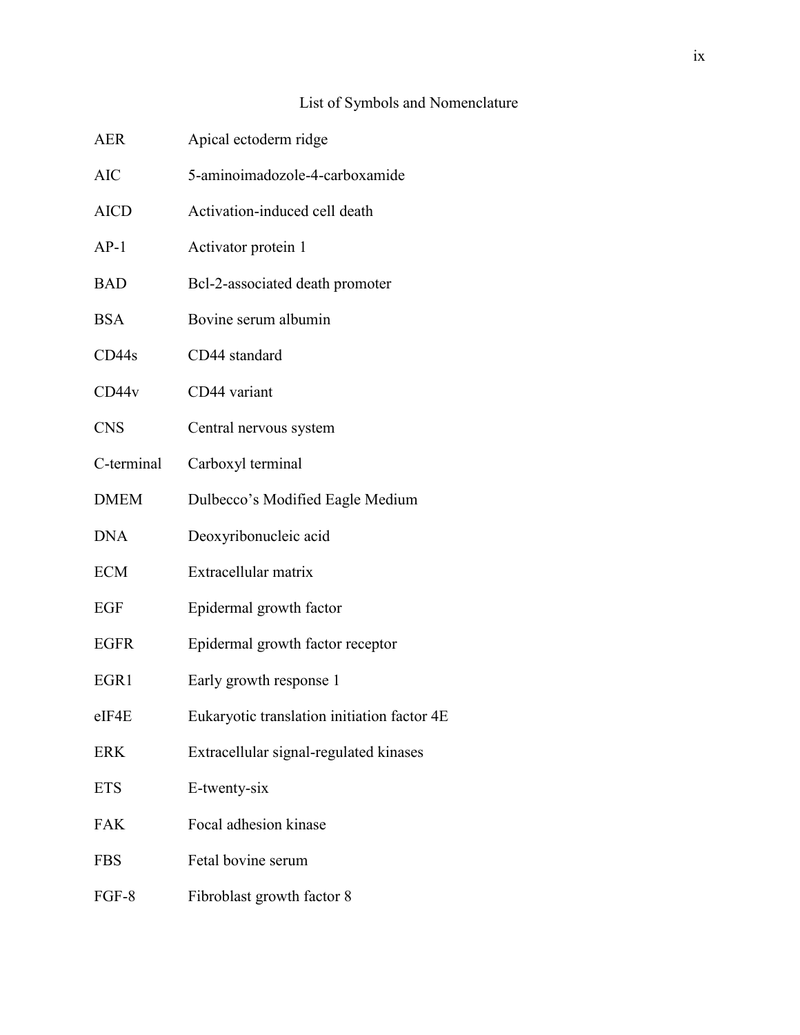# List of Symbols and Nomenclature

| | |
|---|---|
| AER | Apical ectoderm ridge |
| AIC | 5-aminoimadozole-4-carboxamide |
| AICD | Activation-induced cell death |
| AP-1 | Activator protein 1 |
| BAD | Bcl-2-associated death promoter |
| BSA | Bovine serum albumin |
| CD44s | CD44 standard |
| CD44v | CD44 variant |
| CNS | Central nervous system |
| C-terminal | Carboxyl terminal |
| DMEM | Dulbecco's Modified Eagle Medium |
| DNA | Deoxyribonucleic acid |
| ECM | Extracellular matrix |
| EGF | Epidermal growth factor |
| EGFR | Epidermal growth factor receptor |
| EGR1 | Early growth response 1 |
| eIF4E | Eukaryotic translation initiation factor 4E |
| ERK | Extracellular signal-regulated kinases |
| ETS | E-twenty-six |
| FAK | Focal adhesion kinase |
| FBS | Fetal bovine serum |
| FGF-8 | Fibroblast growth factor 8 |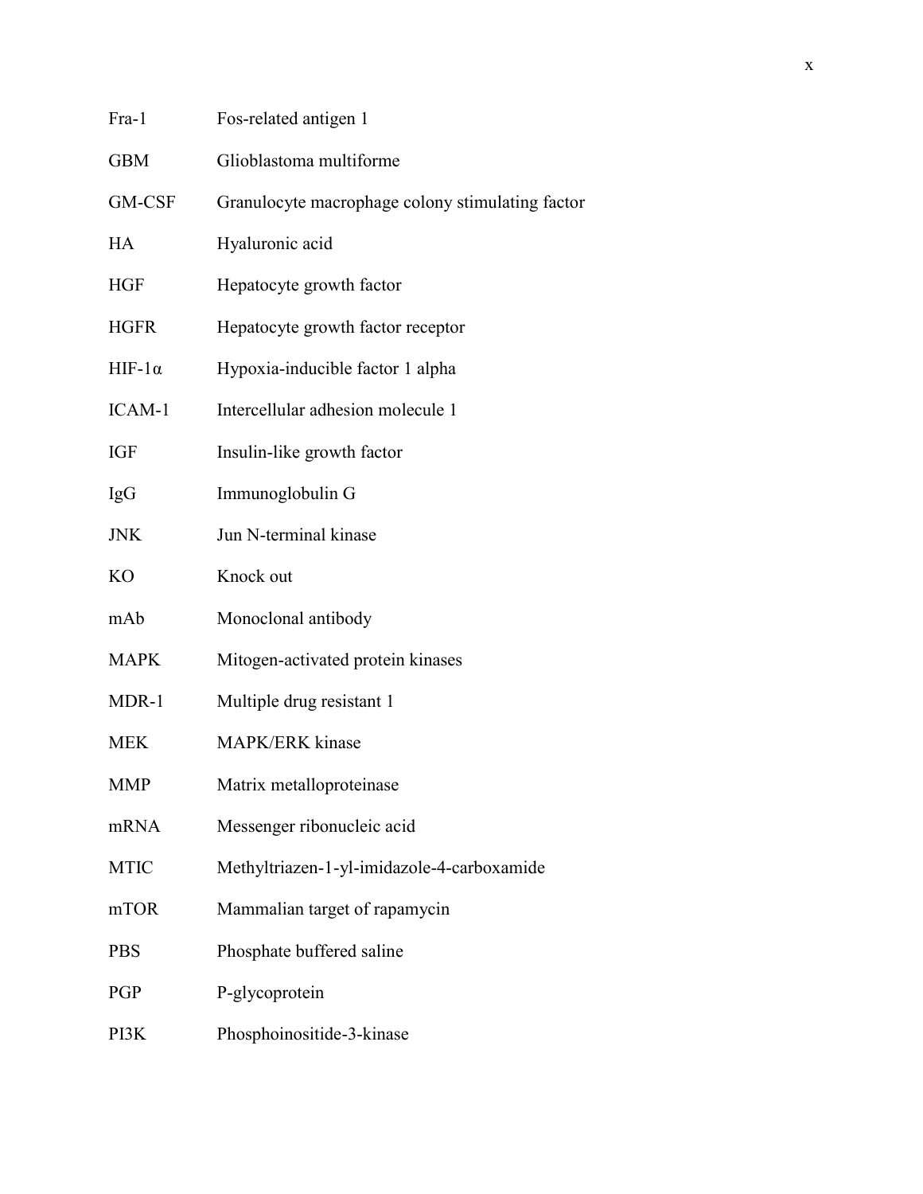| | |
|---|---|
| Fra-1 | Fos-related antigen 1 |
| GBM | Glioblastoma multiforme |
| GM-CSF | Granulocyte macrophage colony stimulating factor |
| HA | Hyaluronic acid |
| HGF | Hepatocyte growth factor |
| HGFR | Hepatocyte growth factor receptor |
| HIF-1α | Hypoxia-inducible factor 1 alpha |
| ICAM-1 | Intercellular adhesion molecule 1 |
| IGF | Insulin-like growth factor |
| IgG | Immunoglobulin G |
| JNK | Jun N-terminal kinase |
| KO | Knock out |
| mAb | Monoclonal antibody |
| MAPK | Mitogen-activated protein kinases |
| MDR-1 | Multiple drug resistant 1 |
| MEK | MAPK/ERK kinase |
| MMP | Matrix metalloproteinase |
| mRNA | Messenger ribonucleic acid |
| MTIC | Methyltriazen-1-yl-imidazole-4-carboxamide |
| mTOR | Mammalian target of rapamycin |
| PBS | Phosphate buffered saline |
| PGP | P-glycoprotein |
| PI3K | Phosphoinositide-3-kinase |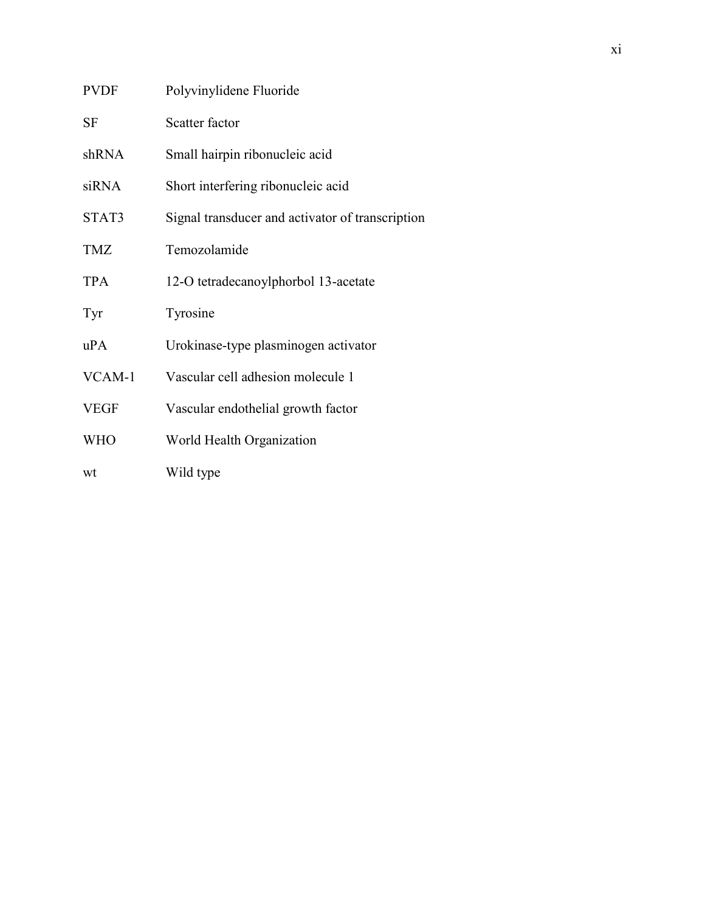| | |
|---|---|
| PVDF | Polyvinylidene Fluoride |
| SF | Scatter factor |
| shRNA | Small hairpin ribonucleic acid |
| siRNA | Short interfering ribonucleic acid |
| STAT3 | Signal transducer and activator of transcription |
| TMZ | Temozolamide |
| TPA | 12-O tetradecanoylphorbol 13-acetate |
| Tyr | Tyrosine |
| uPA | Urokinase-type plasminogen activator |
| VCAM-1 | Vascular cell adhesion molecule 1 |
| VEGF | Vascular endothelial growth factor |
| WHO | World Health Organization |
| wt | Wild type |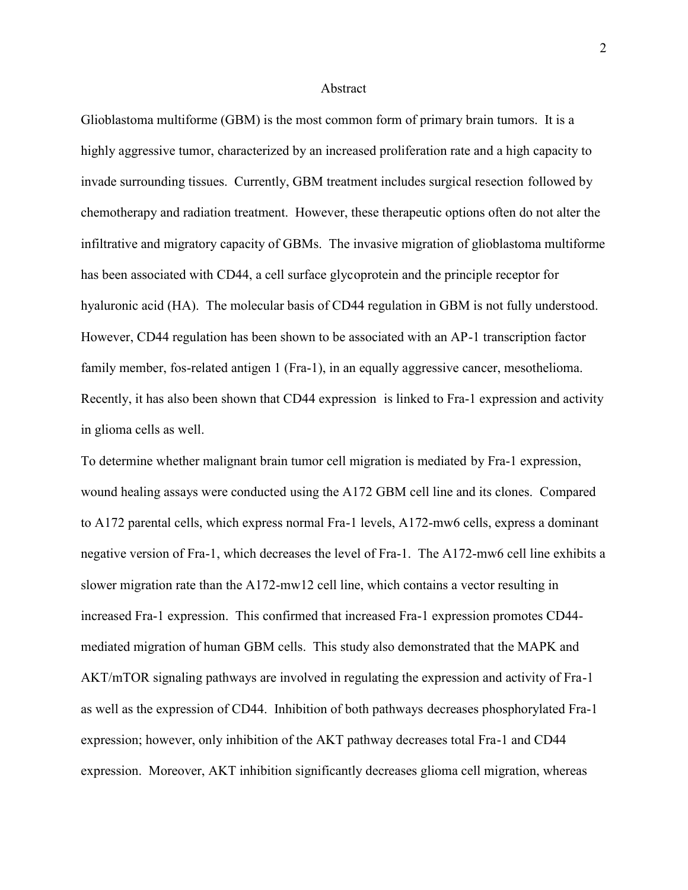# Abstract

Glioblastoma multiforme (GBM) is the most common form of primary brain tumors. It is a highly aggressive tumor, characterized by an increased proliferation rate and a high capacity to invade surrounding tissues. Currently, GBM treatment includes surgical resection followed by chemotherapy and radiation treatment. However, these therapeutic options often do not alter the infiltrative and migratory capacity of GBMs. The invasive migration of glioblastoma multiforme has been associated with CD44, a cell surface glycoprotein and the principle receptor for hyaluronic acid (HA). The molecular basis of CD44 regulation in GBM is not fully understood. However, CD44 regulation has been shown to be associated with an AP-1 transcription factor family member, fos-related antigen 1 (Fra-1), in an equally aggressive cancer, mesothelioma. Recently, it has also been shown that CD44 expression is linked to Fra-1 expression and activity in glioma cells as well.

To determine whether malignant brain tumor cell migration is mediated by Fra-1 expression, wound healing assays were conducted using the A172 GBM cell line and its clones. Compared to A172 parental cells, which express normal Fra-1 levels, A172-mw6 cells, express a dominant negative version of Fra-1, which decreases the level of Fra-1. The A172-mw6 cell line exhibits a slower migration rate than the A172-mw12 cell line, which contains a vector resulting in increased Fra-1 expression. This confirmed that increased Fra-1 expression promotes CD44-mediated migration of human GBM cells. This study also demonstrated that the MAPK and AKT/mTOR signaling pathways are involved in regulating the expression and activity of Fra-1 as well as the expression of CD44. Inhibition of both pathways decreases phosphorylated Fra-1 expression; however, only inhibition of the AKT pathway decreases total Fra-1 and CD44 expression. Moreover, AKT inhibition significantly decreases glioma cell migration, whereas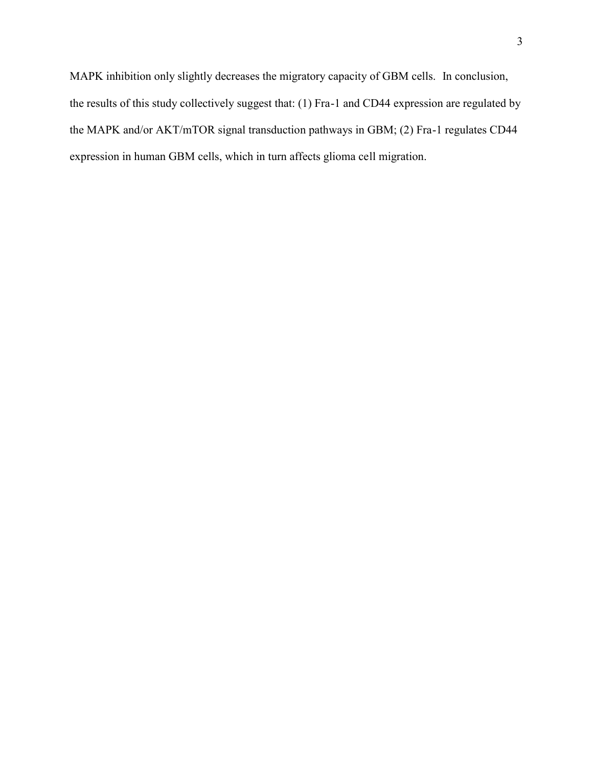MAPK inhibition only slightly decreases the migratory capacity of GBM cells. In conclusion, the results of this study collectively suggest that: (1) Fra-1 and CD44 expression are regulated by the MAPK and/or AKT/mTOR signal transduction pathways in GBM; (2) Fra-1 regulates CD44 expression in human GBM cells, which in turn affects glioma cell migration.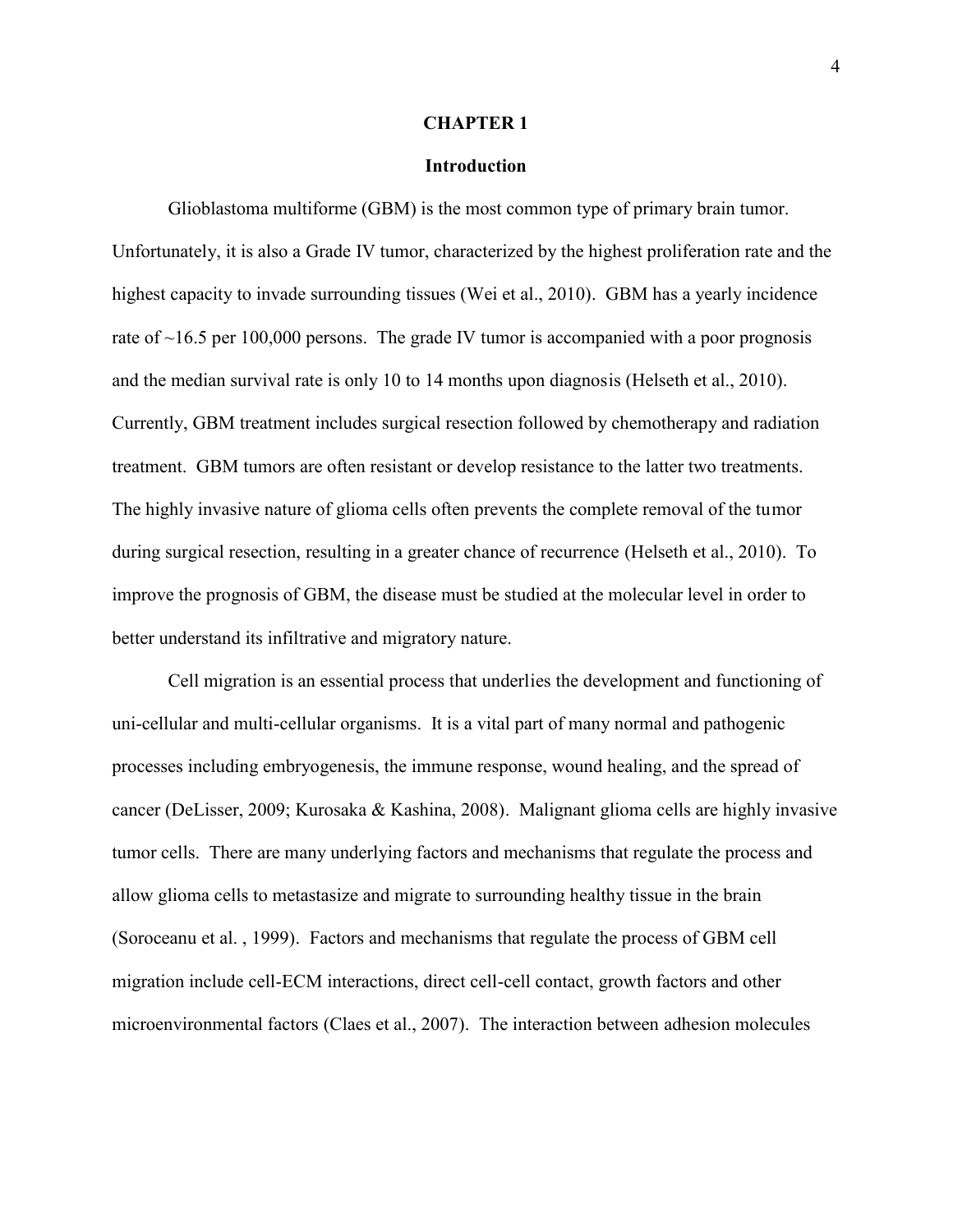# CHAPTER 1

## Introduction

Glioblastoma multiforme (GBM) is the most common type of primary brain tumor. Unfortunately, it is also a Grade IV tumor, characterized by the highest proliferation rate and the highest capacity to invade surrounding tissues (Wei et al., 2010). GBM has a yearly incidence rate of ~16.5 per 100,000 persons. The grade IV tumor is accompanied with a poor prognosis and the median survival rate is only 10 to 14 months upon diagnosis (Helseth et al., 2010). Currently, GBM treatment includes surgical resection followed by chemotherapy and radiation treatment. GBM tumors are often resistant or develop resistance to the latter two treatments. The highly invasive nature of glioma cells often prevents the complete removal of the tumor during surgical resection, resulting in a greater chance of recurrence (Helseth et al., 2010). To improve the prognosis of GBM, the disease must be studied at the molecular level in order to better understand its infiltrative and migratory nature.

Cell migration is an essential process that underlies the development and functioning of uni-cellular and multi-cellular organisms. It is a vital part of many normal and pathogenic processes including embryogenesis, the immune response, wound healing, and the spread of cancer (DeLisser, 2009; Kurosaka & Kashina, 2008). Malignant glioma cells are highly invasive tumor cells. There are many underlying factors and mechanisms that regulate the process and allow glioma cells to metastasize and migrate to surrounding healthy tissue in the brain (Soroceanu et al. , 1999). Factors and mechanisms that regulate the process of GBM cell migration include cell-ECM interactions, direct cell-cell contact, growth factors and other microenvironmental factors (Claes et al., 2007). The interaction between adhesion molecules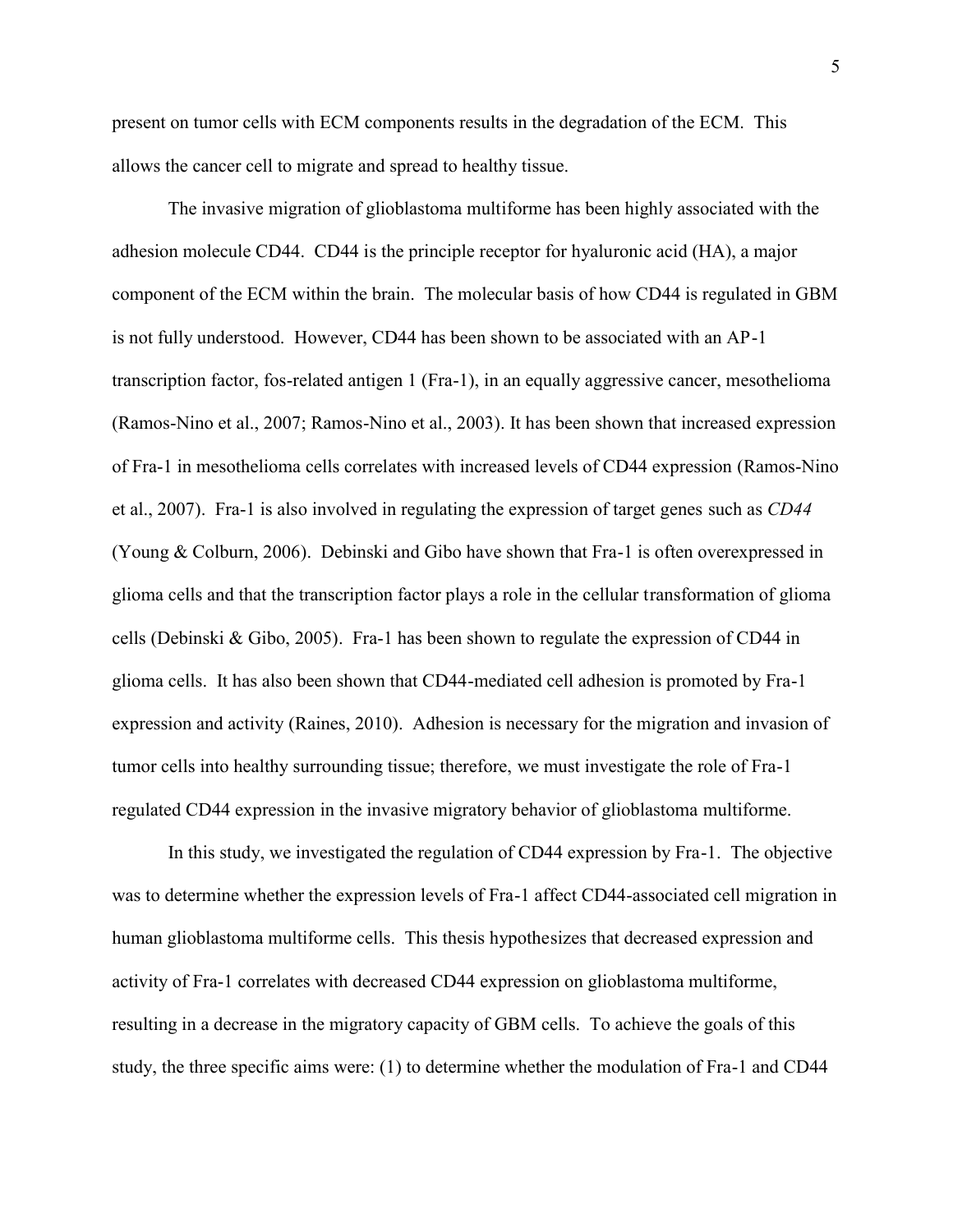present on tumor cells with ECM components results in the degradation of the ECM. This allows the cancer cell to migrate and spread to healthy tissue.

The invasive migration of glioblastoma multiforme has been highly associated with the adhesion molecule CD44. CD44 is the principle receptor for hyaluronic acid (HA), a major component of the ECM within the brain. The molecular basis of how CD44 is regulated in GBM is not fully understood. However, CD44 has been shown to be associated with an AP-1 transcription factor, fos-related antigen 1 (Fra-1), in an equally aggressive cancer, mesothelioma (Ramos-Nino et al., 2007; Ramos-Nino et al., 2003). It has been shown that increased expression of Fra-1 in mesothelioma cells correlates with increased levels of CD44 expression (Ramos-Nino et al., 2007). Fra-1 is also involved in regulating the expression of target genes such as *CD44* (Young & Colburn, 2006). Debinski and Gibo have shown that Fra-1 is often overexpressed in glioma cells and that the transcription factor plays a role in the cellular transformation of glioma cells (Debinski & Gibo, 2005). Fra-1 has been shown to regulate the expression of CD44 in glioma cells. It has also been shown that CD44-mediated cell adhesion is promoted by Fra-1 expression and activity (Raines, 2010). Adhesion is necessary for the migration and invasion of tumor cells into healthy surrounding tissue; therefore, we must investigate the role of Fra-1 regulated CD44 expression in the invasive migratory behavior of glioblastoma multiforme.

In this study, we investigated the regulation of CD44 expression by Fra-1. The objective was to determine whether the expression levels of Fra-1 affect CD44-associated cell migration in human glioblastoma multiforme cells. This thesis hypothesizes that decreased expression and activity of Fra-1 correlates with decreased CD44 expression on glioblastoma multiforme, resulting in a decrease in the migratory capacity of GBM cells. To achieve the goals of this study, the three specific aims were: (1) to determine whether the modulation of Fra-1 and CD44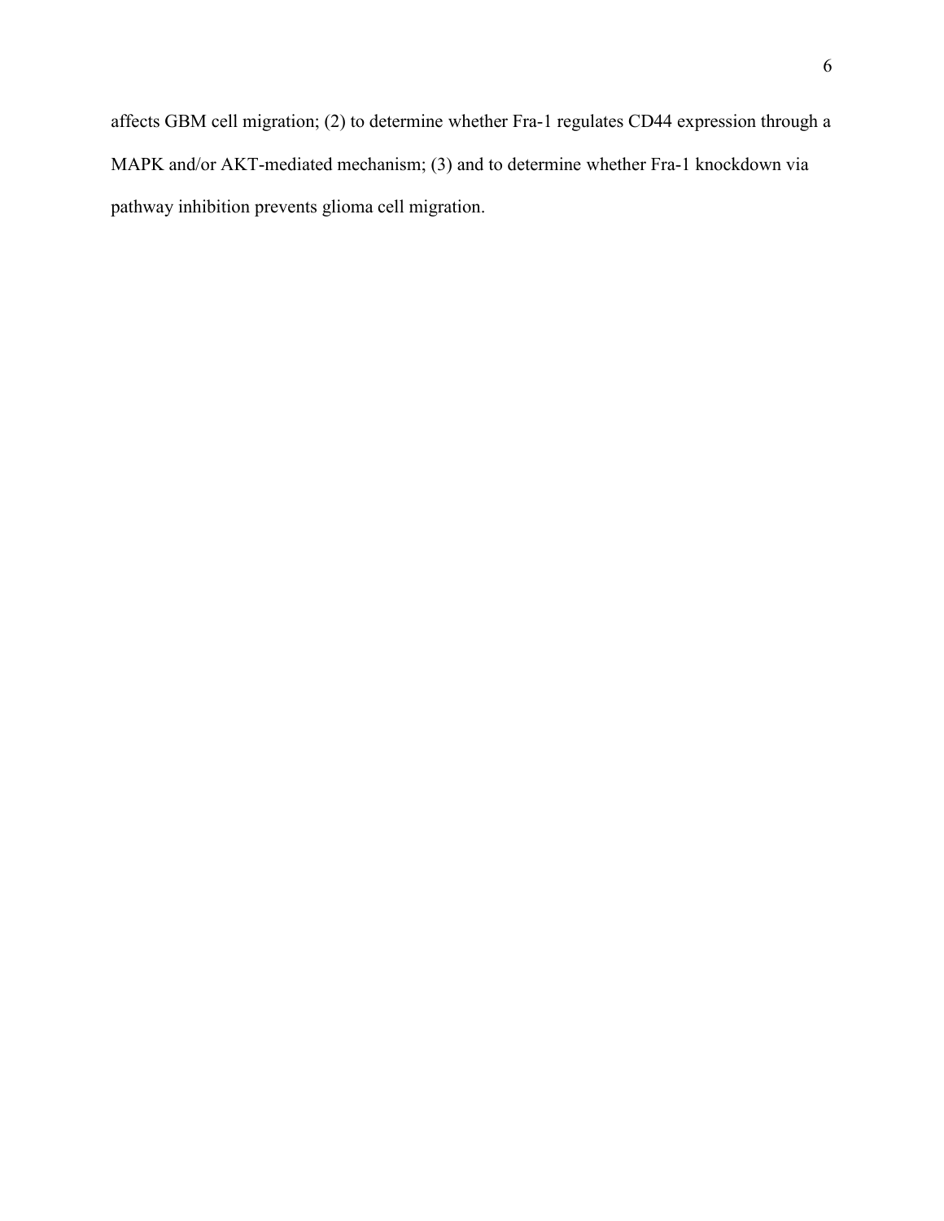affects GBM cell migration; (2) to determine whether Fra-1 regulates CD44 expression through a MAPK and/or AKT-mediated mechanism; (3) and to determine whether Fra-1 knockdown via pathway inhibition prevents glioma cell migration.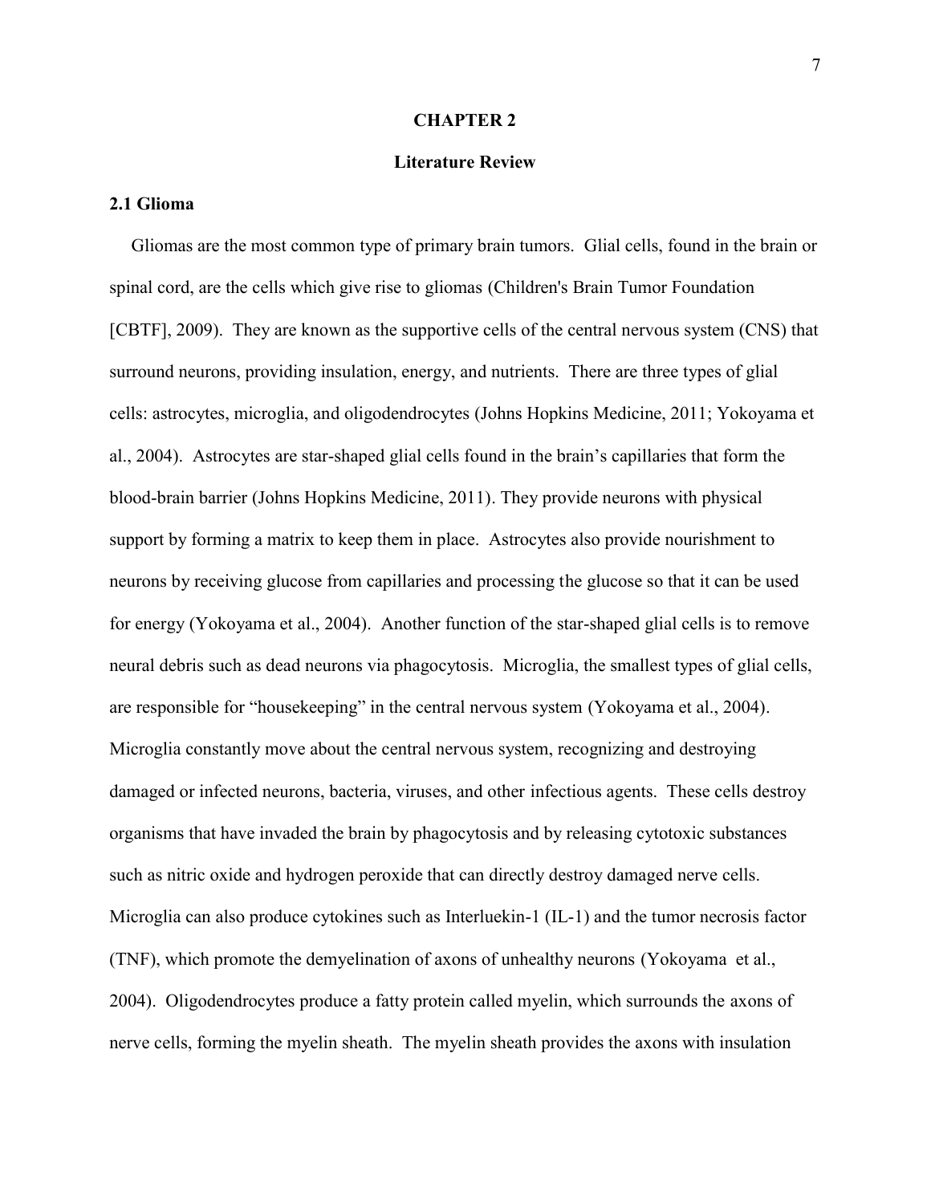# CHAPTER 2

## Literature Review

### 2.1 Glioma

Gliomas are the most common type of primary brain tumors. Glial cells, found in the brain or spinal cord, are the cells which give rise to gliomas (Children's Brain Tumor Foundation [CBTF], 2009). They are known as the supportive cells of the central nervous system (CNS) that surround neurons, providing insulation, energy, and nutrients. There are three types of glial cells: astrocytes, microglia, and oligodendrocytes (Johns Hopkins Medicine, 2011; Yokoyama et al., 2004). Astrocytes are star-shaped glial cells found in the brain's capillaries that form the blood-brain barrier (Johns Hopkins Medicine, 2011). They provide neurons with physical support by forming a matrix to keep them in place. Astrocytes also provide nourishment to neurons by receiving glucose from capillaries and processing the glucose so that it can be used for energy (Yokoyama et al., 2004). Another function of the star-shaped glial cells is to remove neural debris such as dead neurons via phagocytosis. Microglia, the smallest types of glial cells, are responsible for "housekeeping" in the central nervous system (Yokoyama et al., 2004). Microglia constantly move about the central nervous system, recognizing and destroying damaged or infected neurons, bacteria, viruses, and other infectious agents. These cells destroy organisms that have invaded the brain by phagocytosis and by releasing cytotoxic substances such as nitric oxide and hydrogen peroxide that can directly destroy damaged nerve cells. Microglia can also produce cytokines such as Interluekin-1 (IL-1) and the tumor necrosis factor (TNF), which promote the demyelination of axons of unhealthy neurons (Yokoyama et al., 2004). Oligodendrocytes produce a fatty protein called myelin, which surrounds the axons of nerve cells, forming the myelin sheath. The myelin sheath provides the axons with insulation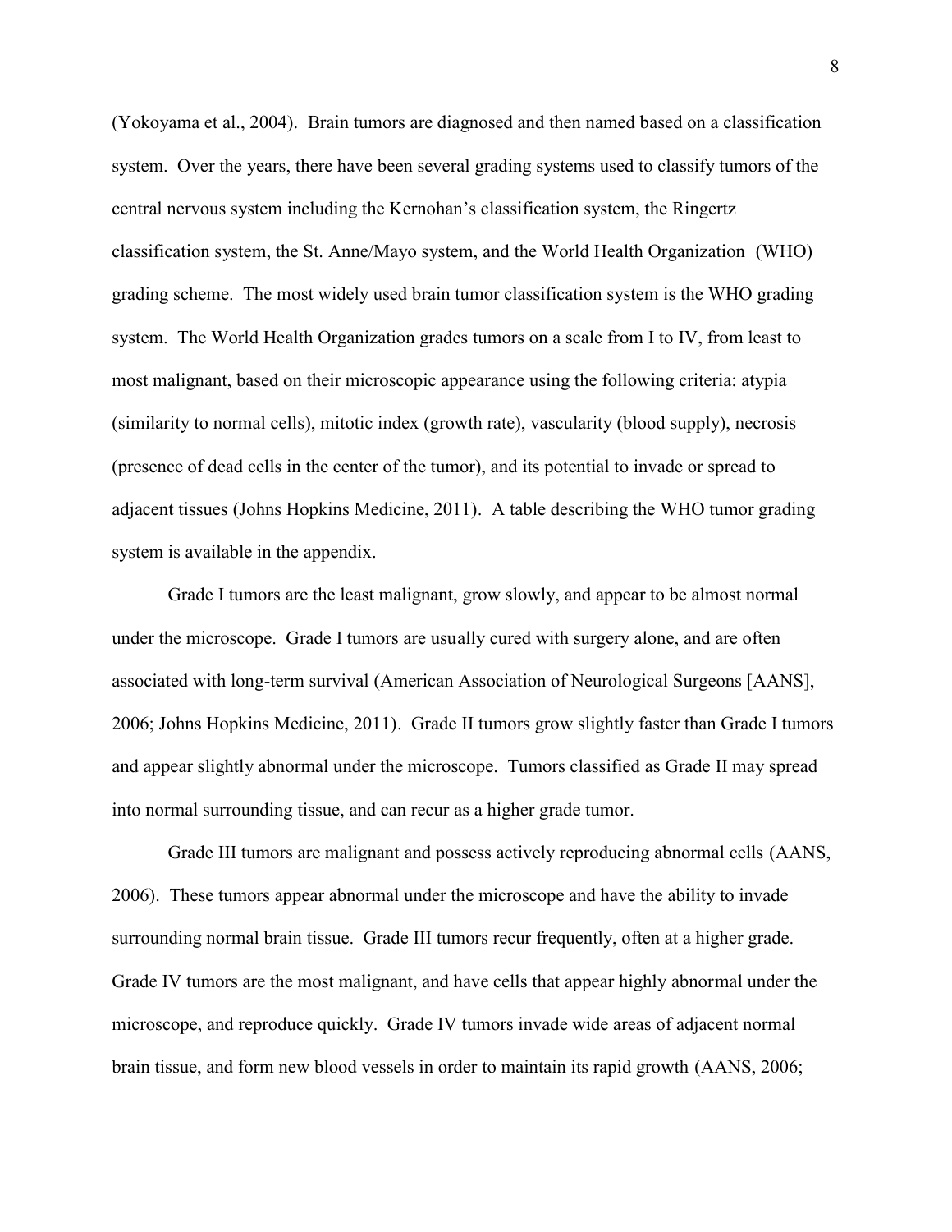(Yokoyama et al., 2004). Brain tumors are diagnosed and then named based on a classification system. Over the years, there have been several grading systems used to classify tumors of the central nervous system including the Kernohan's classification system, the Ringertz classification system, the St. Anne/Mayo system, and the World Health Organization (WHO) grading scheme. The most widely used brain tumor classification system is the WHO grading system. The World Health Organization grades tumors on a scale from I to IV, from least to most malignant, based on their microscopic appearance using the following criteria: atypia (similarity to normal cells), mitotic index (growth rate), vascularity (blood supply), necrosis (presence of dead cells in the center of the tumor), and its potential to invade or spread to adjacent tissues (Johns Hopkins Medicine, 2011). A table describing the WHO tumor grading system is available in the appendix.

Grade I tumors are the least malignant, grow slowly, and appear to be almost normal under the microscope. Grade I tumors are usually cured with surgery alone, and are often associated with long-term survival (American Association of Neurological Surgeons [AANS], 2006; Johns Hopkins Medicine, 2011). Grade II tumors grow slightly faster than Grade I tumors and appear slightly abnormal under the microscope. Tumors classified as Grade II may spread into normal surrounding tissue, and can recur as a higher grade tumor.

Grade III tumors are malignant and possess actively reproducing abnormal cells (AANS, 2006). These tumors appear abnormal under the microscope and have the ability to invade surrounding normal brain tissue. Grade III tumors recur frequently, often at a higher grade. Grade IV tumors are the most malignant, and have cells that appear highly abnormal under the microscope, and reproduce quickly. Grade IV tumors invade wide areas of adjacent normal brain tissue, and form new blood vessels in order to maintain its rapid growth (AANS, 2006;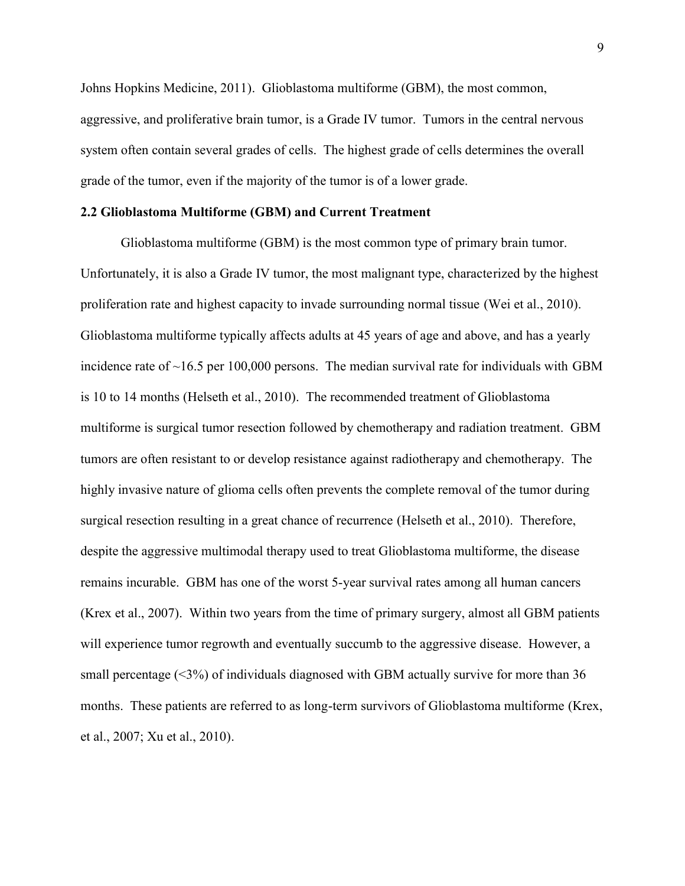Johns Hopkins Medicine, 2011). Glioblastoma multiforme (GBM), the most common, aggressive, and proliferative brain tumor, is a Grade IV tumor. Tumors in the central nervous system often contain several grades of cells. The highest grade of cells determines the overall grade of the tumor, even if the majority of the tumor is of a lower grade.

**2.2 Glioblastoma Multiforme (GBM) and Current Treatment**

Glioblastoma multiforme (GBM) is the most common type of primary brain tumor. Unfortunately, it is also a Grade IV tumor, the most malignant type, characterized by the highest proliferation rate and highest capacity to invade surrounding normal tissue (Wei et al., 2010). Glioblastoma multiforme typically affects adults at 45 years of age and above, and has a yearly incidence rate of ~16.5 per 100,000 persons. The median survival rate for individuals with GBM is 10 to 14 months (Helseth et al., 2010). The recommended treatment of Glioblastoma multiforme is surgical tumor resection followed by chemotherapy and radiation treatment. GBM tumors are often resistant to or develop resistance against radiotherapy and chemotherapy. The highly invasive nature of glioma cells often prevents the complete removal of the tumor during surgical resection resulting in a great chance of recurrence (Helseth et al., 2010). Therefore, despite the aggressive multimodal therapy used to treat Glioblastoma multiforme, the disease remains incurable. GBM has one of the worst 5-year survival rates among all human cancers (Krex et al., 2007). Within two years from the time of primary surgery, almost all GBM patients will experience tumor regrowth and eventually succumb to the aggressive disease. However, a small percentage (<3%) of individuals diagnosed with GBM actually survive for more than 36 months. These patients are referred to as long-term survivors of Glioblastoma multiforme (Krex, et al., 2007; Xu et al., 2010).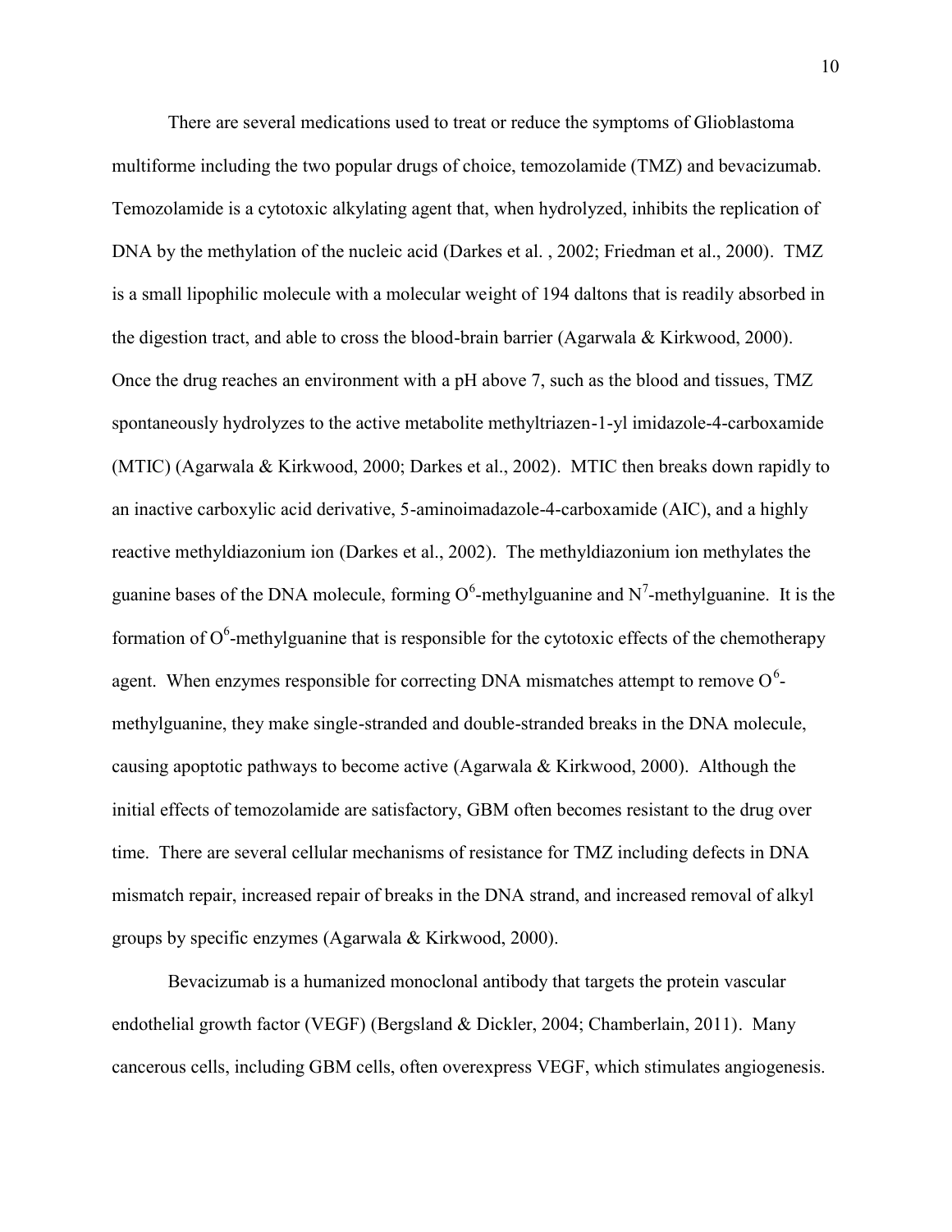There are several medications used to treat or reduce the symptoms of Glioblastoma multiforme including the two popular drugs of choice, temozolamide (TMZ) and bevacizumab. Temozolamide is a cytotoxic alkylating agent that, when hydrolyzed, inhibits the replication of DNA by the methylation of the nucleic acid (Darkes et al. , 2002; Friedman et al., 2000). TMZ is a small lipophilic molecule with a molecular weight of 194 daltons that is readily absorbed in the digestion tract, and able to cross the blood-brain barrier (Agarwala & Kirkwood, 2000). Once the drug reaches an environment with a pH above 7, such as the blood and tissues, TMZ spontaneously hydrolyzes to the active metabolite methyltriazen-1-yl imidazole-4-carboxamide (MTIC) (Agarwala & Kirkwood, 2000; Darkes et al., 2002). MTIC then breaks down rapidly to an inactive carboxylic acid derivative, 5-aminoimadazole-4-carboxamide (AIC), and a highly reactive methyldiazonium ion (Darkes et al., 2002). The methyldiazonium ion methylates the guanine bases of the DNA molecule, forming $O^6$-methylguanine and $N^7$-methylguanine. It is the formation of $O^6$-methylguanine that is responsible for the cytotoxic effects of the chemotherapy agent. When enzymes responsible for correcting DNA mismatches attempt to remove $O^6$-methylguanine, they make single-stranded and double-stranded breaks in the DNA molecule, causing apoptotic pathways to become active (Agarwala & Kirkwood, 2000). Although the initial effects of temozolamide are satisfactory, GBM often becomes resistant to the drug over time. There are several cellular mechanisms of resistance for TMZ including defects in DNA mismatch repair, increased repair of breaks in the DNA strand, and increased removal of alkyl groups by specific enzymes (Agarwala & Kirkwood, 2000).

Bevacizumab is a humanized monoclonal antibody that targets the protein vascular endothelial growth factor (VEGF) (Bergsland & Dickler, 2004; Chamberlain, 2011). Many cancerous cells, including GBM cells, often overexpress VEGF, which stimulates angiogenesis.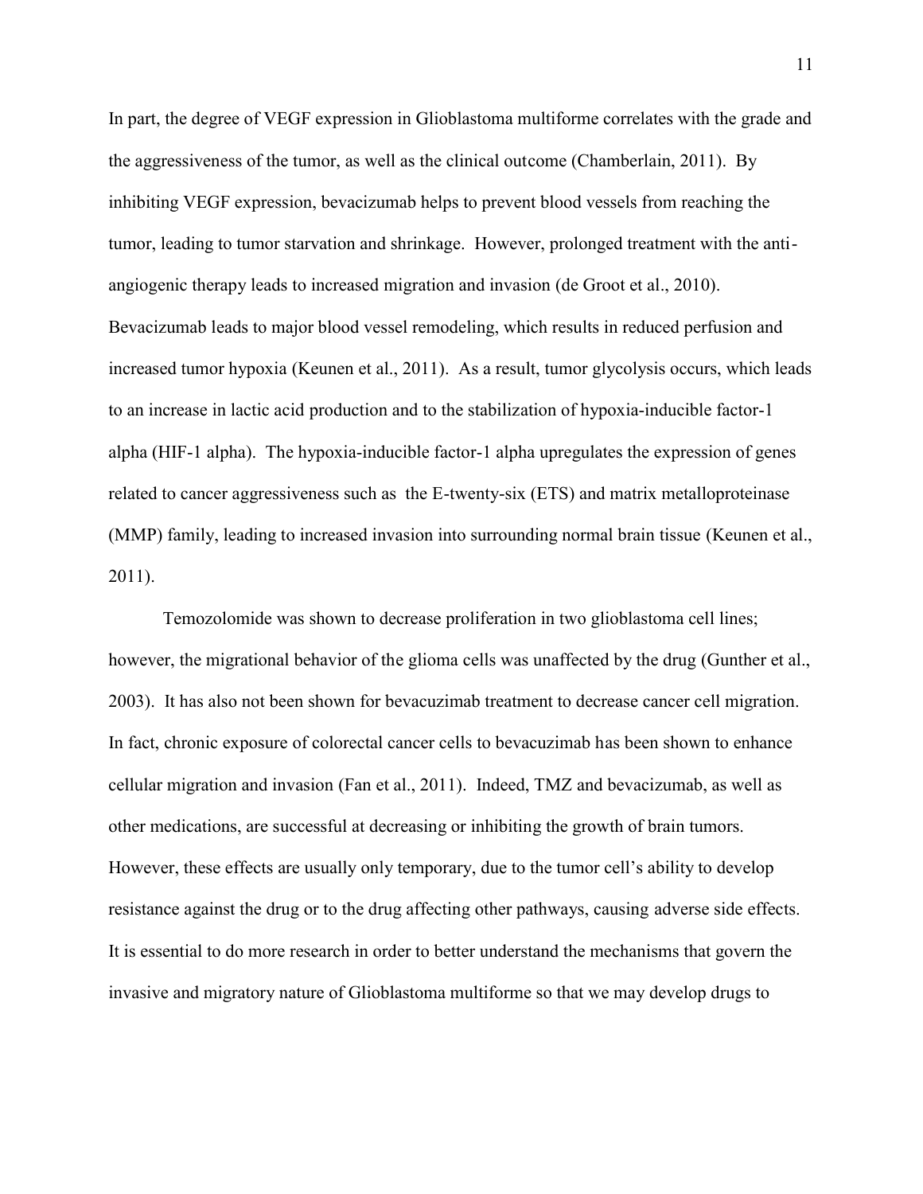In part, the degree of VEGF expression in Glioblastoma multiforme correlates with the grade and the aggressiveness of the tumor, as well as the clinical outcome (Chamberlain, 2011). By inhibiting VEGF expression, bevacizumab helps to prevent blood vessels from reaching the tumor, leading to tumor starvation and shrinkage. However, prolonged treatment with the anti-angiogenic therapy leads to increased migration and invasion (de Groot et al., 2010). Bevacizumab leads to major blood vessel remodeling, which results in reduced perfusion and increased tumor hypoxia (Keunen et al., 2011). As a result, tumor glycolysis occurs, which leads to an increase in lactic acid production and to the stabilization of hypoxia-inducible factor-1 alpha (HIF-1 alpha). The hypoxia-inducible factor-1 alpha upregulates the expression of genes related to cancer aggressiveness such as the E-twenty-six (ETS) and matrix metalloproteinase (MMP) family, leading to increased invasion into surrounding normal brain tissue (Keunen et al., 2011).

Temozolomide was shown to decrease proliferation in two glioblastoma cell lines; however, the migrational behavior of the glioma cells was unaffected by the drug (Gunther et al., 2003). It has also not been shown for bevacuzimab treatment to decrease cancer cell migration. In fact, chronic exposure of colorectal cancer cells to bevacuzimab has been shown to enhance cellular migration and invasion (Fan et al., 2011). Indeed, TMZ and bevacizumab, as well as other medications, are successful at decreasing or inhibiting the growth of brain tumors. However, these effects are usually only temporary, due to the tumor cell's ability to develop resistance against the drug or to the drug affecting other pathways, causing adverse side effects. It is essential to do more research in order to better understand the mechanisms that govern the invasive and migratory nature of Glioblastoma multiforme so that we may develop drugs to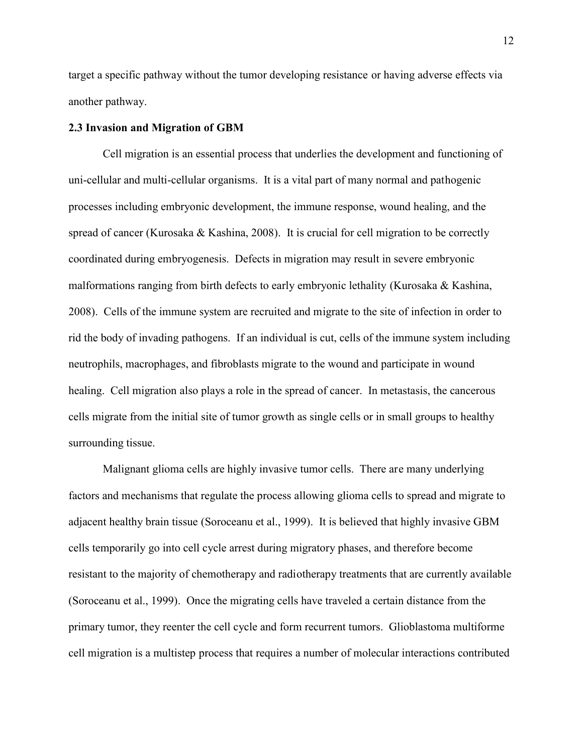target a specific pathway without the tumor developing resistance or having adverse effects via another pathway.

### 2.3 Invasion and Migration of GBM

Cell migration is an essential process that underlies the development and functioning of uni-cellular and multi-cellular organisms. It is a vital part of many normal and pathogenic processes including embryonic development, the immune response, wound healing, and the spread of cancer (Kurosaka & Kashina, 2008). It is crucial for cell migration to be correctly coordinated during embryogenesis. Defects in migration may result in severe embryonic malformations ranging from birth defects to early embryonic lethality (Kurosaka & Kashina, 2008). Cells of the immune system are recruited and migrate to the site of infection in order to rid the body of invading pathogens. If an individual is cut, cells of the immune system including neutrophils, macrophages, and fibroblasts migrate to the wound and participate in wound healing. Cell migration also plays a role in the spread of cancer. In metastasis, the cancerous cells migrate from the initial site of tumor growth as single cells or in small groups to healthy surrounding tissue.

Malignant glioma cells are highly invasive tumor cells. There are many underlying factors and mechanisms that regulate the process allowing glioma cells to spread and migrate to adjacent healthy brain tissue (Soroceanu et al., 1999). It is believed that highly invasive GBM cells temporarily go into cell cycle arrest during migratory phases, and therefore become resistant to the majority of chemotherapy and radiotherapy treatments that are currently available (Soroceanu et al., 1999). Once the migrating cells have traveled a certain distance from the primary tumor, they reenter the cell cycle and form recurrent tumors. Glioblastoma multiforme cell migration is a multistep process that requires a number of molecular interactions contributed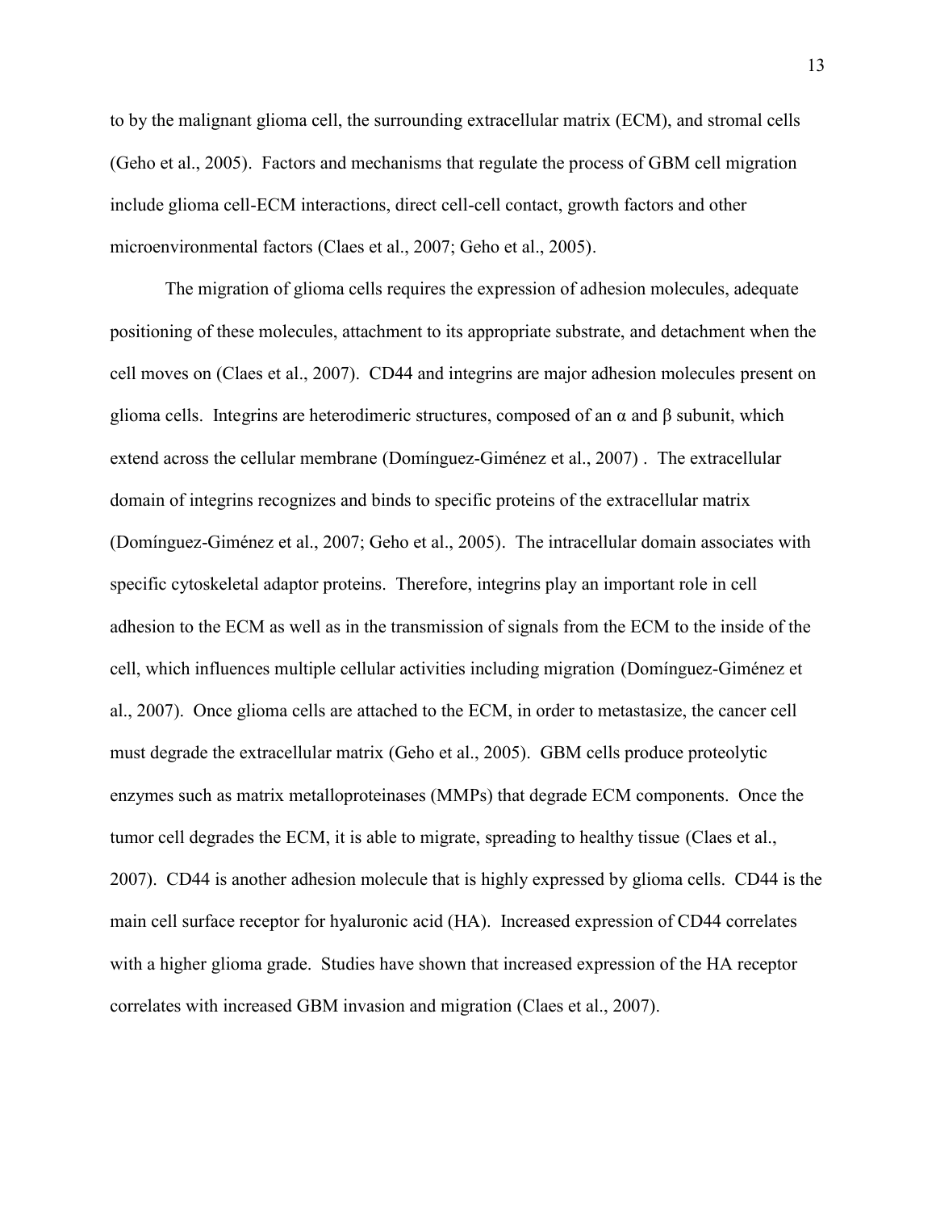to by the malignant glioma cell, the surrounding extracellular matrix (ECM), and stromal cells (Geho et al., 2005). Factors and mechanisms that regulate the process of GBM cell migration include glioma cell-ECM interactions, direct cell-cell contact, growth factors and other microenvironmental factors (Claes et al., 2007; Geho et al., 2005).

The migration of glioma cells requires the expression of adhesion molecules, adequate positioning of these molecules, attachment to its appropriate substrate, and detachment when the cell moves on (Claes et al., 2007). CD44 and integrins are major adhesion molecules present on glioma cells. Integrins are heterodimeric structures, composed of an α and β subunit, which extend across the cellular membrane (Domínguez-Giménez et al., 2007) . The extracellular domain of integrins recognizes and binds to specific proteins of the extracellular matrix (Domínguez-Giménez et al., 2007; Geho et al., 2005). The intracellular domain associates with specific cytoskeletal adaptor proteins. Therefore, integrins play an important role in cell adhesion to the ECM as well as in the transmission of signals from the ECM to the inside of the cell, which influences multiple cellular activities including migration (Domínguez-Giménez et al., 2007). Once glioma cells are attached to the ECM, in order to metastasize, the cancer cell must degrade the extracellular matrix (Geho et al., 2005). GBM cells produce proteolytic enzymes such as matrix metalloproteinases (MMPs) that degrade ECM components. Once the tumor cell degrades the ECM, it is able to migrate, spreading to healthy tissue (Claes et al., 2007). CD44 is another adhesion molecule that is highly expressed by glioma cells. CD44 is the main cell surface receptor for hyaluronic acid (HA). Increased expression of CD44 correlates with a higher glioma grade. Studies have shown that increased expression of the HA receptor correlates with increased GBM invasion and migration (Claes et al., 2007).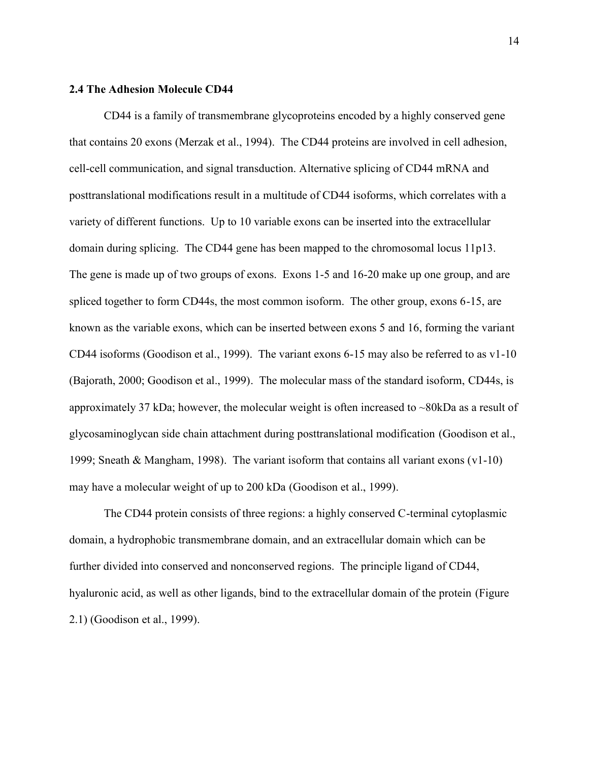### 2.4 The Adhesion Molecule CD44

CD44 is a family of transmembrane glycoproteins encoded by a highly conserved gene that contains 20 exons (Merzak et al., 1994). The CD44 proteins are involved in cell adhesion, cell-cell communication, and signal transduction. Alternative splicing of CD44 mRNA and posttranslational modifications result in a multitude of CD44 isoforms, which correlates with a variety of different functions. Up to 10 variable exons can be inserted into the extracellular domain during splicing. The CD44 gene has been mapped to the chromosomal locus 11p13. The gene is made up of two groups of exons. Exons 1-5 and 16-20 make up one group, and are spliced together to form CD44s, the most common isoform. The other group, exons 6-15, are known as the variable exons, which can be inserted between exons 5 and 16, forming the variant CD44 isoforms (Goodison et al., 1999). The variant exons 6-15 may also be referred to as v1-10 (Bajorath, 2000; Goodison et al., 1999). The molecular mass of the standard isoform, CD44s, is approximately 37 kDa; however, the molecular weight is often increased to ~80kDa as a result of glycosaminoglycan side chain attachment during posttranslational modification (Goodison et al., 1999; Sneath & Mangham, 1998). The variant isoform that contains all variant exons (v1-10) may have a molecular weight of up to 200 kDa (Goodison et al., 1999).

The CD44 protein consists of three regions: a highly conserved C-terminal cytoplasmic domain, a hydrophobic transmembrane domain, and an extracellular domain which can be further divided into conserved and nonconserved regions. The principle ligand of CD44, hyaluronic acid, as well as other ligands, bind to the extracellular domain of the protein (Figure 2.1) (Goodison et al., 1999).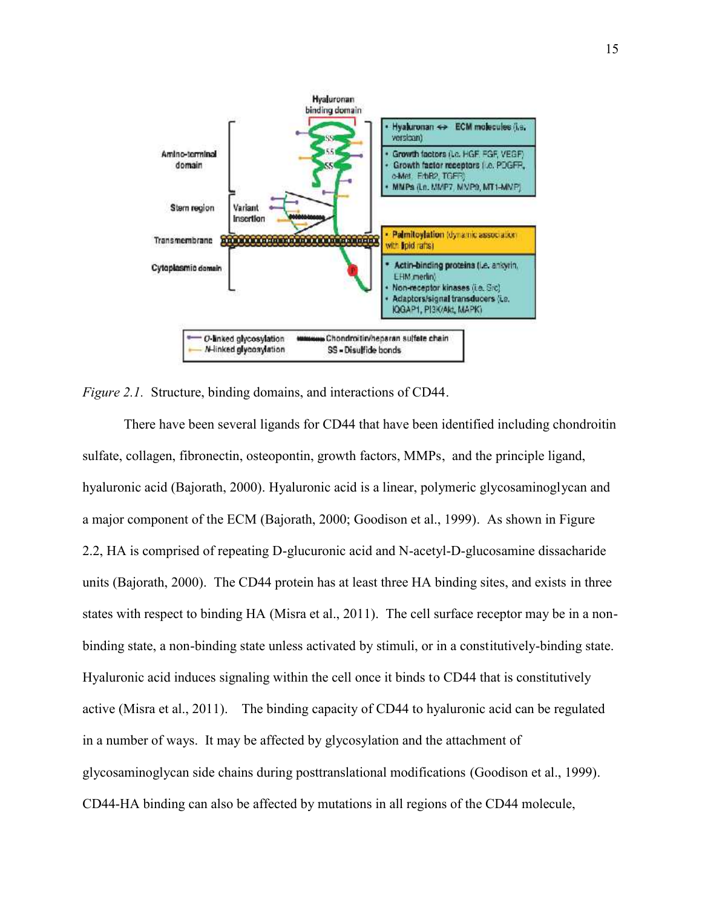*Figure 2.1.* Structure, binding domains, and interactions of CD44.

There have been several ligands for CD44 that have been identified including chondroitin sulfate, collagen, fibronectin, osteopontin, growth factors, MMPs, and the principle ligand, hyaluronic acid (Bajorath, 2000). Hyaluronic acid is a linear, polymeric glycosaminoglycan and a major component of the ECM (Bajorath, 2000; Goodison et al., 1999). As shown in Figure 2.2, HA is comprised of repeating D-glucuronic acid and N-acetyl-D-glucosamine dissacharide units (Bajorath, 2000). The CD44 protein has at least three HA binding sites, and exists in three states with respect to binding HA (Misra et al., 2011). The cell surface receptor may be in a non-binding state, a non-binding state unless activated by stimuli, or in a constitutively-binding state. Hyaluronic acid induces signaling within the cell once it binds to CD44 that is constitutively active (Misra et al., 2011). The binding capacity of CD44 to hyaluronic acid can be regulated in a number of ways. It may be affected by glycosylation and the attachment of glycosaminoglycan side chains during posttranslational modifications (Goodison et al., 1999). CD44-HA binding can also be affected by mutations in all regions of the CD44 molecule,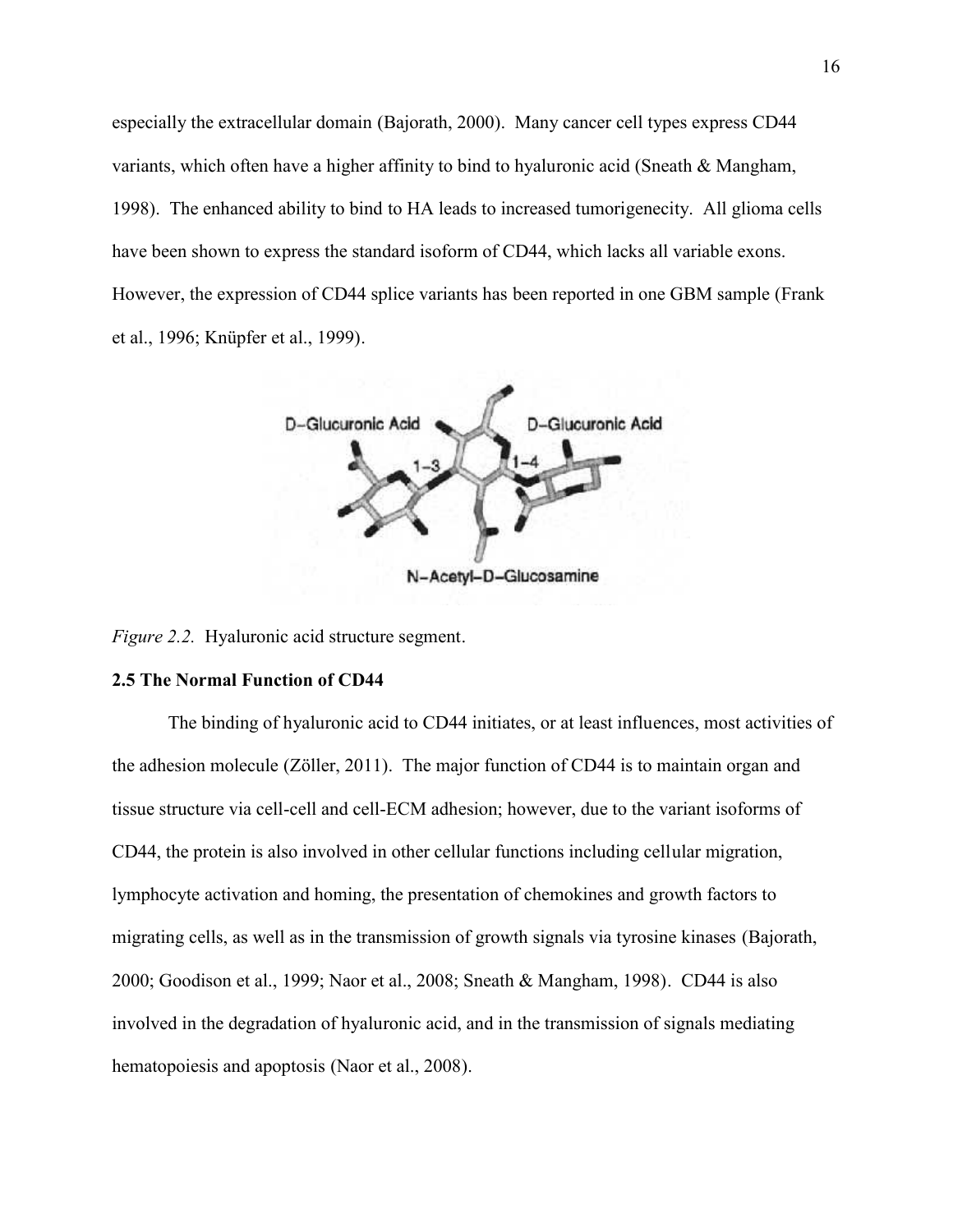especially the extracellular domain (Bajorath, 2000). Many cancer cell types express CD44 variants, which often have a higher affinity to bind to hyaluronic acid (Sneath & Mangham, 1998). The enhanced ability to bind to HA leads to increased tumorigenecity. All glioma cells have been shown to express the standard isoform of CD44, which lacks all variable exons. However, the expression of CD44 splice variants has been reported in one GBM sample (Frank et al., 1996; Knüpfer et al., 1999).

*Figure 2.2.* Hyaluronic acid structure segment.

### 2.5 The Normal Function of CD44

The binding of hyaluronic acid to CD44 initiates, or at least influences, most activities of the adhesion molecule (Zöller, 2011). The major function of CD44 is to maintain organ and tissue structure via cell-cell and cell-ECM adhesion; however, due to the variant isoforms of CD44, the protein is also involved in other cellular functions including cellular migration, lymphocyte activation and homing, the presentation of chemokines and growth factors to migrating cells, as well as in the transmission of growth signals via tyrosine kinases (Bajorath, 2000; Goodison et al., 1999; Naor et al., 2008; Sneath & Mangham, 1998). CD44 is also involved in the degradation of hyaluronic acid, and in the transmission of signals mediating hematopoiesis and apoptosis (Naor et al., 2008).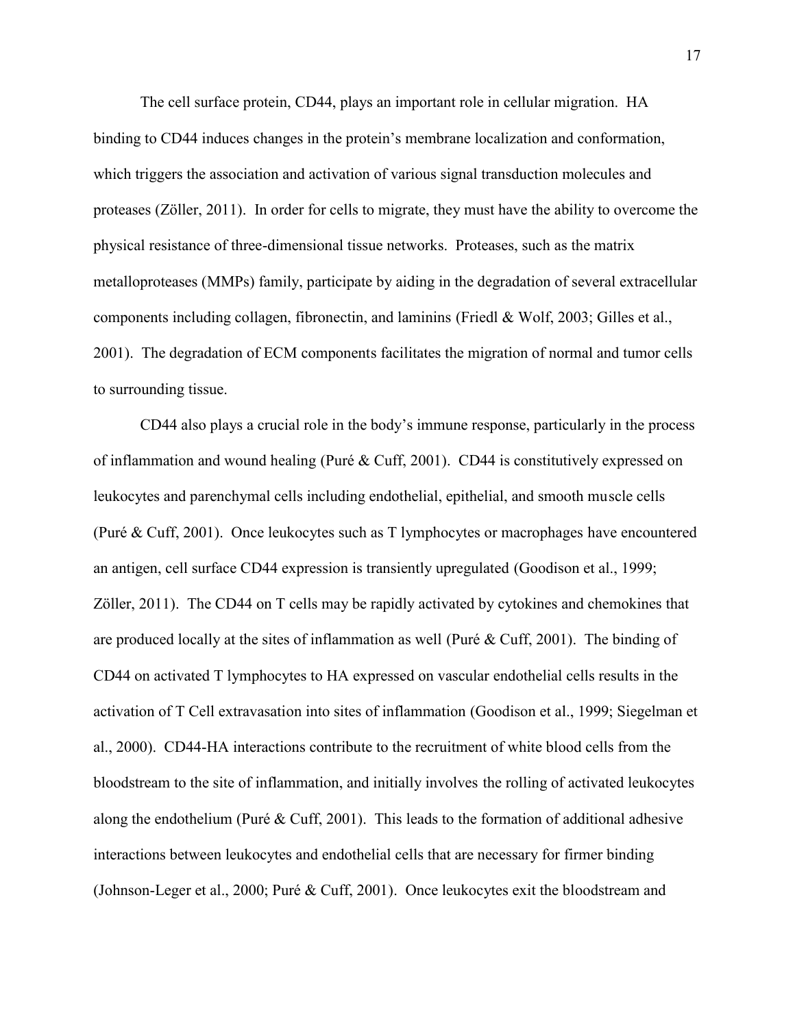The cell surface protein, CD44, plays an important role in cellular migration. HA binding to CD44 induces changes in the protein's membrane localization and conformation, which triggers the association and activation of various signal transduction molecules and proteases (Zöller, 2011). In order for cells to migrate, they must have the ability to overcome the physical resistance of three-dimensional tissue networks. Proteases, such as the matrix metalloproteases (MMPs) family, participate by aiding in the degradation of several extracellular components including collagen, fibronectin, and laminins (Friedl & Wolf, 2003; Gilles et al., 2001). The degradation of ECM components facilitates the migration of normal and tumor cells to surrounding tissue.

CD44 also plays a crucial role in the body's immune response, particularly in the process of inflammation and wound healing (Puré & Cuff, 2001). CD44 is constitutively expressed on leukocytes and parenchymal cells including endothelial, epithelial, and smooth muscle cells (Puré & Cuff, 2001). Once leukocytes such as T lymphocytes or macrophages have encountered an antigen, cell surface CD44 expression is transiently upregulated (Goodison et al., 1999; Zöller, 2011). The CD44 on T cells may be rapidly activated by cytokines and chemokines that are produced locally at the sites of inflammation as well (Puré & Cuff, 2001). The binding of CD44 on activated T lymphocytes to HA expressed on vascular endothelial cells results in the activation of T Cell extravasation into sites of inflammation (Goodison et al., 1999; Siegelman et al., 2000). CD44-HA interactions contribute to the recruitment of white blood cells from the bloodstream to the site of inflammation, and initially involves the rolling of activated leukocytes along the endothelium (Puré & Cuff, 2001). This leads to the formation of additional adhesive interactions between leukocytes and endothelial cells that are necessary for firmer binding (Johnson-Leger et al., 2000; Puré & Cuff, 2001). Once leukocytes exit the bloodstream and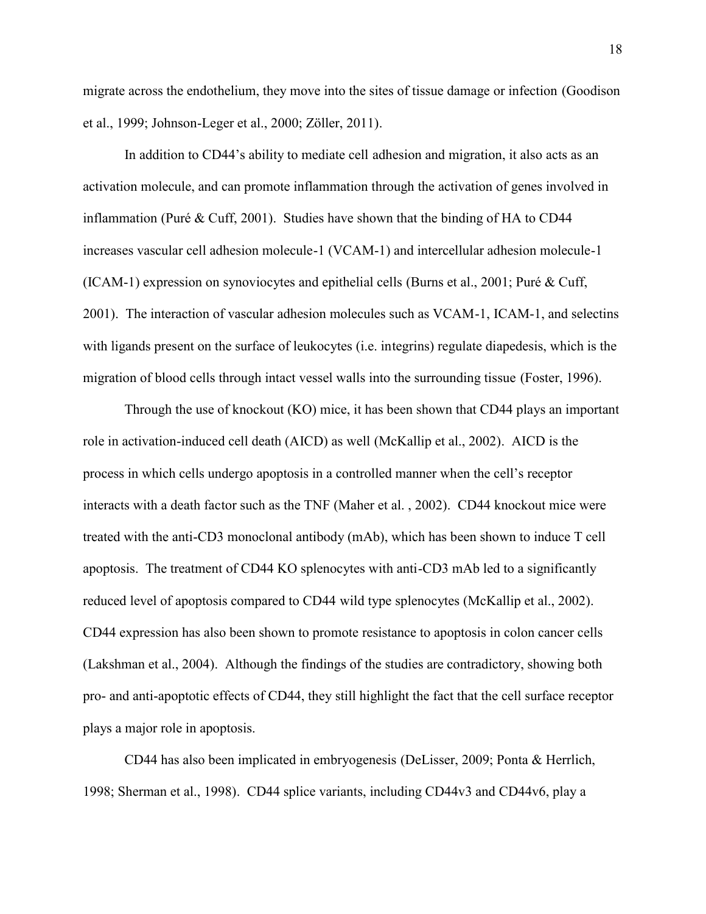migrate across the endothelium, they move into the sites of tissue damage or infection (Goodison et al., 1999; Johnson-Leger et al., 2000; Zöller, 2011).

In addition to CD44's ability to mediate cell adhesion and migration, it also acts as an activation molecule, and can promote inflammation through the activation of genes involved in inflammation (Puré & Cuff, 2001). Studies have shown that the binding of HA to CD44 increases vascular cell adhesion molecule-1 (VCAM-1) and intercellular adhesion molecule-1 (ICAM-1) expression on synoviocytes and epithelial cells (Burns et al., 2001; Puré & Cuff, 2001). The interaction of vascular adhesion molecules such as VCAM-1, ICAM-1, and selectins with ligands present on the surface of leukocytes (i.e. integrins) regulate diapedesis, which is the migration of blood cells through intact vessel walls into the surrounding tissue (Foster, 1996).

Through the use of knockout (KO) mice, it has been shown that CD44 plays an important role in activation-induced cell death (AICD) as well (McKallip et al., 2002). AICD is the process in which cells undergo apoptosis in a controlled manner when the cell's receptor interacts with a death factor such as the TNF (Maher et al. , 2002). CD44 knockout mice were treated with the anti-CD3 monoclonal antibody (mAb), which has been shown to induce T cell apoptosis. The treatment of CD44 KO splenocytes with anti-CD3 mAb led to a significantly reduced level of apoptosis compared to CD44 wild type splenocytes (McKallip et al., 2002). CD44 expression has also been shown to promote resistance to apoptosis in colon cancer cells (Lakshman et al., 2004). Although the findings of the studies are contradictory, showing both pro- and anti-apoptotic effects of CD44, they still highlight the fact that the cell surface receptor plays a major role in apoptosis.

CD44 has also been implicated in embryogenesis (DeLisser, 2009; Ponta & Herrlich, 1998; Sherman et al., 1998). CD44 splice variants, including CD44v3 and CD44v6, play a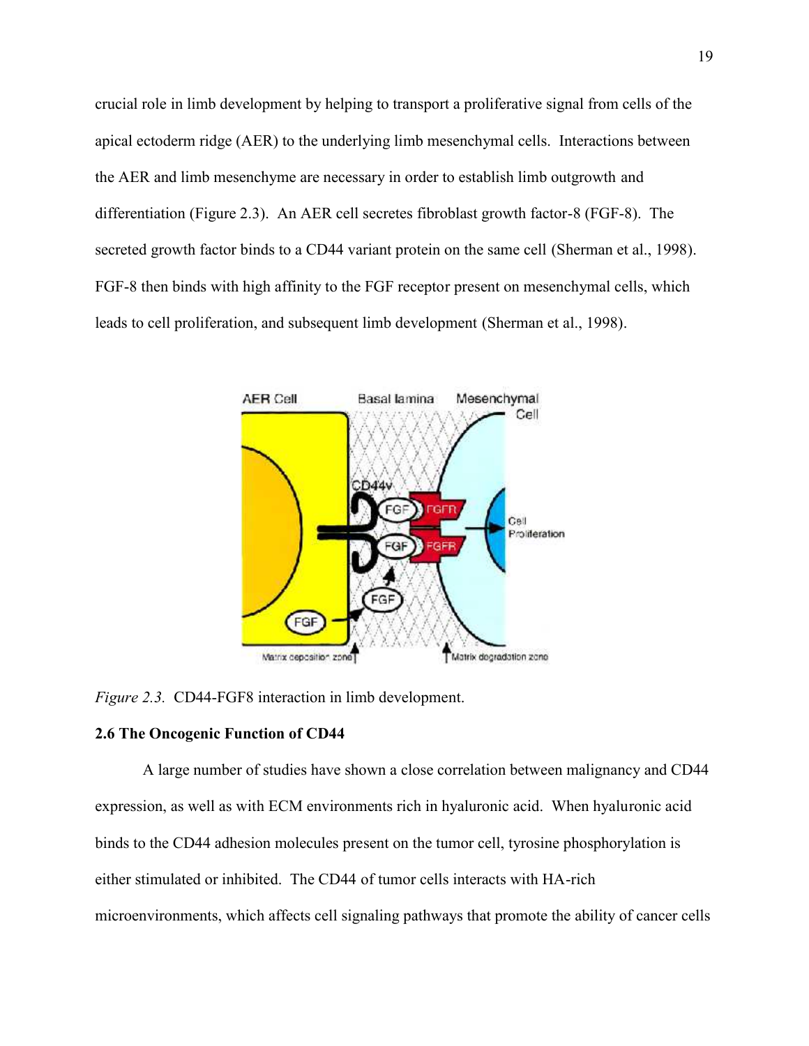crucial role in limb development by helping to transport a proliferative signal from cells of the apical ectoderm ridge (AER) to the underlying limb mesenchymal cells. Interactions between the AER and limb mesenchyme are necessary in order to establish limb outgrowth and differentiation (Figure 2.3). An AER cell secretes fibroblast growth factor-8 (FGF-8). The secreted growth factor binds to a CD44 variant protein on the same cell (Sherman et al., 1998). FGF-8 then binds with high affinity to the FGF receptor present on mesenchymal cells, which leads to cell proliferation, and subsequent limb development (Sherman et al., 1998).

*Figure 2.3.* CD44-FGF8 interaction in limb development.

## 2.6 The Oncogenic Function of CD44

A large number of studies have shown a close correlation between malignancy and CD44 expression, as well as with ECM environments rich in hyaluronic acid. When hyaluronic acid binds to the CD44 adhesion molecules present on the tumor cell, tyrosine phosphorylation is either stimulated or inhibited. The CD44 of tumor cells interacts with HA-rich microenvironments, which affects cell signaling pathways that promote the ability of cancer cells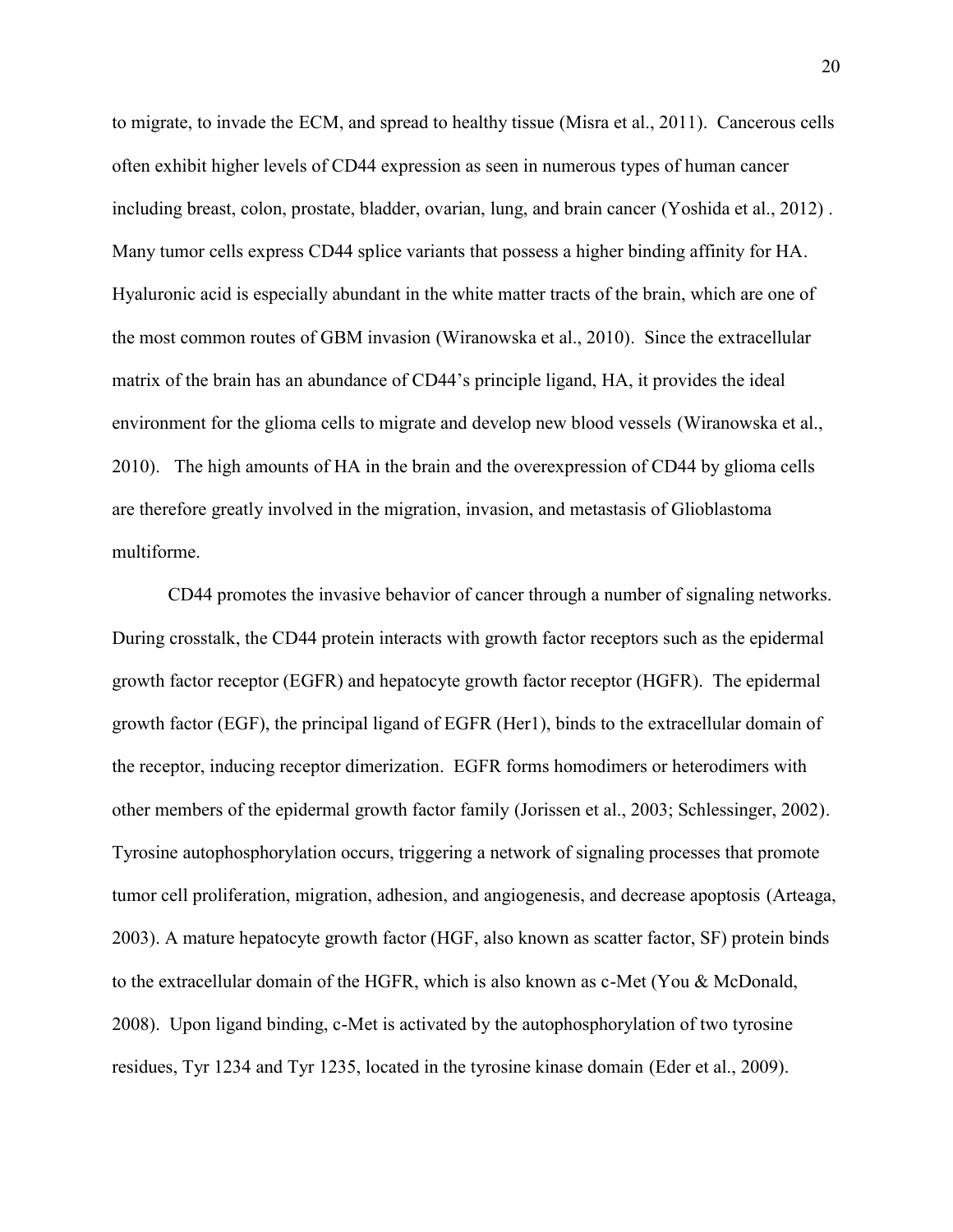to migrate, to invade the ECM, and spread to healthy tissue (Misra et al., 2011). Cancerous cells often exhibit higher levels of CD44 expression as seen in numerous types of human cancer including breast, colon, prostate, bladder, ovarian, lung, and brain cancer (Yoshida et al., 2012) . Many tumor cells express CD44 splice variants that possess a higher binding affinity for HA. Hyaluronic acid is especially abundant in the white matter tracts of the brain, which are one of the most common routes of GBM invasion (Wiranowska et al., 2010). Since the extracellular matrix of the brain has an abundance of CD44's principle ligand, HA, it provides the ideal environment for the glioma cells to migrate and develop new blood vessels (Wiranowska et al., 2010). The high amounts of HA in the brain and the overexpression of CD44 by glioma cells are therefore greatly involved in the migration, invasion, and metastasis of Glioblastoma multiforme.

CD44 promotes the invasive behavior of cancer through a number of signaling networks. During crosstalk, the CD44 protein interacts with growth factor receptors such as the epidermal growth factor receptor (EGFR) and hepatocyte growth factor receptor (HGFR). The epidermal growth factor (EGF), the principal ligand of EGFR (Her1), binds to the extracellular domain of the receptor, inducing receptor dimerization. EGFR forms homodimers or heterodimers with other members of the epidermal growth factor family (Jorissen et al., 2003; Schlessinger, 2002). Tyrosine autophosphorylation occurs, triggering a network of signaling processes that promote tumor cell proliferation, migration, adhesion, and angiogenesis, and decrease apoptosis (Arteaga, 2003). A mature hepatocyte growth factor (HGF, also known as scatter factor, SF) protein binds to the extracellular domain of the HGFR, which is also known as c-Met (You & McDonald, 2008). Upon ligand binding, c-Met is activated by the autophosphorylation of two tyrosine residues, Tyr 1234 and Tyr 1235, located in the tyrosine kinase domain (Eder et al., 2009).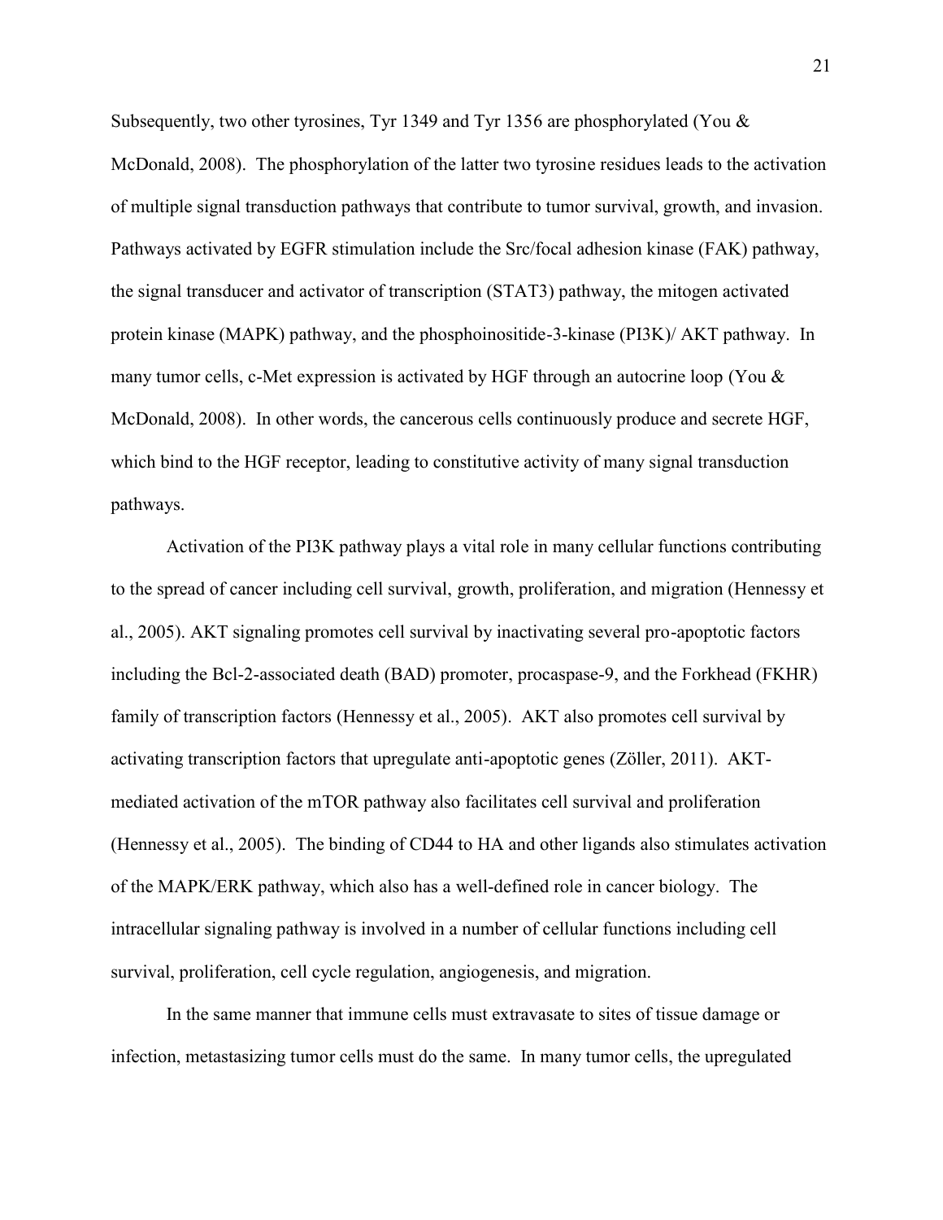Subsequently, two other tyrosines, Tyr 1349 and Tyr 1356 are phosphorylated (You & McDonald, 2008). The phosphorylation of the latter two tyrosine residues leads to the activation of multiple signal transduction pathways that contribute to tumor survival, growth, and invasion. Pathways activated by EGFR stimulation include the Src/focal adhesion kinase (FAK) pathway, the signal transducer and activator of transcription (STAT3) pathway, the mitogen activated protein kinase (MAPK) pathway, and the phosphoinositide-3-kinase (PI3K)/ AKT pathway. In many tumor cells, c-Met expression is activated by HGF through an autocrine loop (You & McDonald, 2008). In other words, the cancerous cells continuously produce and secrete HGF, which bind to the HGF receptor, leading to constitutive activity of many signal transduction pathways.

Activation of the PI3K pathway plays a vital role in many cellular functions contributing to the spread of cancer including cell survival, growth, proliferation, and migration (Hennessy et al., 2005). AKT signaling promotes cell survival by inactivating several pro-apoptotic factors including the Bcl-2-associated death (BAD) promoter, procaspase-9, and the Forkhead (FKHR) family of transcription factors (Hennessy et al., 2005). AKT also promotes cell survival by activating transcription factors that upregulate anti-apoptotic genes (Zöller, 2011). AKT-mediated activation of the mTOR pathway also facilitates cell survival and proliferation (Hennessy et al., 2005). The binding of CD44 to HA and other ligands also stimulates activation of the MAPK/ERK pathway, which also has a well-defined role in cancer biology. The intracellular signaling pathway is involved in a number of cellular functions including cell survival, proliferation, cell cycle regulation, angiogenesis, and migration.

In the same manner that immune cells must extravasate to sites of tissue damage or infection, metastasizing tumor cells must do the same. In many tumor cells, the upregulated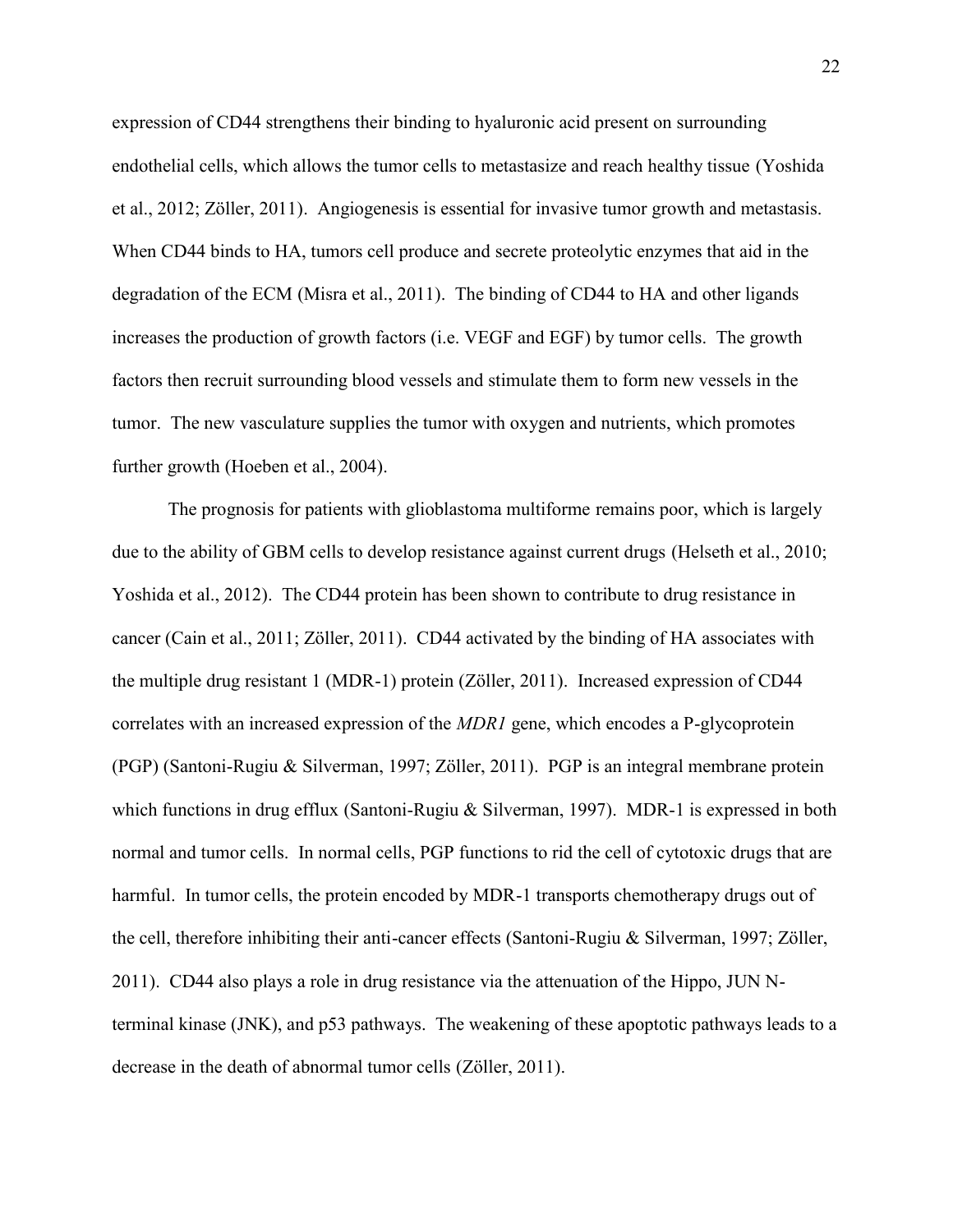expression of CD44 strengthens their binding to hyaluronic acid present on surrounding endothelial cells, which allows the tumor cells to metastasize and reach healthy tissue (Yoshida et al., 2012; Zöller, 2011). Angiogenesis is essential for invasive tumor growth and metastasis. When CD44 binds to HA, tumors cell produce and secrete proteolytic enzymes that aid in the degradation of the ECM (Misra et al., 2011). The binding of CD44 to HA and other ligands increases the production of growth factors (i.e. VEGF and EGF) by tumor cells. The growth factors then recruit surrounding blood vessels and stimulate them to form new vessels in the tumor. The new vasculature supplies the tumor with oxygen and nutrients, which promotes further growth (Hoeben et al., 2004).

The prognosis for patients with glioblastoma multiforme remains poor, which is largely due to the ability of GBM cells to develop resistance against current drugs (Helseth et al., 2010; Yoshida et al., 2012). The CD44 protein has been shown to contribute to drug resistance in cancer (Cain et al., 2011; Zöller, 2011). CD44 activated by the binding of HA associates with the multiple drug resistant 1 (MDR-1) protein (Zöller, 2011). Increased expression of CD44 correlates with an increased expression of the *MDR1* gene, which encodes a P-glycoprotein (PGP) (Santoni-Rugiu & Silverman, 1997; Zöller, 2011). PGP is an integral membrane protein which functions in drug efflux (Santoni-Rugiu & Silverman, 1997). MDR-1 is expressed in both normal and tumor cells. In normal cells, PGP functions to rid the cell of cytotoxic drugs that are harmful. In tumor cells, the protein encoded by MDR-1 transports chemotherapy drugs out of the cell, therefore inhibiting their anti-cancer effects (Santoni-Rugiu & Silverman, 1997; Zöller, 2011). CD44 also plays a role in drug resistance via the attenuation of the Hippo, JUN N-terminal kinase (JNK), and p53 pathways. The weakening of these apoptotic pathways leads to a decrease in the death of abnormal tumor cells (Zöller, 2011).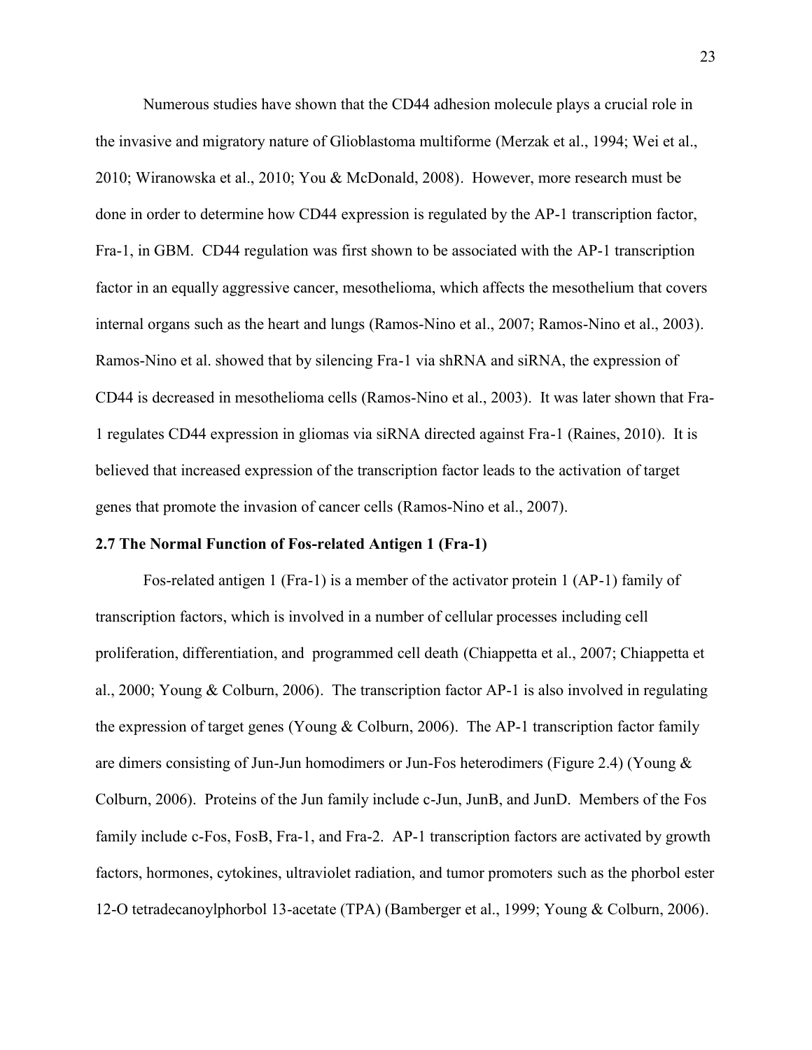Numerous studies have shown that the CD44 adhesion molecule plays a crucial role in the invasive and migratory nature of Glioblastoma multiforme (Merzak et al., 1994; Wei et al., 2010; Wiranowska et al., 2010; You & McDonald, 2008). However, more research must be done in order to determine how CD44 expression is regulated by the AP-1 transcription factor, Fra-1, in GBM. CD44 regulation was first shown to be associated with the AP-1 transcription factor in an equally aggressive cancer, mesothelioma, which affects the mesothelium that covers internal organs such as the heart and lungs (Ramos-Nino et al., 2007; Ramos-Nino et al., 2003). Ramos-Nino et al. showed that by silencing Fra-1 via shRNA and siRNA, the expression of CD44 is decreased in mesothelioma cells (Ramos-Nino et al., 2003). It was later shown that Fra-1 regulates CD44 expression in gliomas via siRNA directed against Fra-1 (Raines, 2010). It is believed that increased expression of the transcription factor leads to the activation of target genes that promote the invasion of cancer cells (Ramos-Nino et al., 2007).

### 2.7 The Normal Function of Fos-related Antigen 1 (Fra-1)

Fos-related antigen 1 (Fra-1) is a member of the activator protein 1 (AP-1) family of transcription factors, which is involved in a number of cellular processes including cell proliferation, differentiation, and programmed cell death (Chiappetta et al., 2007; Chiappetta et al., 2000; Young & Colburn, 2006). The transcription factor AP-1 is also involved in regulating the expression of target genes (Young & Colburn, 2006). The AP-1 transcription factor family are dimers consisting of Jun-Jun homodimers or Jun-Fos heterodimers (Figure 2.4) (Young & Colburn, 2006). Proteins of the Jun family include c-Jun, JunB, and JunD. Members of the Fos family include c-Fos, FosB, Fra-1, and Fra-2. AP-1 transcription factors are activated by growth factors, hormones, cytokines, ultraviolet radiation, and tumor promoters such as the phorbol ester 12-O tetradecanoylphorbol 13-acetate (TPA) (Bamberger et al., 1999; Young & Colburn, 2006).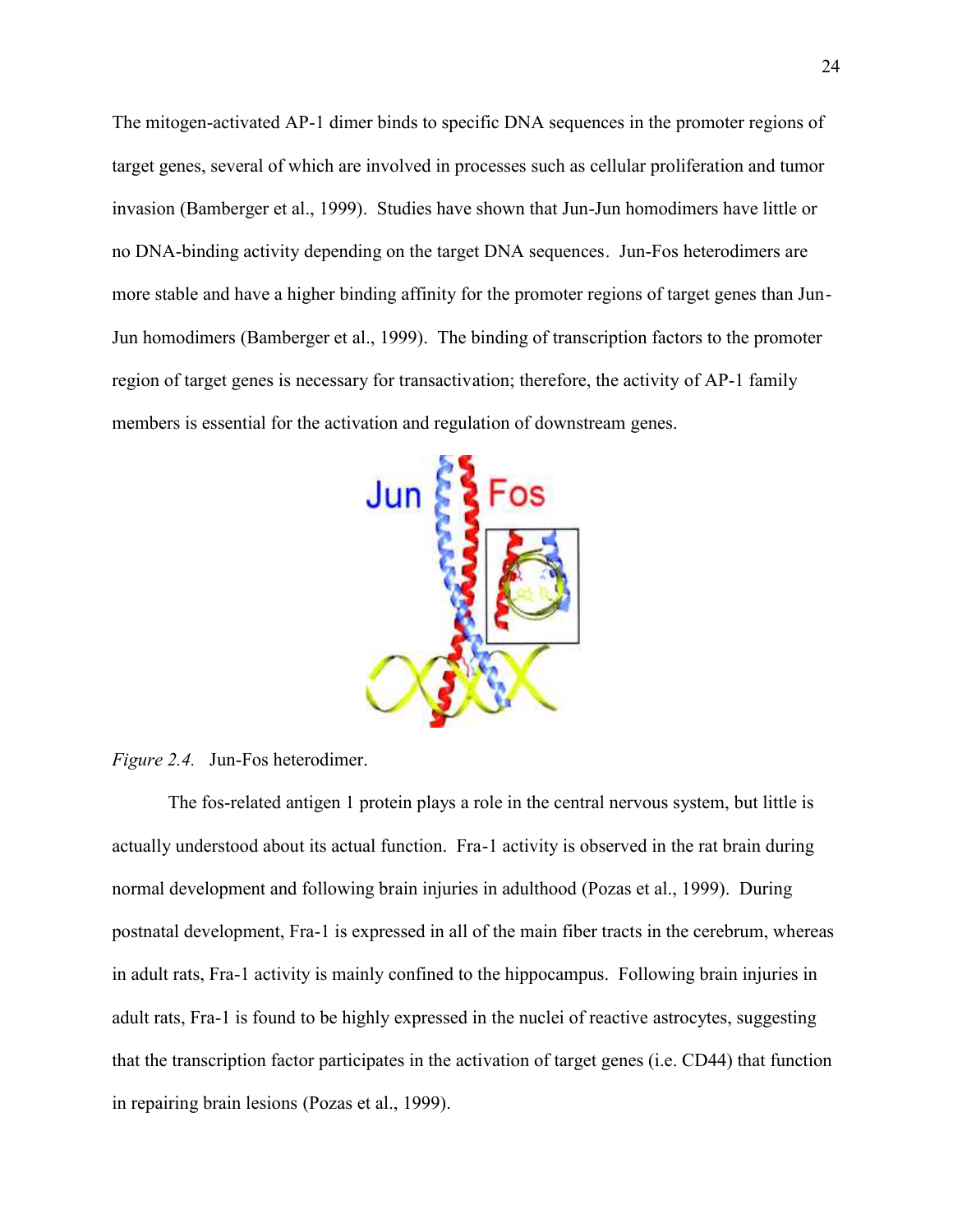The mitogen-activated AP-1 dimer binds to specific DNA sequences in the promoter regions of target genes, several of which are involved in processes such as cellular proliferation and tumor invasion (Bamberger et al., 1999). Studies have shown that Jun-Jun homodimers have little or no DNA-binding activity depending on the target DNA sequences. Jun-Fos heterodimers are more stable and have a higher binding affinity for the promoter regions of target genes than Jun-Jun homodimers (Bamberger et al., 1999). The binding of transcription factors to the promoter region of target genes is necessary for transactivation; therefore, the activity of AP-1 family members is essential for the activation and regulation of downstream genes.

*Figure 2.4.* Jun-Fos heterodimer.

The fos-related antigen 1 protein plays a role in the central nervous system, but little is actually understood about its actual function. Fra-1 activity is observed in the rat brain during normal development and following brain injuries in adulthood (Pozas et al., 1999). During postnatal development, Fra-1 is expressed in all of the main fiber tracts in the cerebrum, whereas in adult rats, Fra-1 activity is mainly confined to the hippocampus. Following brain injuries in adult rats, Fra-1 is found to be highly expressed in the nuclei of reactive astrocytes, suggesting that the transcription factor participates in the activation of target genes (i.e. CD44) that function in repairing brain lesions (Pozas et al., 1999).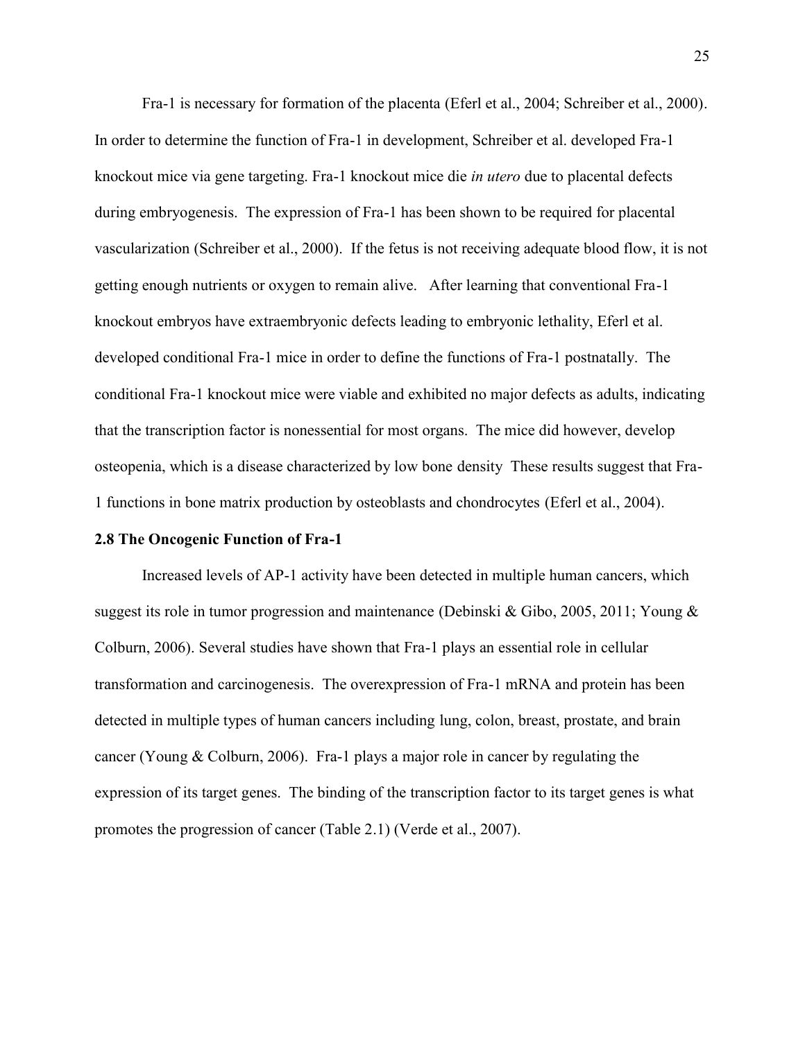Fra-1 is necessary for formation of the placenta (Eferl et al., 2004; Schreiber et al., 2000). In order to determine the function of Fra-1 in development, Schreiber et al. developed Fra-1 knockout mice via gene targeting. Fra-1 knockout mice die *in utero* due to placental defects during embryogenesis. The expression of Fra-1 has been shown to be required for placental vascularization (Schreiber et al., 2000). If the fetus is not receiving adequate blood flow, it is not getting enough nutrients or oxygen to remain alive. After learning that conventional Fra-1 knockout embryos have extraembryonic defects leading to embryonic lethality, Eferl et al. developed conditional Fra-1 mice in order to define the functions of Fra-1 postnatally. The conditional Fra-1 knockout mice were viable and exhibited no major defects as adults, indicating that the transcription factor is nonessential for most organs. The mice did however, develop osteopenia, which is a disease characterized by low bone density These results suggest that Fra-1 functions in bone matrix production by osteoblasts and chondrocytes (Eferl et al., 2004).

### 2.8 The Oncogenic Function of Fra-1

Increased levels of AP-1 activity have been detected in multiple human cancers, which suggest its role in tumor progression and maintenance (Debinski & Gibo, 2005, 2011; Young & Colburn, 2006). Several studies have shown that Fra-1 plays an essential role in cellular transformation and carcinogenesis. The overexpression of Fra-1 mRNA and protein has been detected in multiple types of human cancers including lung, colon, breast, prostate, and brain cancer (Young & Colburn, 2006). Fra-1 plays a major role in cancer by regulating the expression of its target genes. The binding of the transcription factor to its target genes is what promotes the progression of cancer (Table 2.1) (Verde et al., 2007).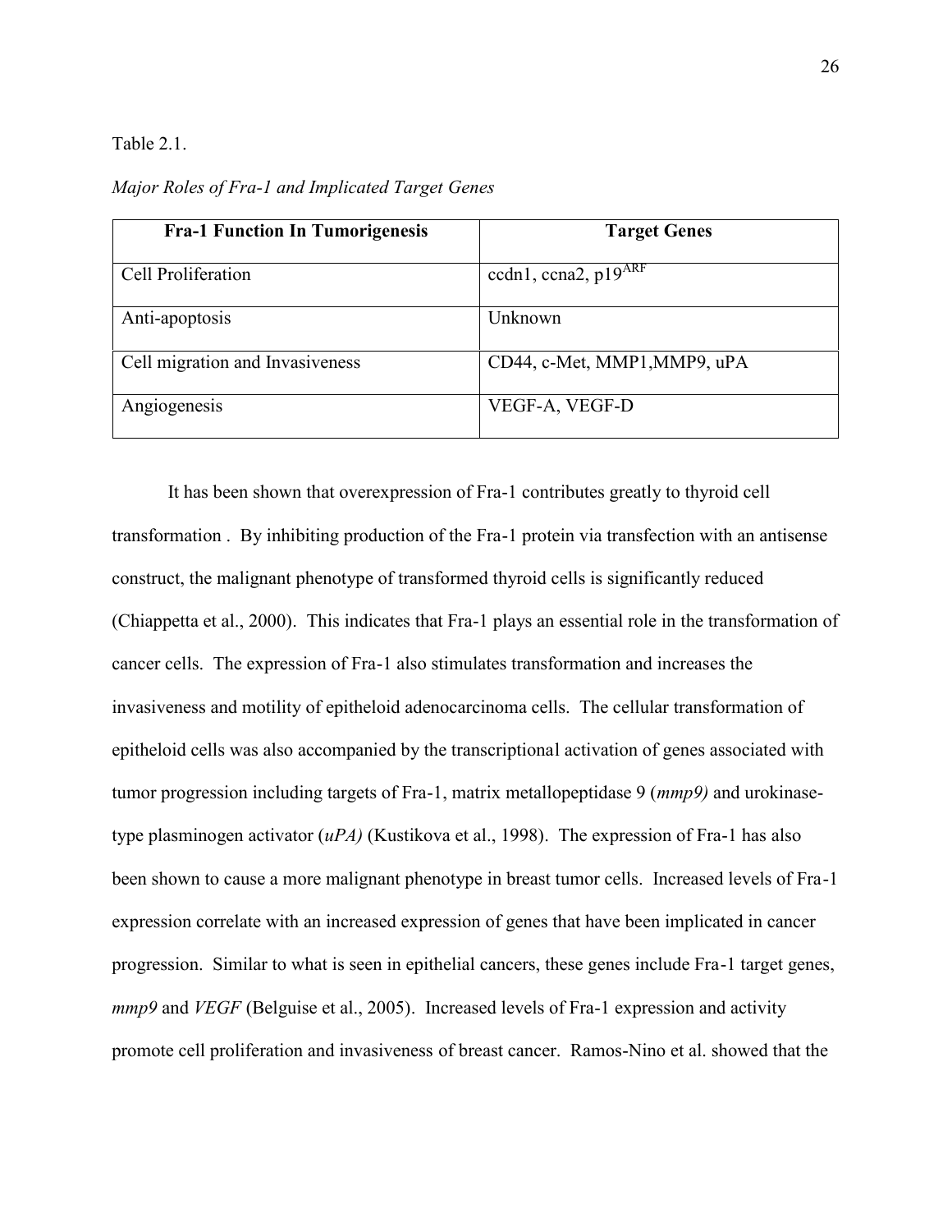Table 2.1.

*Major Roles of Fra-1 and Implicated Target Genes*

| Fra-1 Function In Tumorigenesis | Target Genes |
|---|---|
| Cell Proliferation | ccdn1, ccna2, $p19^{ARF}$ |
| Anti-apoptosis | Unknown |
| Cell migration and Invasiveness | CD44, c-Met, MMP1,MMP9, uPA |
| Angiogenesis | VEGF-A, VEGF-D |

It has been shown that overexpression of Fra-1 contributes greatly to thyroid cell transformation . By inhibiting production of the Fra-1 protein via transfection with an antisense construct, the malignant phenotype of transformed thyroid cells is significantly reduced (Chiappetta et al., 2000). This indicates that Fra-1 plays an essential role in the transformation of cancer cells. The expression of Fra-1 also stimulates transformation and increases the invasiveness and motility of epitheloid adenocarcinoma cells. The cellular transformation of epitheloid cells was also accompanied by the transcriptional activation of genes associated with tumor progression including targets of Fra-1, matrix metallopeptidase 9 (*mmp9)* and urokinase-type plasminogen activator (*uPA)* (Kustikova et al., 1998). The expression of Fra-1 has also been shown to cause a more malignant phenotype in breast tumor cells. Increased levels of Fra-1 expression correlate with an increased expression of genes that have been implicated in cancer progression. Similar to what is seen in epithelial cancers, these genes include Fra-1 target genes, *mmp9* and *VEGF* (Belguise et al., 2005). Increased levels of Fra-1 expression and activity promote cell proliferation and invasiveness of breast cancer. Ramos-Nino et al. showed that the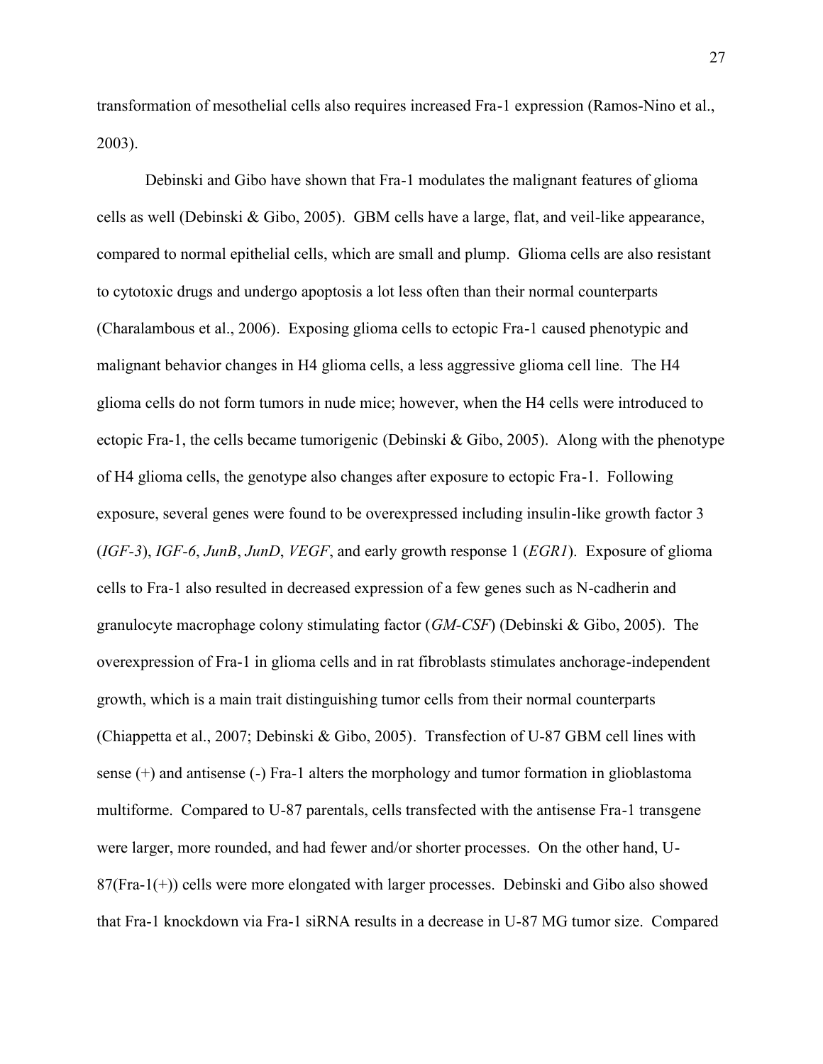transformation of mesothelial cells also requires increased Fra-1 expression (Ramos-Nino et al., 2003).

Debinski and Gibo have shown that Fra-1 modulates the malignant features of glioma cells as well (Debinski & Gibo, 2005). GBM cells have a large, flat, and veil-like appearance, compared to normal epithelial cells, which are small and plump. Glioma cells are also resistant to cytotoxic drugs and undergo apoptosis a lot less often than their normal counterparts (Charalambous et al., 2006). Exposing glioma cells to ectopic Fra-1 caused phenotypic and malignant behavior changes in H4 glioma cells, a less aggressive glioma cell line. The H4 glioma cells do not form tumors in nude mice; however, when the H4 cells were introduced to ectopic Fra-1, the cells became tumorigenic (Debinski & Gibo, 2005). Along with the phenotype of H4 glioma cells, the genotype also changes after exposure to ectopic Fra-1. Following exposure, several genes were found to be overexpressed including insulin-like growth factor 3 (*IGF-3*), *IGF-6*, *JunB*, *JunD*, *VEGF*, and early growth response 1 (*EGR1*). Exposure of glioma cells to Fra-1 also resulted in decreased expression of a few genes such as N-cadherin and granulocyte macrophage colony stimulating factor (*GM-CSF*) (Debinski & Gibo, 2005). The overexpression of Fra-1 in glioma cells and in rat fibroblasts stimulates anchorage-independent growth, which is a main trait distinguishing tumor cells from their normal counterparts (Chiappetta et al., 2007; Debinski & Gibo, 2005). Transfection of U-87 GBM cell lines with sense (+) and antisense (-) Fra-1 alters the morphology and tumor formation in glioblastoma multiforme. Compared to U-87 parentals, cells transfected with the antisense Fra-1 transgene were larger, more rounded, and had fewer and/or shorter processes. On the other hand, U-87(Fra-1(+)) cells were more elongated with larger processes. Debinski and Gibo also showed that Fra-1 knockdown via Fra-1 siRNA results in a decrease in U-87 MG tumor size. Compared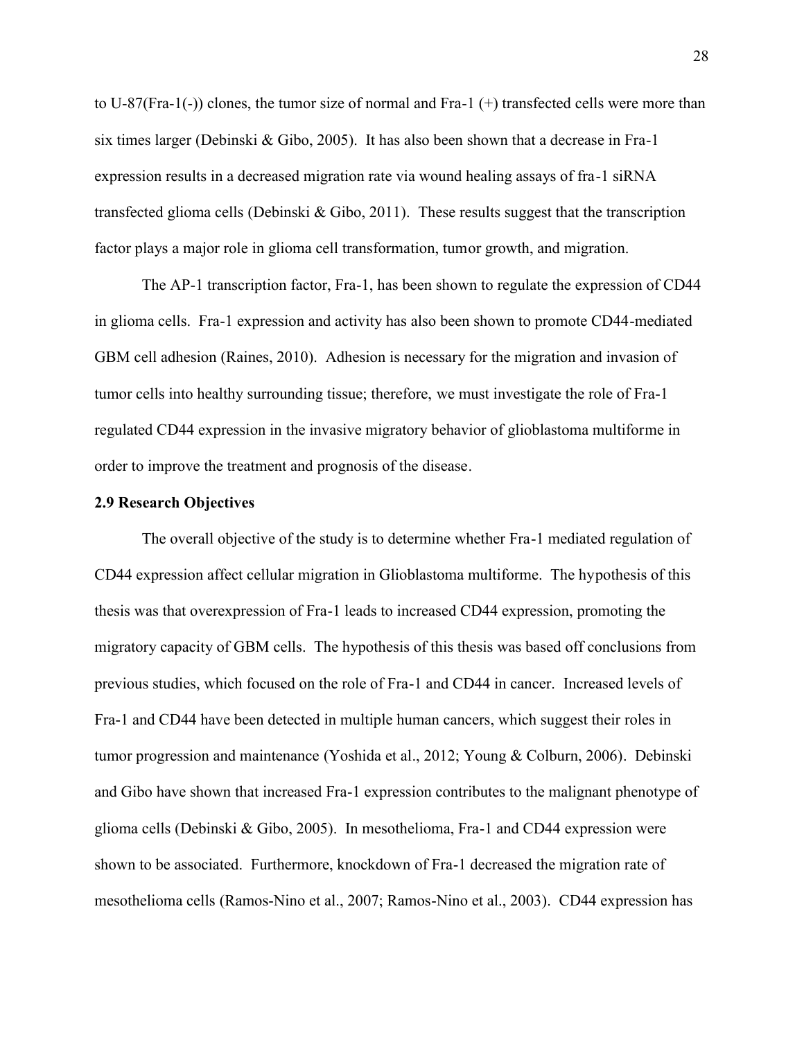to U-87(Fra-1(-)) clones, the tumor size of normal and Fra-1 (+) transfected cells were more than six times larger (Debinski & Gibo, 2005). It has also been shown that a decrease in Fra-1 expression results in a decreased migration rate via wound healing assays of fra-1 siRNA transfected glioma cells (Debinski & Gibo, 2011). These results suggest that the transcription factor plays a major role in glioma cell transformation, tumor growth, and migration.

The AP-1 transcription factor, Fra-1, has been shown to regulate the expression of CD44 in glioma cells. Fra-1 expression and activity has also been shown to promote CD44-mediated GBM cell adhesion (Raines, 2010). Adhesion is necessary for the migration and invasion of tumor cells into healthy surrounding tissue; therefore, we must investigate the role of Fra-1 regulated CD44 expression in the invasive migratory behavior of glioblastoma multiforme in order to improve the treatment and prognosis of the disease.

### 2.9 Research Objectives

The overall objective of the study is to determine whether Fra-1 mediated regulation of CD44 expression affect cellular migration in Glioblastoma multiforme. The hypothesis of this thesis was that overexpression of Fra-1 leads to increased CD44 expression, promoting the migratory capacity of GBM cells. The hypothesis of this thesis was based off conclusions from previous studies, which focused on the role of Fra-1 and CD44 in cancer. Increased levels of Fra-1 and CD44 have been detected in multiple human cancers, which suggest their roles in tumor progression and maintenance (Yoshida et al., 2012; Young & Colburn, 2006). Debinski and Gibo have shown that increased Fra-1 expression contributes to the malignant phenotype of glioma cells (Debinski & Gibo, 2005). In mesothelioma, Fra-1 and CD44 expression were shown to be associated. Furthermore, knockdown of Fra-1 decreased the migration rate of mesothelioma cells (Ramos-Nino et al., 2007; Ramos-Nino et al., 2003). CD44 expression has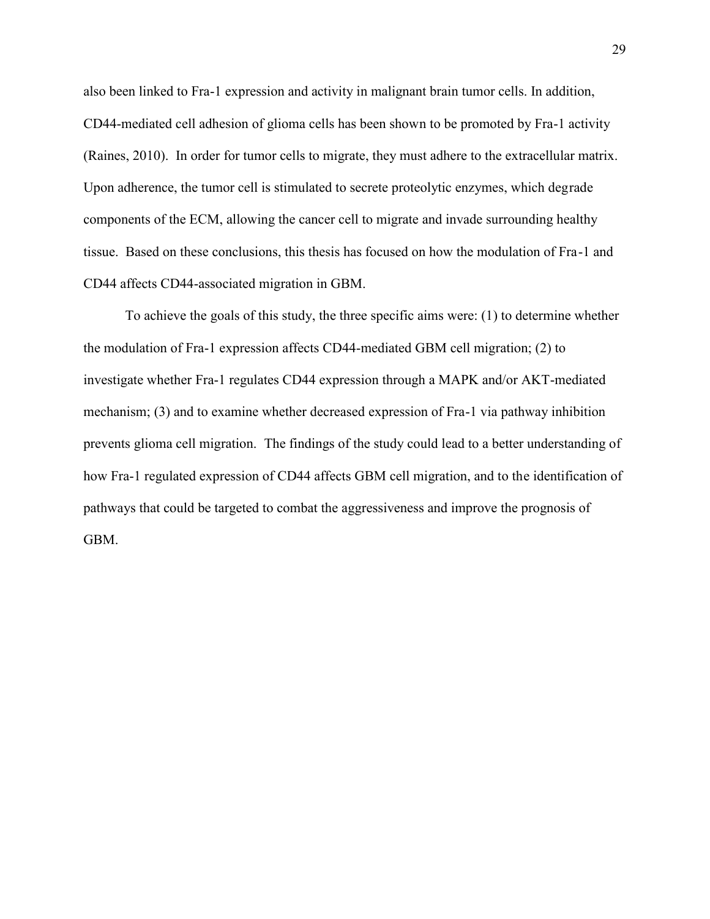also been linked to Fra-1 expression and activity in malignant brain tumor cells. In addition, CD44-mediated cell adhesion of glioma cells has been shown to be promoted by Fra-1 activity (Raines, 2010). In order for tumor cells to migrate, they must adhere to the extracellular matrix. Upon adherence, the tumor cell is stimulated to secrete proteolytic enzymes, which degrade components of the ECM, allowing the cancer cell to migrate and invade surrounding healthy tissue. Based on these conclusions, this thesis has focused on how the modulation of Fra-1 and CD44 affects CD44-associated migration in GBM.

To achieve the goals of this study, the three specific aims were: (1) to determine whether the modulation of Fra-1 expression affects CD44-mediated GBM cell migration; (2) to investigate whether Fra-1 regulates CD44 expression through a MAPK and/or AKT-mediated mechanism; (3) and to examine whether decreased expression of Fra-1 via pathway inhibition prevents glioma cell migration. The findings of the study could lead to a better understanding of how Fra-1 regulated expression of CD44 affects GBM cell migration, and to the identification of pathways that could be targeted to combat the aggressiveness and improve the prognosis of GBM.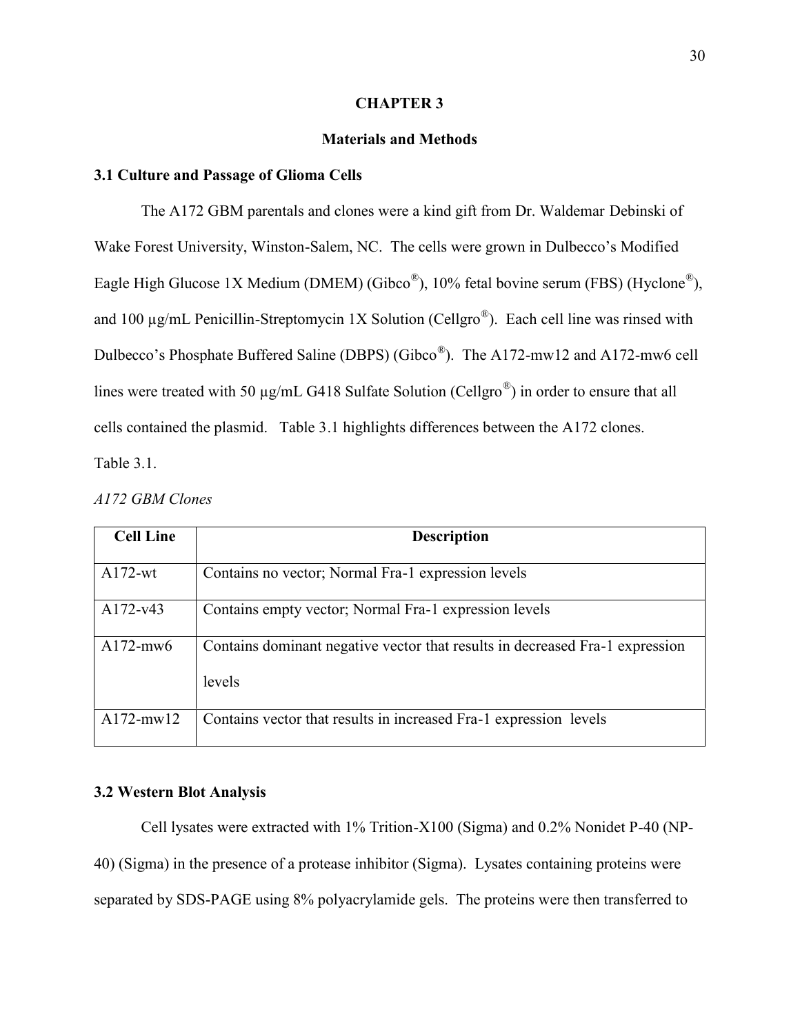# CHAPTER 3

## Materials and Methods

### 3.1 Culture and Passage of Glioma Cells

The A172 GBM parentals and clones were a kind gift from Dr. Waldemar Debinski of Wake Forest University, Winston-Salem, NC. The cells were grown in Dulbecco's Modified Eagle High Glucose 1X Medium (DMEM) (Gibco®), 10% fetal bovine serum (FBS) (Hyclone®), and 100 µg/mL Penicillin-Streptomycin 1X Solution (Cellgro®). Each cell line was rinsed with Dulbecco's Phosphate Buffered Saline (DBPS) (Gibco®). The A172-mw12 and A172-mw6 cell lines were treated with 50 µg/mL G418 Sulfate Solution (Cellgro®) in order to ensure that all cells contained the plasmid. Table 3.1 highlights differences between the A172 clones.

Table 3.1.

*A172 GBM Clones*

| Cell Line | Description |
|---|---|
| A172-wt | Contains no vector; Normal Fra-1 expression levels |
| A172-v43 | Contains empty vector; Normal Fra-1 expression levels |
| A172-mw6 | Contains dominant negative vector that results in decreased Fra-1 expression levels |
| A172-mw12 | Contains vector that results in increased Fra-1 expression levels |

### 3.2 Western Blot Analysis

Cell lysates were extracted with 1% Trition-X100 (Sigma) and 0.2% Nonidet P-40 (NP-40) (Sigma) in the presence of a protease inhibitor (Sigma). Lysates containing proteins were separated by SDS-PAGE using 8% polyacrylamide gels. The proteins were then transferred to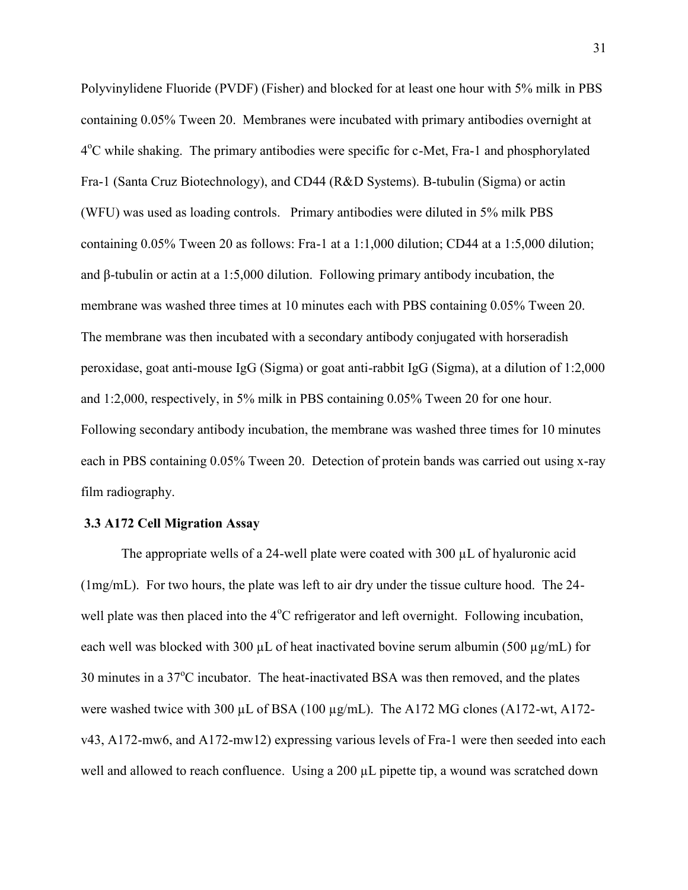Polyvinylidene Fluoride (PVDF) (Fisher) and blocked for at least one hour with 5% milk in PBS containing 0.05% Tween 20. Membranes were incubated with primary antibodies overnight at 4$^{o}$C while shaking. The primary antibodies were specific for c-Met, Fra-1 and phosphorylated Fra-1 (Santa Cruz Biotechnology), and CD44 (R&D Systems). Β-tubulin (Sigma) or actin (WFU) was used as loading controls. Primary antibodies were diluted in 5% milk PBS containing 0.05% Tween 20 as follows: Fra-1 at a 1:1,000 dilution; CD44 at a 1:5,000 dilution; and β-tubulin or actin at a 1:5,000 dilution. Following primary antibody incubation, the membrane was washed three times at 10 minutes each with PBS containing 0.05% Tween 20. The membrane was then incubated with a secondary antibody conjugated with horseradish peroxidase, goat anti-mouse IgG (Sigma) or goat anti-rabbit IgG (Sigma), at a dilution of 1:2,000 and 1:2,000, respectively, in 5% milk in PBS containing 0.05% Tween 20 for one hour. Following secondary antibody incubation, the membrane was washed three times for 10 minutes each in PBS containing 0.05% Tween 20. Detection of protein bands was carried out using x-ray film radiography.

### 3.3 A172 Cell Migration Assay

The appropriate wells of a 24-well plate were coated with 300 μL of hyaluronic acid (1mg/mL). For two hours, the plate was left to air dry under the tissue culture hood. The 24-well plate was then placed into the 4$^{o}$C refrigerator and left overnight. Following incubation, each well was blocked with 300 μL of heat inactivated bovine serum albumin (500 μg/mL) for 30 minutes in a 37$^{o}$C incubator. The heat-inactivated BSA was then removed, and the plates were washed twice with 300 μL of BSA (100 μg/mL). The A172 MG clones (A172-wt, A172-v43, A172-mw6, and A172-mw12) expressing various levels of Fra-1 were then seeded into each well and allowed to reach confluence. Using a 200 μL pipette tip, a wound was scratched down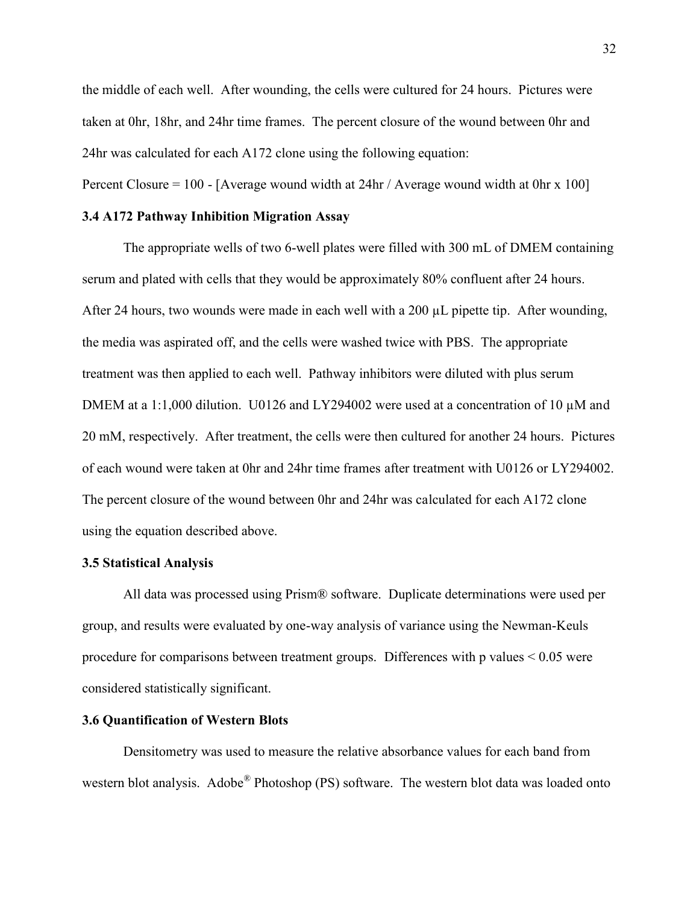the middle of each well. After wounding, the cells were cultured for 24 hours. Pictures were taken at 0hr, 18hr, and 24hr time frames. The percent closure of the wound between 0hr and 24hr was calculated for each A172 clone using the following equation:

Percent Closure = 100 - [Average wound width at 24hr / Average wound width at 0hr x 100]

### 3.4 A172 Pathway Inhibition Migration Assay

The appropriate wells of two 6-well plates were filled with 300 mL of DMEM containing serum and plated with cells that they would be approximately 80% confluent after 24 hours. After 24 hours, two wounds were made in each well with a 200 µL pipette tip. After wounding, the media was aspirated off, and the cells were washed twice with PBS. The appropriate treatment was then applied to each well. Pathway inhibitors were diluted with plus serum DMEM at a 1:1,000 dilution. U0126 and LY294002 were used at a concentration of 10 µM and 20 mM, respectively. After treatment, the cells were then cultured for another 24 hours. Pictures of each wound were taken at 0hr and 24hr time frames after treatment with U0126 or LY294002. The percent closure of the wound between 0hr and 24hr was calculated for each A172 clone using the equation described above.

### 3.5 Statistical Analysis

All data was processed using Prism® software. Duplicate determinations were used per group, and results were evaluated by one-way analysis of variance using the Newman-Keuls procedure for comparisons between treatment groups. Differences with p values $< 0.05$ were considered statistically significant.

### 3.6 Quantification of Western Blots

Densitometry was used to measure the relative absorbance values for each band from western blot analysis. Adobe® Photoshop (PS) software. The western blot data was loaded onto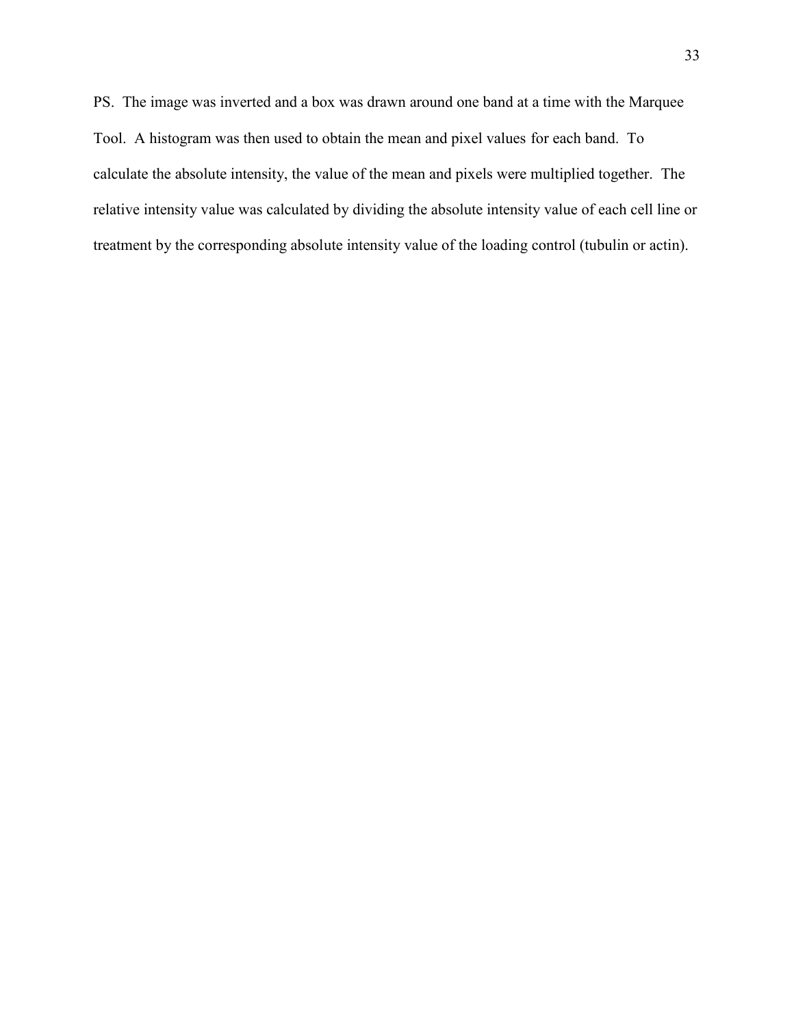PS. The image was inverted and a box was drawn around one band at a time with the Marquee Tool. A histogram was then used to obtain the mean and pixel values for each band. To calculate the absolute intensity, the value of the mean and pixels were multiplied together. The relative intensity value was calculated by dividing the absolute intensity value of each cell line or treatment by the corresponding absolute intensity value of the loading control (tubulin or actin).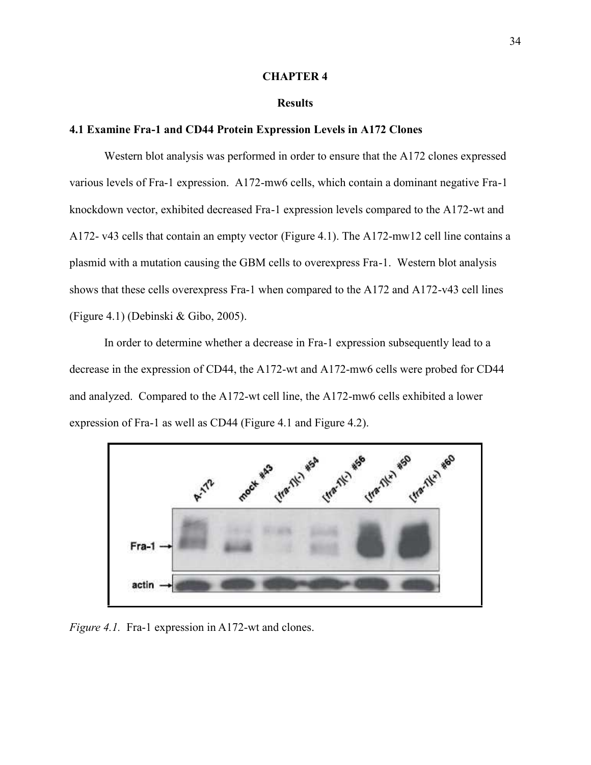# CHAPTER 4

## Results

### 4.1 Examine Fra-1 and CD44 Protein Expression Levels in A172 Clones

Western blot analysis was performed in order to ensure that the A172 clones expressed various levels of Fra-1 expression. A172-mw6 cells, which contain a dominant negative Fra-1 knockdown vector, exhibited decreased Fra-1 expression levels compared to the A172-wt and A172- v43 cells that contain an empty vector (Figure 4.1). The A172-mw12 cell line contains a plasmid with a mutation causing the GBM cells to overexpress Fra-1. Western blot analysis shows that these cells overexpress Fra-1 when compared to the A172 and A172-v43 cell lines (Figure 4.1) (Debinski & Gibo, 2005).

In order to determine whether a decrease in Fra-1 expression subsequently lead to a decrease in the expression of CD44, the A172-wt and A172-mw6 cells were probed for CD44 and analyzed. Compared to the A172-wt cell line, the A172-mw6 cells exhibited a lower expression of Fra-1 as well as CD44 (Figure 4.1 and Figure 4.2).

*Figure 4.1.* Fra-1 expression in A172-wt and clones.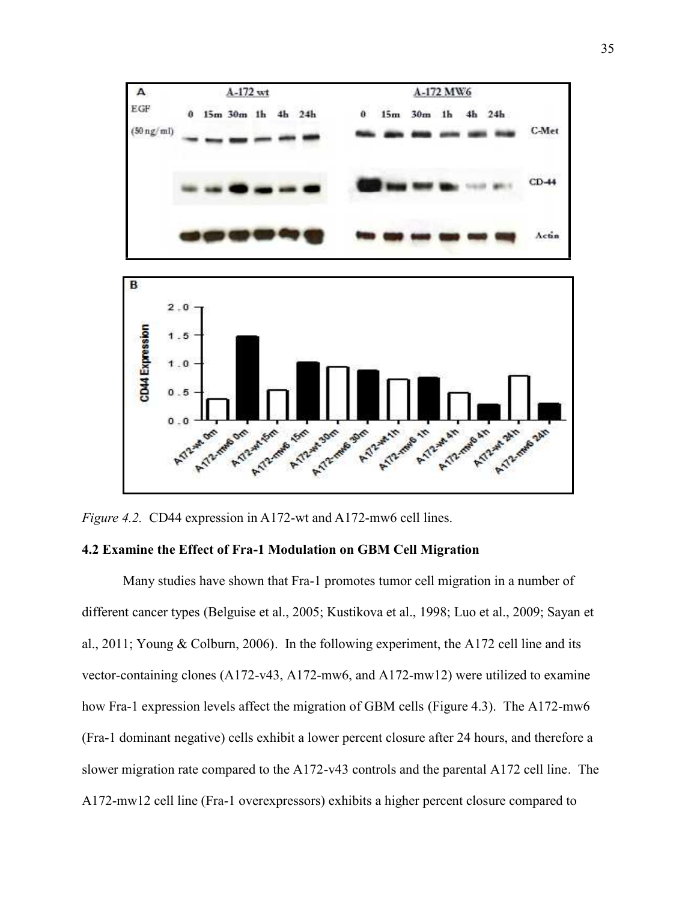*Figure 4.2.* CD44 expression in A172-wt and A172-mw6 cell lines.

### 4.2 Examine the Effect of Fra-1 Modulation on GBM Cell Migration

Many studies have shown that Fra-1 promotes tumor cell migration in a number of different cancer types (Belguise et al., 2005; Kustikova et al., 1998; Luo et al., 2009; Sayan et al., 2011; Young & Colburn, 2006). In the following experiment, the A172 cell line and its vector-containing clones (A172-v43, A172-mw6, and A172-mw12) were utilized to examine how Fra-1 expression levels affect the migration of GBM cells (Figure 4.3). The A172-mw6 (Fra-1 dominant negative) cells exhibit a lower percent closure after 24 hours, and therefore a slower migration rate compared to the A172-v43 controls and the parental A172 cell line. The A172-mw12 cell line (Fra-1 overexpressors) exhibits a higher percent closure compared to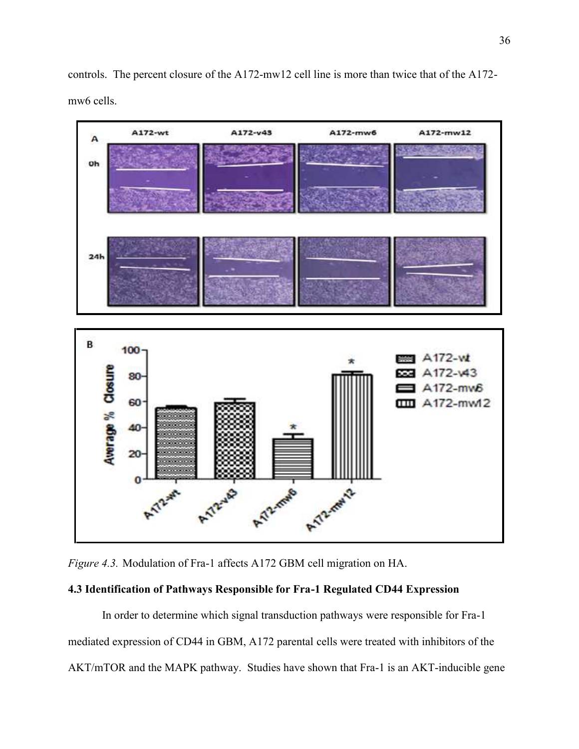controls. The percent closure of the A172-mw12 cell line is more than twice that of the A172-mw6 cells.

*Figure 4.3.* Modulation of Fra-1 affects A172 GBM cell migration on HA.

**4.3 Identification of Pathways Responsible for Fra-1 Regulated CD44 Expression**

In order to determine which signal transduction pathways were responsible for Fra-1 mediated expression of CD44 in GBM, A172 parental cells were treated with inhibitors of the AKT/mTOR and the MAPK pathway. Studies have shown that Fra-1 is an AKT-inducible gene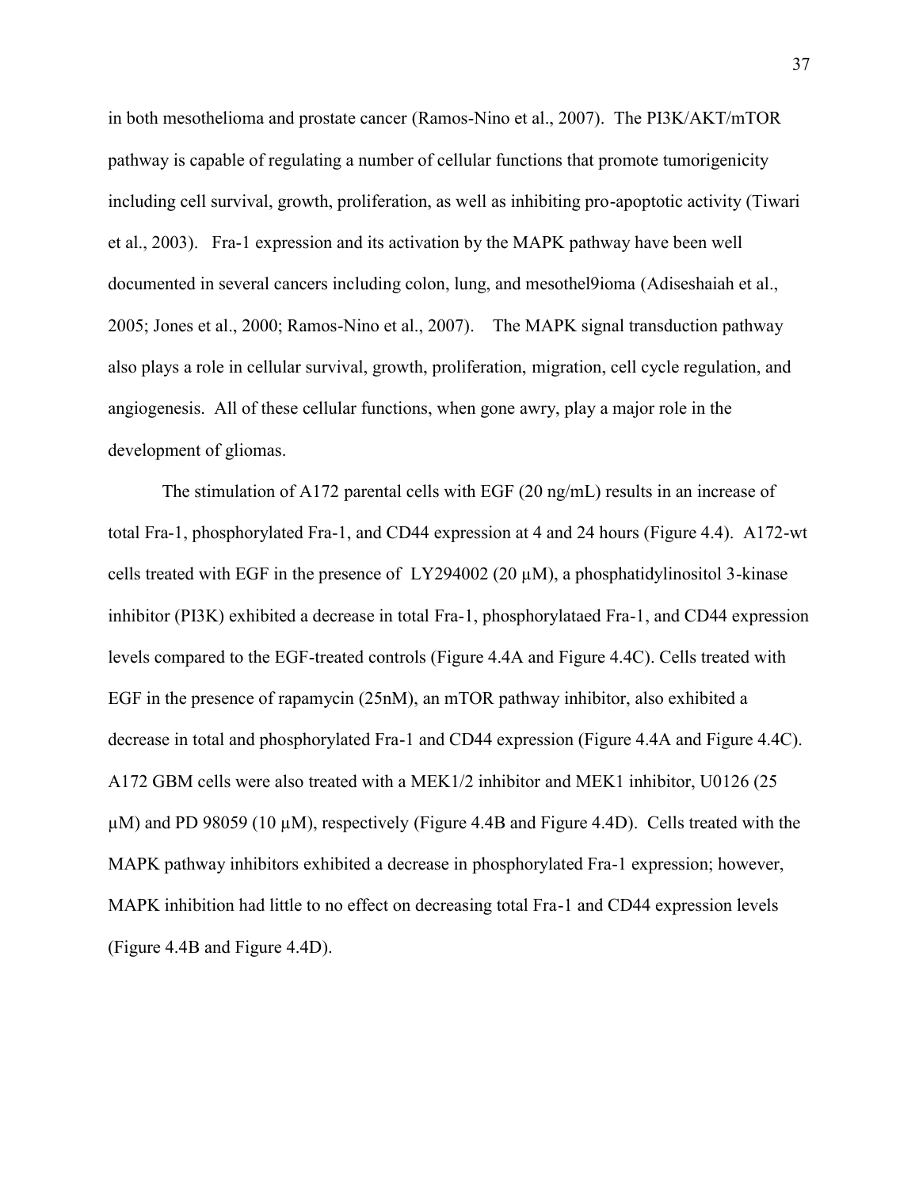in both mesothelioma and prostate cancer (Ramos-Nino et al., 2007). The PI3K/AKT/mTOR pathway is capable of regulating a number of cellular functions that promote tumorigenicity including cell survival, growth, proliferation, as well as inhibiting pro-apoptotic activity (Tiwari et al., 2003). Fra-1 expression and its activation by the MAPK pathway have been well documented in several cancers including colon, lung, and mesothel9ioma (Adiseshaiah et al., 2005; Jones et al., 2000; Ramos-Nino et al., 2007). The MAPK signal transduction pathway also plays a role in cellular survival, growth, proliferation, migration, cell cycle regulation, and angiogenesis. All of these cellular functions, when gone awry, play a major role in the development of gliomas.

The stimulation of A172 parental cells with EGF (20 ng/mL) results in an increase of total Fra-1, phosphorylated Fra-1, and CD44 expression at 4 and 24 hours (Figure 4.4). A172-wt cells treated with EGF in the presence of LY294002 (20 µM), a phosphatidylinositol 3-kinase inhibitor (PI3K) exhibited a decrease in total Fra-1, phosphorylataed Fra-1, and CD44 expression levels compared to the EGF-treated controls (Figure 4.4A and Figure 4.4C). Cells treated with EGF in the presence of rapamycin (25nM), an mTOR pathway inhibitor, also exhibited a decrease in total and phosphorylated Fra-1 and CD44 expression (Figure 4.4A and Figure 4.4C). A172 GBM cells were also treated with a MEK1/2 inhibitor and MEK1 inhibitor, U0126 (25 µM) and PD 98059 (10 µM), respectively (Figure 4.4B and Figure 4.4D). Cells treated with the MAPK pathway inhibitors exhibited a decrease in phosphorylated Fra-1 expression; however, MAPK inhibition had little to no effect on decreasing total Fra-1 and CD44 expression levels (Figure 4.4B and Figure 4.4D).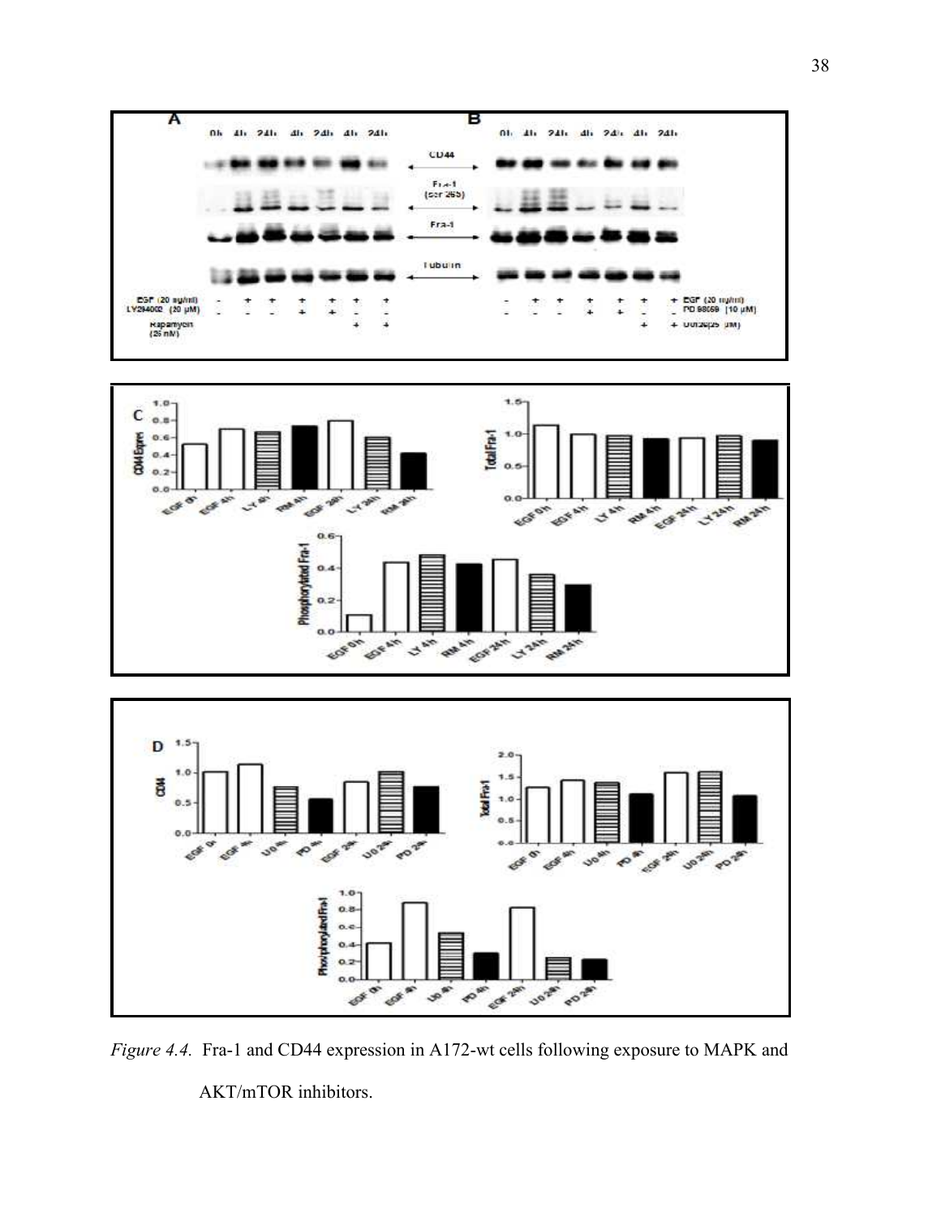*Figure 4.4.* Fra-1 and CD44 expression in A172-wt cells following exposure to MAPK and AKT/mTOR inhibitors.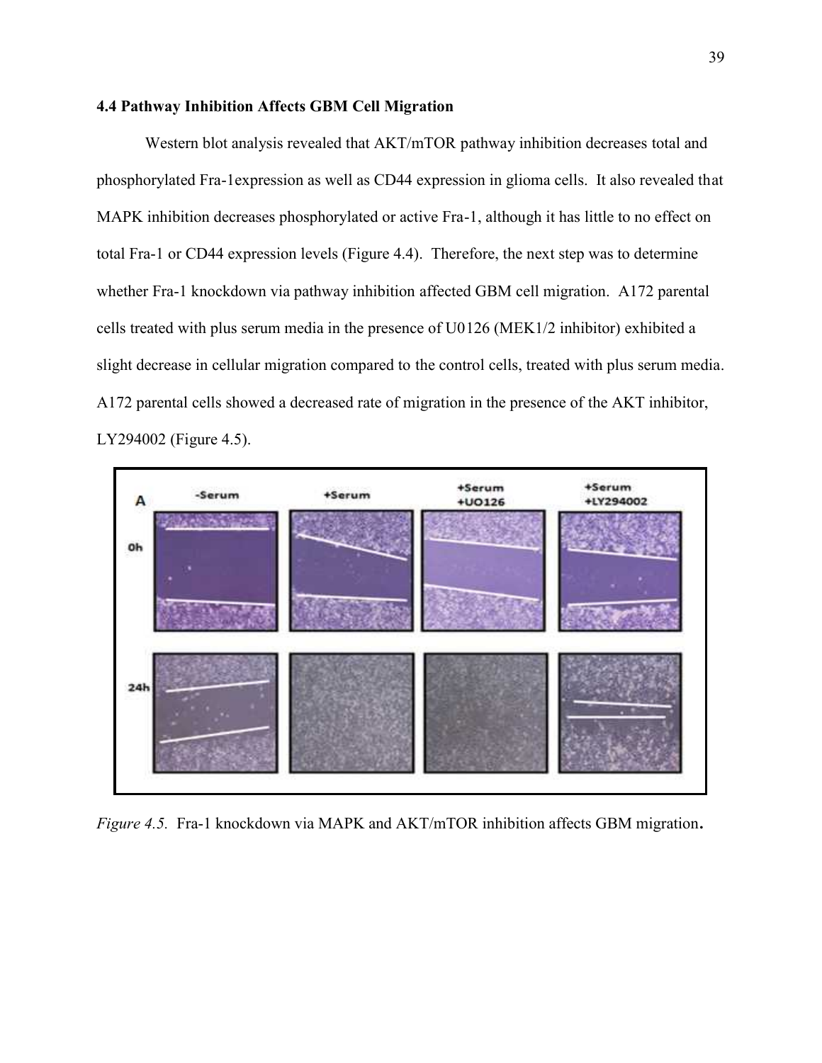### 4.4 Pathway Inhibition Affects GBM Cell Migration

Western blot analysis revealed that AKT/mTOR pathway inhibition decreases total and phosphorylated Fra-1expression as well as CD44 expression in glioma cells. It also revealed that MAPK inhibition decreases phosphorylated or active Fra-1, although it has little to no effect on total Fra-1 or CD44 expression levels (Figure 4.4). Therefore, the next step was to determine whether Fra-1 knockdown via pathway inhibition affected GBM cell migration. A172 parental cells treated with plus serum media in the presence of U0126 (MEK1/2 inhibitor) exhibited a slight decrease in cellular migration compared to the control cells, treated with plus serum media. A172 parental cells showed a decreased rate of migration in the presence of the AKT inhibitor, LY294002 (Figure 4.5).

*Figure 4.5.* Fra-1 knockdown via MAPK and AKT/mTOR inhibition affects GBM migration**.**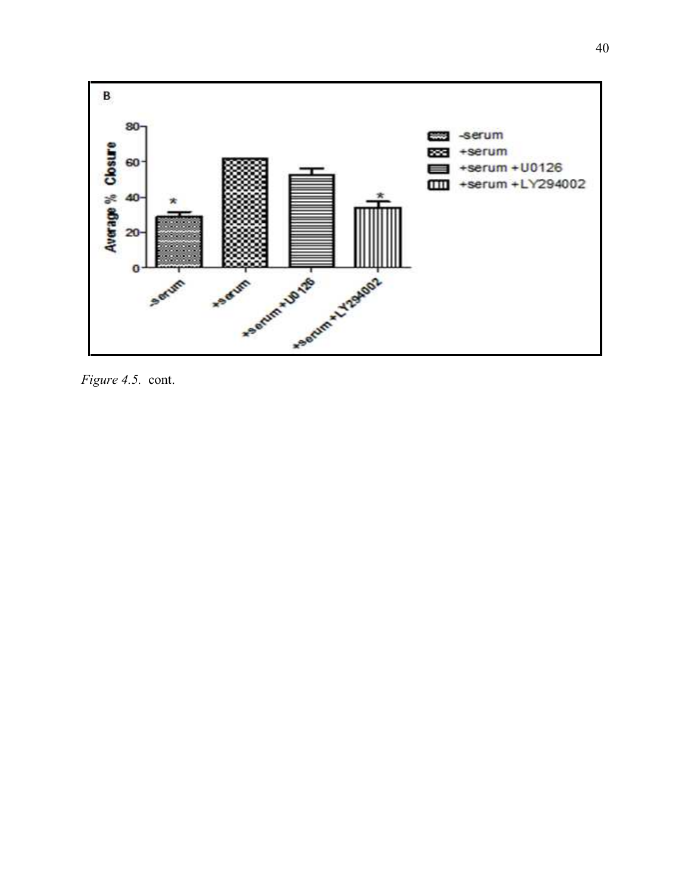*Figure 4.5.* cont.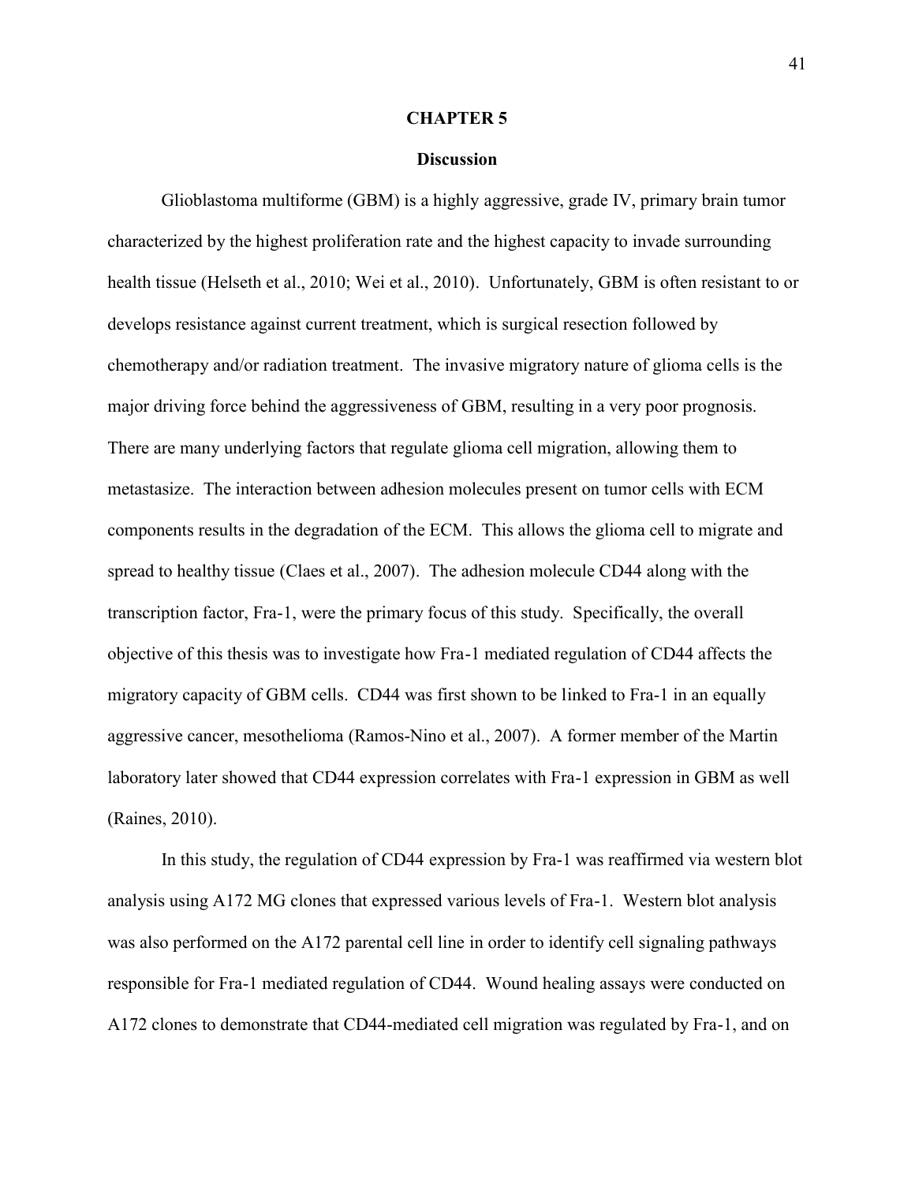# CHAPTER 5

## Discussion

Glioblastoma multiforme (GBM) is a highly aggressive, grade IV, primary brain tumor characterized by the highest proliferation rate and the highest capacity to invade surrounding health tissue (Helseth et al., 2010; Wei et al., 2010). Unfortunately, GBM is often resistant to or develops resistance against current treatment, which is surgical resection followed by chemotherapy and/or radiation treatment. The invasive migratory nature of glioma cells is the major driving force behind the aggressiveness of GBM, resulting in a very poor prognosis. There are many underlying factors that regulate glioma cell migration, allowing them to metastasize. The interaction between adhesion molecules present on tumor cells with ECM components results in the degradation of the ECM. This allows the glioma cell to migrate and spread to healthy tissue (Claes et al., 2007). The adhesion molecule CD44 along with the transcription factor, Fra-1, were the primary focus of this study. Specifically, the overall objective of this thesis was to investigate how Fra-1 mediated regulation of CD44 affects the migratory capacity of GBM cells. CD44 was first shown to be linked to Fra-1 in an equally aggressive cancer, mesothelioma (Ramos-Nino et al., 2007). A former member of the Martin laboratory later showed that CD44 expression correlates with Fra-1 expression in GBM as well (Raines, 2010).

In this study, the regulation of CD44 expression by Fra-1 was reaffirmed via western blot analysis using A172 MG clones that expressed various levels of Fra-1. Western blot analysis was also performed on the A172 parental cell line in order to identify cell signaling pathways responsible for Fra-1 mediated regulation of CD44. Wound healing assays were conducted on A172 clones to demonstrate that CD44-mediated cell migration was regulated by Fra-1, and on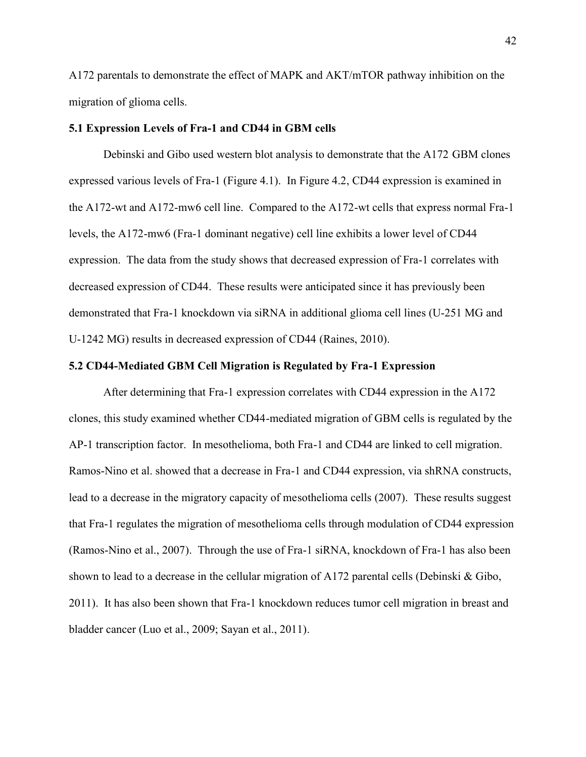A172 parentals to demonstrate the effect of MAPK and AKT/mTOR pathway inhibition on the migration of glioma cells.

### 5.1 Expression Levels of Fra-1 and CD44 in GBM cells

Debinski and Gibo used western blot analysis to demonstrate that the A172 GBM clones expressed various levels of Fra-1 (Figure 4.1). In Figure 4.2, CD44 expression is examined in the A172-wt and A172-mw6 cell line. Compared to the A172-wt cells that express normal Fra-1 levels, the A172-mw6 (Fra-1 dominant negative) cell line exhibits a lower level of CD44 expression. The data from the study shows that decreased expression of Fra-1 correlates with decreased expression of CD44. These results were anticipated since it has previously been demonstrated that Fra-1 knockdown via siRNA in additional glioma cell lines (U-251 MG and U-1242 MG) results in decreased expression of CD44 (Raines, 2010).

### 5.2 CD44-Mediated GBM Cell Migration is Regulated by Fra-1 Expression

After determining that Fra-1 expression correlates with CD44 expression in the A172 clones, this study examined whether CD44-mediated migration of GBM cells is regulated by the AP-1 transcription factor. In mesothelioma, both Fra-1 and CD44 are linked to cell migration. Ramos-Nino et al. showed that a decrease in Fra-1 and CD44 expression, via shRNA constructs, lead to a decrease in the migratory capacity of mesothelioma cells (2007). These results suggest that Fra-1 regulates the migration of mesothelioma cells through modulation of CD44 expression (Ramos-Nino et al., 2007). Through the use of Fra-1 siRNA, knockdown of Fra-1 has also been shown to lead to a decrease in the cellular migration of A172 parental cells (Debinski & Gibo, 2011). It has also been shown that Fra-1 knockdown reduces tumor cell migration in breast and bladder cancer (Luo et al., 2009; Sayan et al., 2011).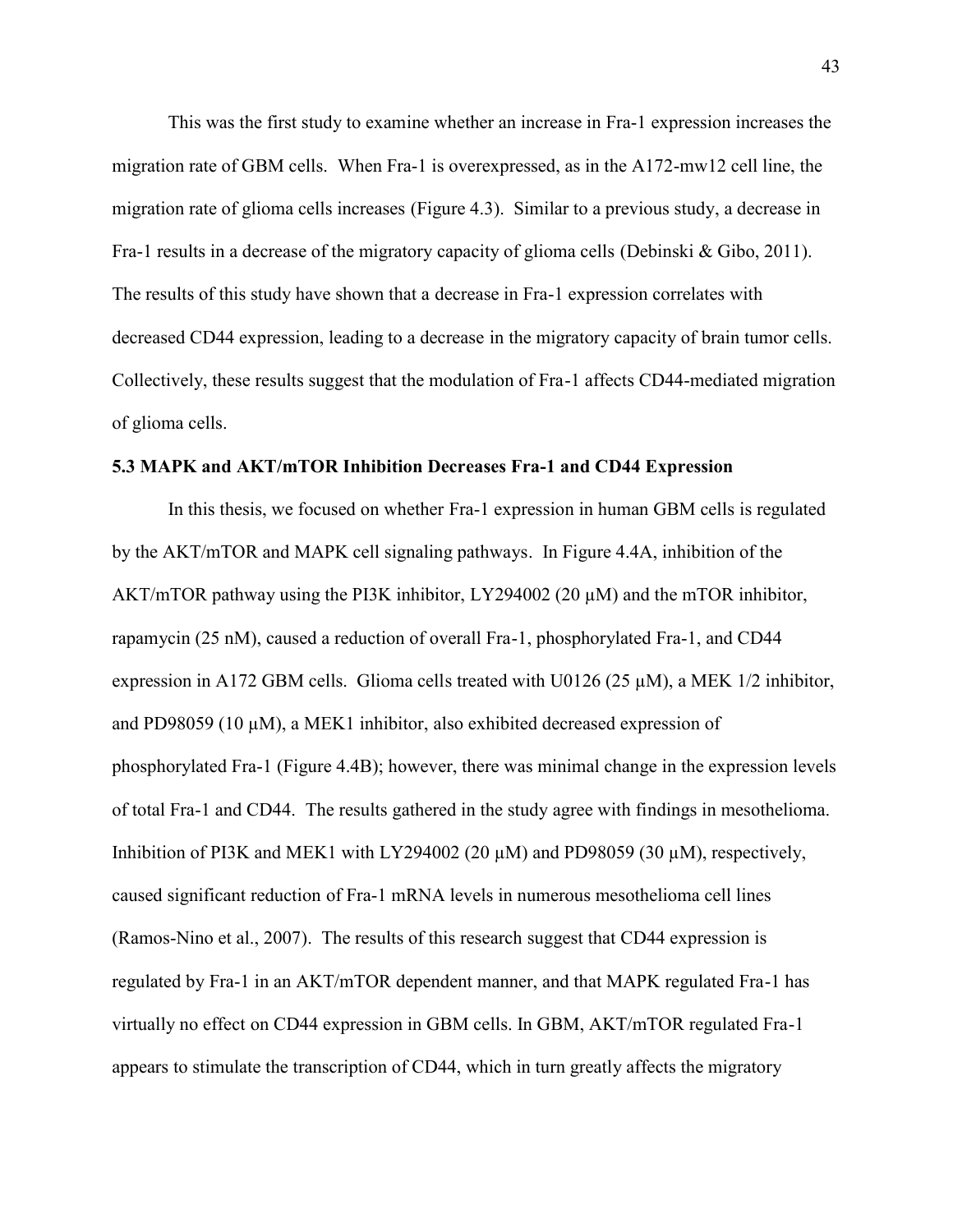This was the first study to examine whether an increase in Fra-1 expression increases the migration rate of GBM cells. When Fra-1 is overexpressed, as in the A172-mw12 cell line, the migration rate of glioma cells increases (Figure 4.3). Similar to a previous study, a decrease in Fra-1 results in a decrease of the migratory capacity of glioma cells (Debinski & Gibo, 2011). The results of this study have shown that a decrease in Fra-1 expression correlates with decreased CD44 expression, leading to a decrease in the migratory capacity of brain tumor cells. Collectively, these results suggest that the modulation of Fra-1 affects CD44-mediated migration of glioma cells.

### 5.3 MAPK and AKT/mTOR Inhibition Decreases Fra-1 and CD44 Expression

In this thesis, we focused on whether Fra-1 expression in human GBM cells is regulated by the AKT/mTOR and MAPK cell signaling pathways. In Figure 4.4A, inhibition of the AKT/mTOR pathway using the PI3K inhibitor, LY294002 (20 μM) and the mTOR inhibitor, rapamycin (25 nM), caused a reduction of overall Fra-1, phosphorylated Fra-1, and CD44 expression in A172 GBM cells. Glioma cells treated with U0126 (25 μM), a MEK 1/2 inhibitor, and PD98059 (10 μM), a MEK1 inhibitor, also exhibited decreased expression of phosphorylated Fra-1 (Figure 4.4B); however, there was minimal change in the expression levels of total Fra-1 and CD44. The results gathered in the study agree with findings in mesothelioma. Inhibition of PI3K and MEK1 with LY294002 (20 μM) and PD98059 (30 μM), respectively, caused significant reduction of Fra-1 mRNA levels in numerous mesothelioma cell lines (Ramos-Nino et al., 2007). The results of this research suggest that CD44 expression is regulated by Fra-1 in an AKT/mTOR dependent manner, and that MAPK regulated Fra-1 has virtually no effect on CD44 expression in GBM cells. In GBM, AKT/mTOR regulated Fra-1 appears to stimulate the transcription of CD44, which in turn greatly affects the migratory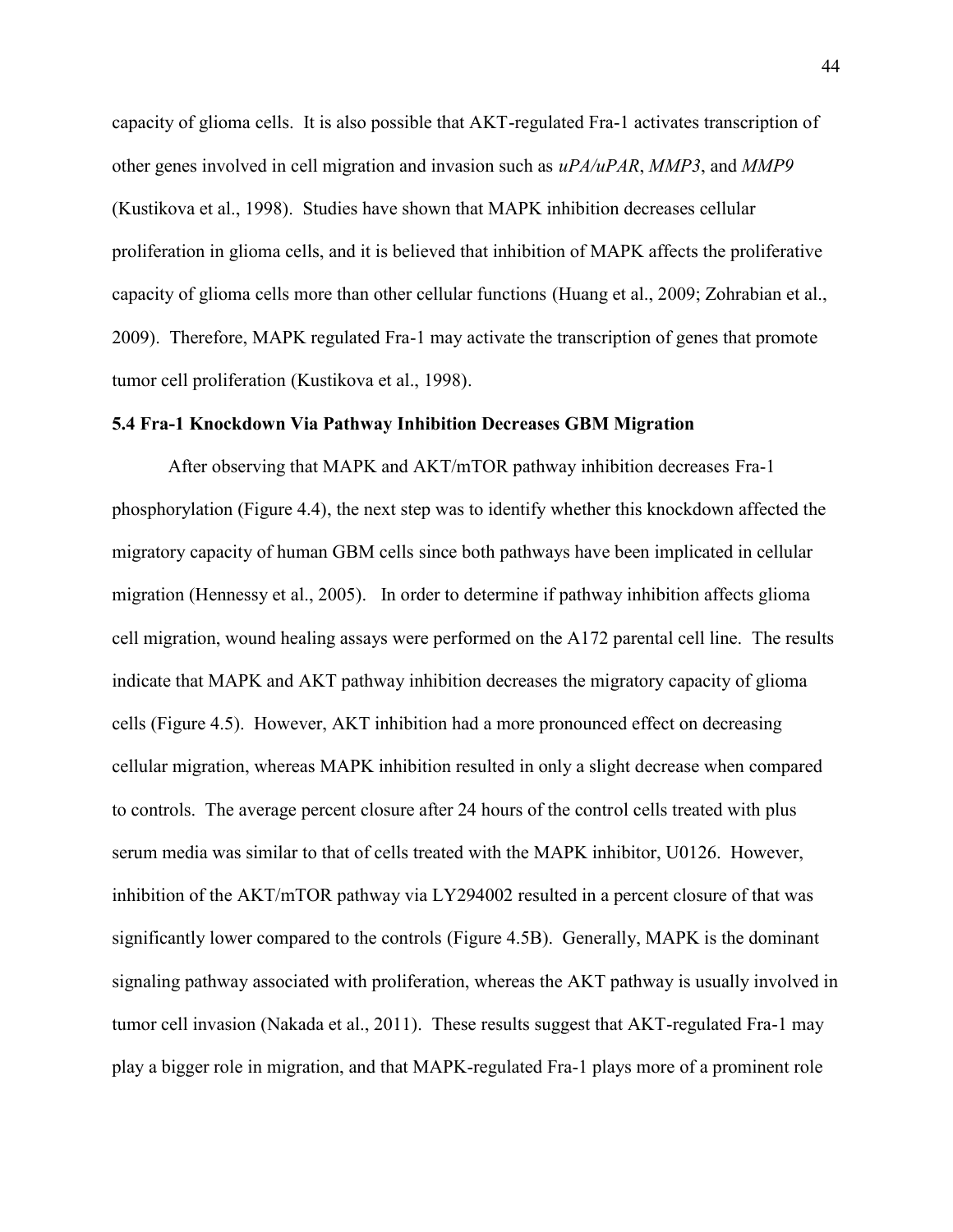capacity of glioma cells. It is also possible that AKT-regulated Fra-1 activates transcription of other genes involved in cell migration and invasion such as *uPA/uPAR*, *MMP3*, and *MMP9* (Kustikova et al., 1998). Studies have shown that MAPK inhibition decreases cellular proliferation in glioma cells, and it is believed that inhibition of MAPK affects the proliferative capacity of glioma cells more than other cellular functions (Huang et al., 2009; Zohrabian et al., 2009). Therefore, MAPK regulated Fra-1 may activate the transcription of genes that promote tumor cell proliferation (Kustikova et al., 1998).

### 5.4 Fra-1 Knockdown Via Pathway Inhibition Decreases GBM Migration

After observing that MAPK and AKT/mTOR pathway inhibition decreases Fra-1 phosphorylation (Figure 4.4), the next step was to identify whether this knockdown affected the migratory capacity of human GBM cells since both pathways have been implicated in cellular migration (Hennessy et al., 2005). In order to determine if pathway inhibition affects glioma cell migration, wound healing assays were performed on the A172 parental cell line. The results indicate that MAPK and AKT pathway inhibition decreases the migratory capacity of glioma cells (Figure 4.5). However, AKT inhibition had a more pronounced effect on decreasing cellular migration, whereas MAPK inhibition resulted in only a slight decrease when compared to controls. The average percent closure after 24 hours of the control cells treated with plus serum media was similar to that of cells treated with the MAPK inhibitor, U0126. However, inhibition of the AKT/mTOR pathway via LY294002 resulted in a percent closure of that was significantly lower compared to the controls (Figure 4.5B). Generally, MAPK is the dominant signaling pathway associated with proliferation, whereas the AKT pathway is usually involved in tumor cell invasion (Nakada et al., 2011). These results suggest that AKT-regulated Fra-1 may play a bigger role in migration, and that MAPK-regulated Fra-1 plays more of a prominent role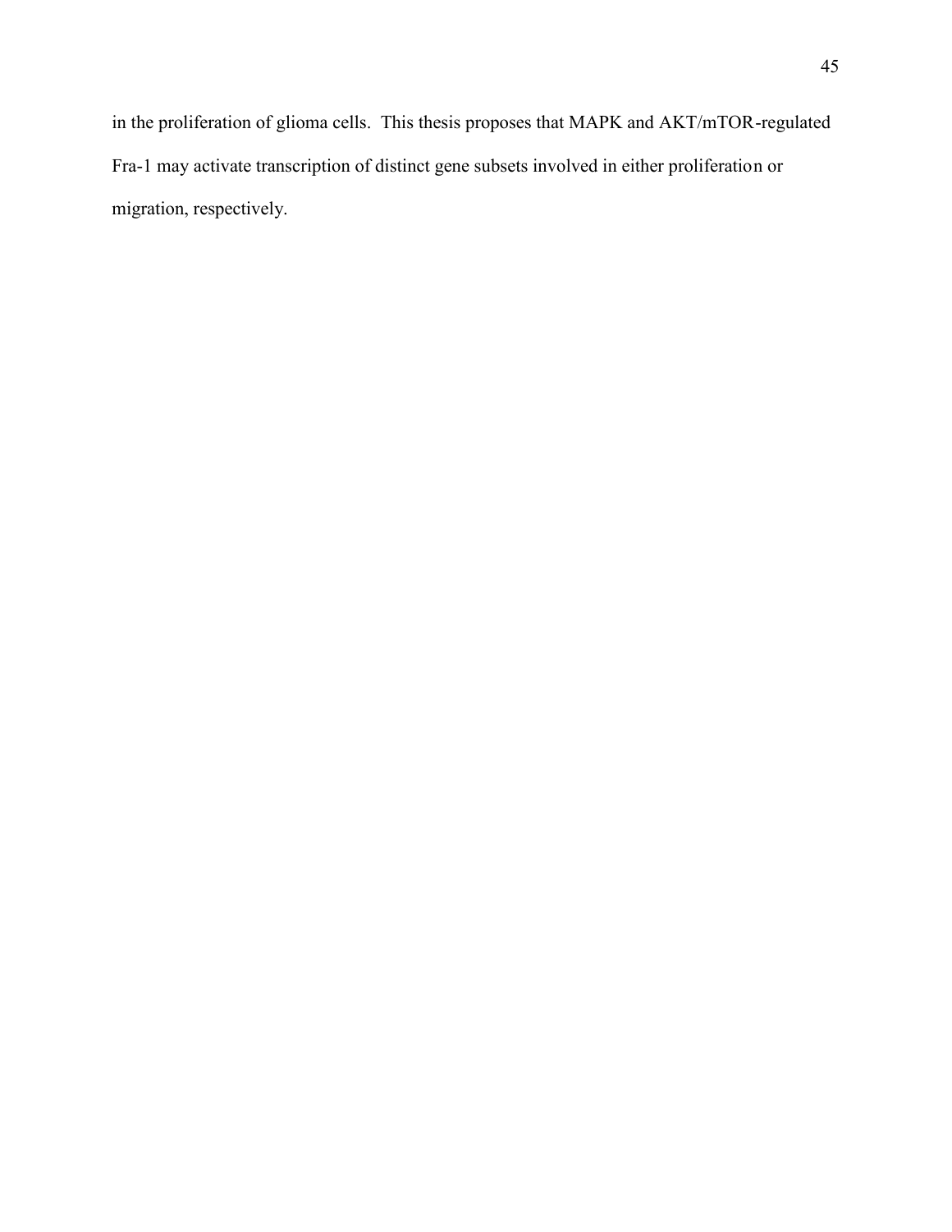in the proliferation of glioma cells. This thesis proposes that MAPK and AKT/mTOR-regulated Fra-1 may activate transcription of distinct gene subsets involved in either proliferation or migration, respectively.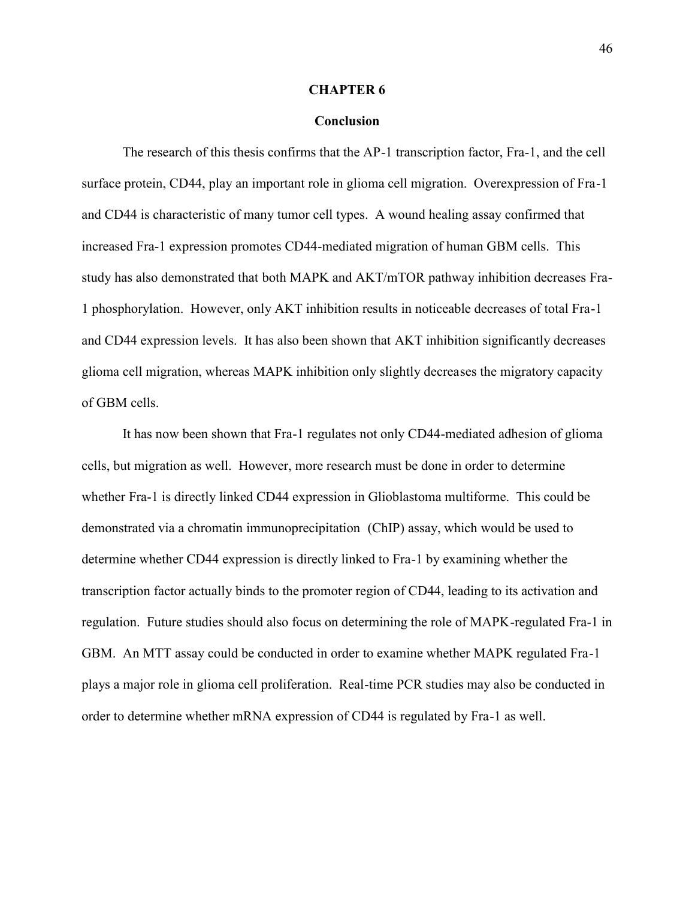# CHAPTER 6

## Conclusion

The research of this thesis confirms that the AP-1 transcription factor, Fra-1, and the cell surface protein, CD44, play an important role in glioma cell migration. Overexpression of Fra-1 and CD44 is characteristic of many tumor cell types. A wound healing assay confirmed that increased Fra-1 expression promotes CD44-mediated migration of human GBM cells. This study has also demonstrated that both MAPK and AKT/mTOR pathway inhibition decreases Fra-1 phosphorylation. However, only AKT inhibition results in noticeable decreases of total Fra-1 and CD44 expression levels. It has also been shown that AKT inhibition significantly decreases glioma cell migration, whereas MAPK inhibition only slightly decreases the migratory capacity of GBM cells.

It has now been shown that Fra-1 regulates not only CD44-mediated adhesion of glioma cells, but migration as well. However, more research must be done in order to determine whether Fra-1 is directly linked CD44 expression in Glioblastoma multiforme. This could be demonstrated via a chromatin immunoprecipitation (ChIP) assay, which would be used to determine whether CD44 expression is directly linked to Fra-1 by examining whether the transcription factor actually binds to the promoter region of CD44, leading to its activation and regulation. Future studies should also focus on determining the role of MAPK-regulated Fra-1 in GBM. An MTT assay could be conducted in order to examine whether MAPK regulated Fra-1 plays a major role in glioma cell proliferation. Real-time PCR studies may also be conducted in order to determine whether mRNA expression of CD44 is regulated by Fra-1 as well.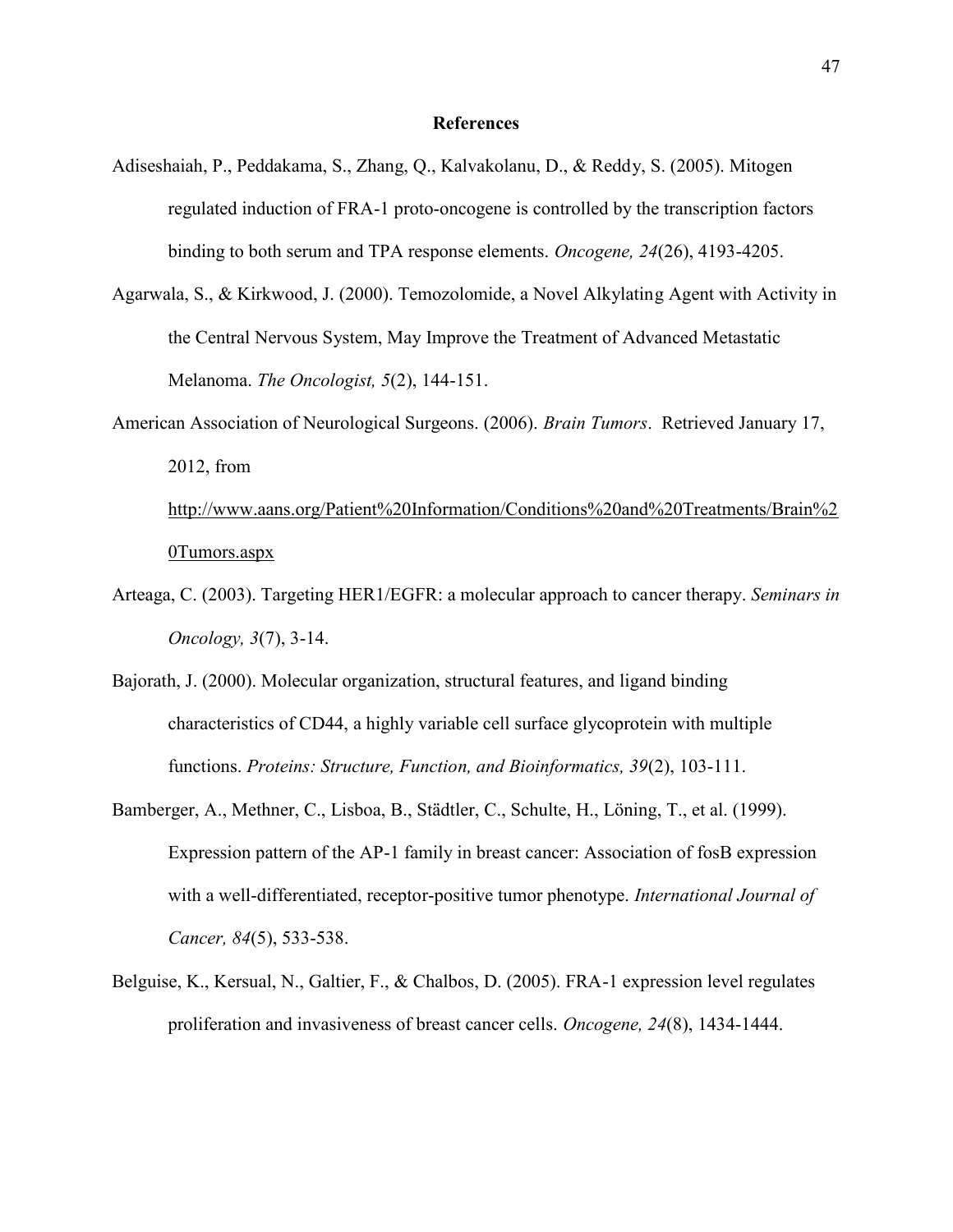## References

Adiseshaiah, P., Peddakama, S., Zhang, Q., Kalvakolanu, D., & Reddy, S. (2005). Mitogen regulated induction of FRA-1 proto-oncogene is controlled by the transcription factors binding to both serum and TPA response elements. *Oncogene, 24*(26), 4193-4205.

Agarwala, S., & Kirkwood, J. (2000). Temozolomide, a Novel Alkylating Agent with Activity in the Central Nervous System, May Improve the Treatment of Advanced Metastatic Melanoma. *The Oncologist, 5*(2), 144-151.

American Association of Neurological Surgeons. (2006). *Brain Tumors*. Retrieved January 17, 2012, from http://www.aans.org/Patient%20Information/Conditions%20and%20Treatments/Brain%20Tumors.aspx

Arteaga, C. (2003). Targeting HER1/EGFR: a molecular approach to cancer therapy. *Seminars in Oncology, 3*(7), 3-14.

Bajorath, J. (2000). Molecular organization, structural features, and ligand binding characteristics of CD44, a highly variable cell surface glycoprotein with multiple functions. *Proteins: Structure, Function, and Bioinformatics, 39*(2), 103-111.

Bamberger, A., Methner, C., Lisboa, B., Städtler, C., Schulte, H., Löning, T., et al. (1999). Expression pattern of the AP-1 family in breast cancer: Association of fosB expression with a well-differentiated, receptor-positive tumor phenotype. *International Journal of Cancer, 84*(5), 533-538.

Belguise, K., Kersual, N., Galtier, F., & Chalbos, D. (2005). FRA-1 expression level regulates proliferation and invasiveness of breast cancer cells. *Oncogene, 24*(8), 1434-1444.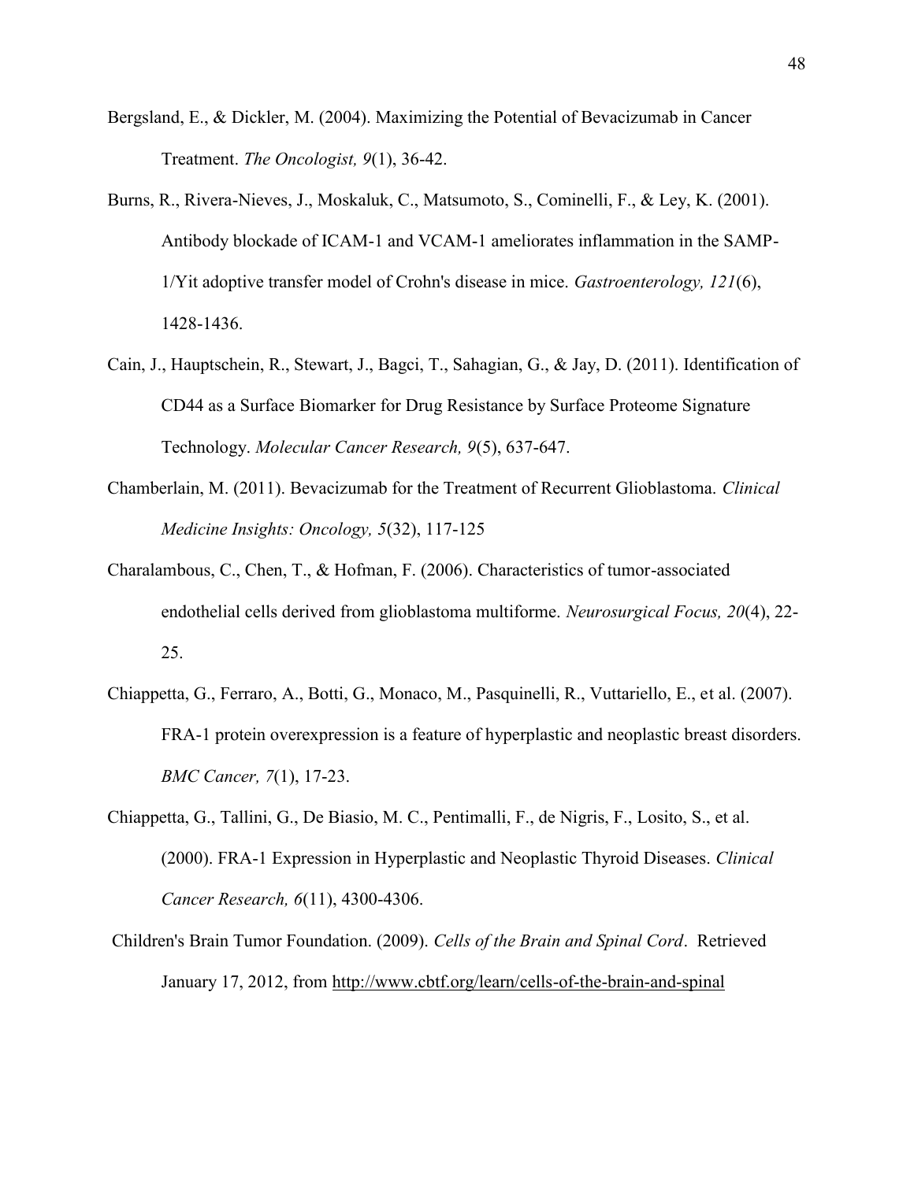Bergsland, E., & Dickler, M. (2004). Maximizing the Potential of Bevacizumab in Cancer Treatment. *The Oncologist, 9*(1), 36-42.

Burns, R., Rivera-Nieves, J., Moskaluk, C., Matsumoto, S., Cominelli, F., & Ley, K. (2001). Antibody blockade of ICAM-1 and VCAM-1 ameliorates inflammation in the SAMP-1/Yit adoptive transfer model of Crohn's disease in mice. *Gastroenterology, 121*(6), 1428-1436.

Cain, J., Hauptschein, R., Stewart, J., Bagci, T., Sahagian, G., & Jay, D. (2011). Identification of CD44 as a Surface Biomarker for Drug Resistance by Surface Proteome Signature Technology. *Molecular Cancer Research, 9*(5), 637-647.

Chamberlain, M. (2011). Bevacizumab for the Treatment of Recurrent Glioblastoma. *Clinical Medicine Insights: Oncology, 5*(32), 117-125

Charalambous, C., Chen, T., & Hofman, F. (2006). Characteristics of tumor-associated endothelial cells derived from glioblastoma multiforme. *Neurosurgical Focus, 20*(4), 22-25.

Chiappetta, G., Ferraro, A., Botti, G., Monaco, M., Pasquinelli, R., Vuttariello, E., et al. (2007). FRA-1 protein overexpression is a feature of hyperplastic and neoplastic breast disorders. *BMC Cancer, 7*(1), 17-23.

Chiappetta, G., Tallini, G., De Biasio, M. C., Pentimalli, F., de Nigris, F., Losito, S., et al. (2000). FRA-1 Expression in Hyperplastic and Neoplastic Thyroid Diseases. *Clinical Cancer Research, 6*(11), 4300-4306.

Children's Brain Tumor Foundation. (2009). *Cells of the Brain and Spinal Cord*. Retrieved January 17, 2012, from http://www.cbtf.org/learn/cells-of-the-brain-and-spinal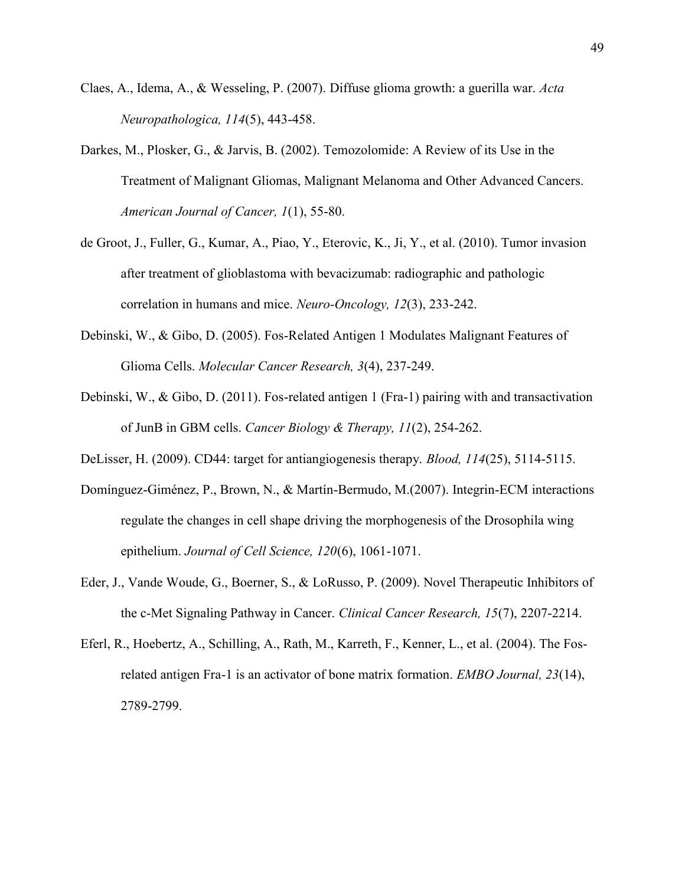Claes, A., Idema, A., & Wesseling, P. (2007). Diffuse glioma growth: a guerilla war. *Acta Neuropathologica, 114*(5), 443-458.

Darkes, M., Plosker, G., & Jarvis, B. (2002). Temozolomide: A Review of its Use in the Treatment of Malignant Gliomas, Malignant Melanoma and Other Advanced Cancers. *American Journal of Cancer, 1*(1), 55-80.

de Groot, J., Fuller, G., Kumar, A., Piao, Y., Eterovic, K., Ji, Y., et al. (2010). Tumor invasion after treatment of glioblastoma with bevacizumab: radiographic and pathologic correlation in humans and mice. *Neuro-Oncology, 12*(3), 233-242.

Debinski, W., & Gibo, D. (2005). Fos-Related Antigen 1 Modulates Malignant Features of Glioma Cells. *Molecular Cancer Research, 3*(4), 237-249.

Debinski, W., & Gibo, D. (2011). Fos-related antigen 1 (Fra-1) pairing with and transactivation of JunB in GBM cells. *Cancer Biology & Therapy, 11*(2), 254-262.

DeLisser, H. (2009). CD44: target for antiangiogenesis therapy. *Blood, 114*(25), 5114-5115.

Domínguez-Giménez, P., Brown, N., & Martín-Bermudo, M.(2007). Integrin-ECM interactions regulate the changes in cell shape driving the morphogenesis of the Drosophila wing epithelium. *Journal of Cell Science, 120*(6), 1061-1071.

Eder, J., Vande Woude, G., Boerner, S., & LoRusso, P. (2009). Novel Therapeutic Inhibitors of the c-Met Signaling Pathway in Cancer. *Clinical Cancer Research, 15*(7), 2207-2214.

Eferl, R., Hoebertz, A., Schilling, A., Rath, M., Karreth, F., Kenner, L., et al. (2004). The Fos-related antigen Fra-1 is an activator of bone matrix formation. *EMBO Journal, 23*(14), 2789-2799.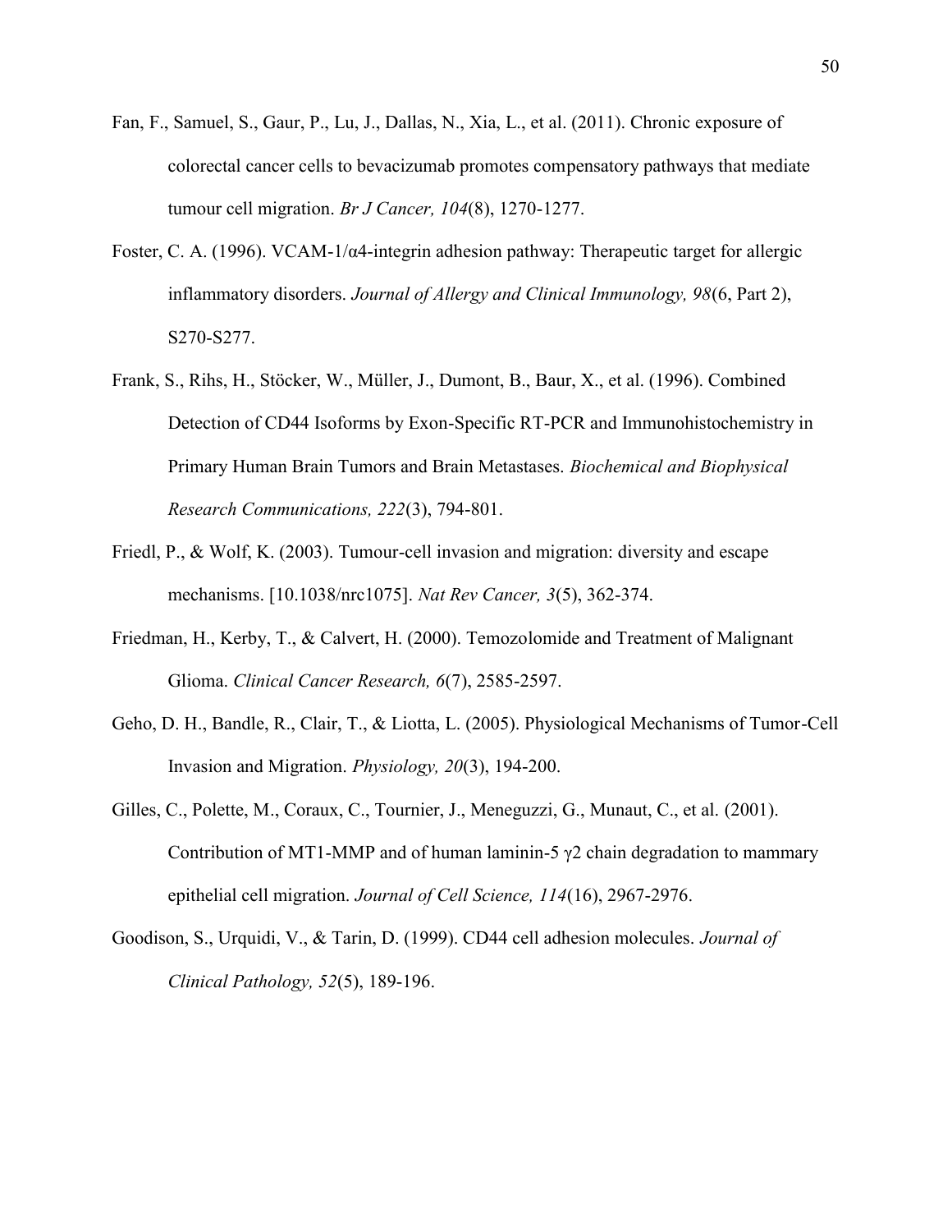Fan, F., Samuel, S., Gaur, P., Lu, J., Dallas, N., Xia, L., et al. (2011). Chronic exposure of colorectal cancer cells to bevacizumab promotes compensatory pathways that mediate tumour cell migration. *Br J Cancer, 104*(8), 1270-1277.

Foster, C. A. (1996). VCAM-1/α4-integrin adhesion pathway: Therapeutic target for allergic inflammatory disorders. *Journal of Allergy and Clinical Immunology, 98*(6, Part 2), S270-S277.

Frank, S., Rihs, H., Stöcker, W., Müller, J., Dumont, B., Baur, X., et al. (1996). Combined Detection of CD44 Isoforms by Exon-Specific RT-PCR and Immunohistochemistry in Primary Human Brain Tumors and Brain Metastases. *Biochemical and Biophysical Research Communications, 222*(3), 794-801.

Friedl, P., & Wolf, K. (2003). Tumour-cell invasion and migration: diversity and escape mechanisms. [10.1038/nrc1075]. *Nat Rev Cancer, 3*(5), 362-374.

Friedman, H., Kerby, T., & Calvert, H. (2000). Temozolomide and Treatment of Malignant Glioma. *Clinical Cancer Research, 6*(7), 2585-2597.

Geho, D. H., Bandle, R., Clair, T., & Liotta, L. (2005). Physiological Mechanisms of Tumor-Cell Invasion and Migration. *Physiology, 20*(3), 194-200.

Gilles, C., Polette, M., Coraux, C., Tournier, J., Meneguzzi, G., Munaut, C., et al. (2001). Contribution of MT1-MMP and of human laminin-5 γ2 chain degradation to mammary epithelial cell migration. *Journal of Cell Science, 114*(16), 2967-2976.

Goodison, S., Urquidi, V., & Tarin, D. (1999). CD44 cell adhesion molecules. *Journal of Clinical Pathology, 52*(5), 189-196.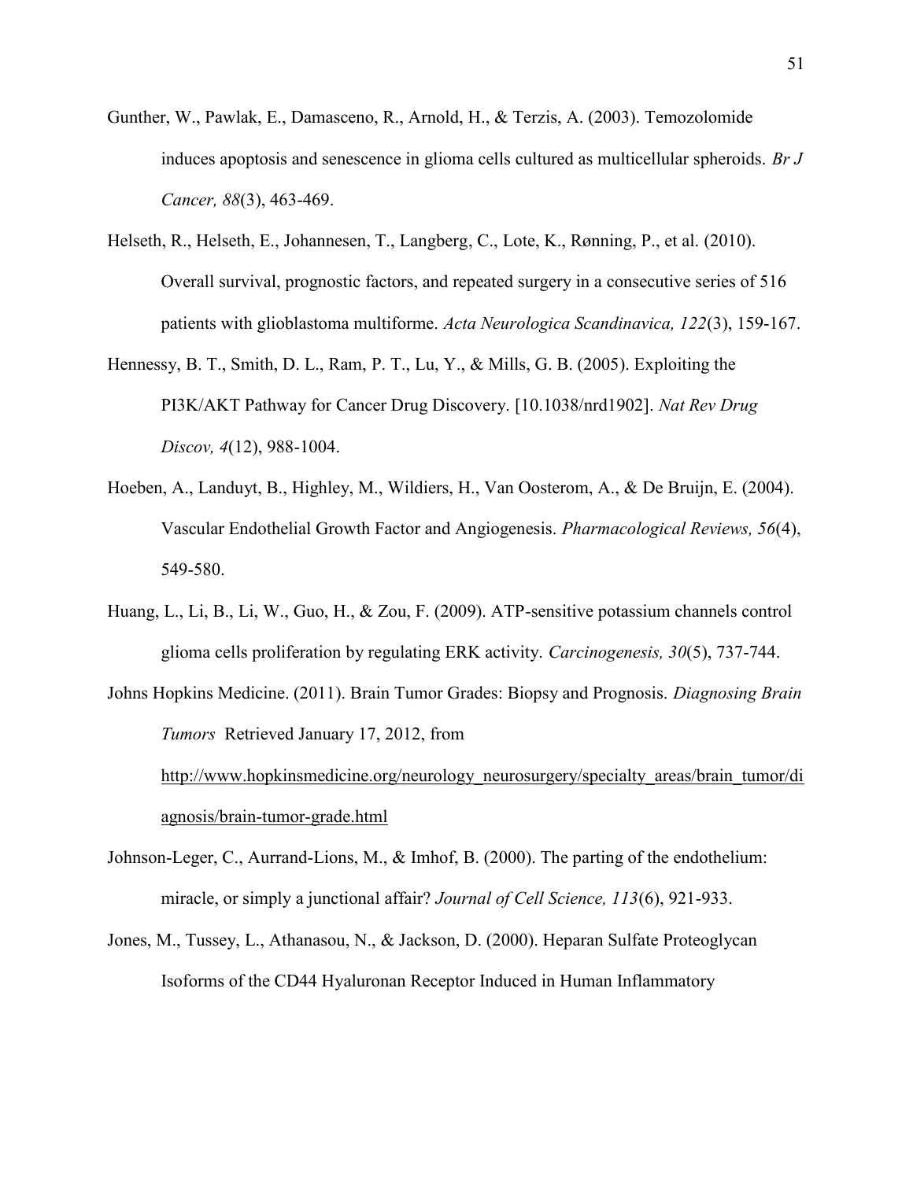Gunther, W., Pawlak, E., Damasceno, R., Arnold, H., & Terzis, A. (2003). Temozolomide induces apoptosis and senescence in glioma cells cultured as multicellular spheroids. *Br J Cancer, 88*(3), 463-469.

Helseth, R., Helseth, E., Johannesen, T., Langberg, C., Lote, K., Rønning, P., et al. (2010). Overall survival, prognostic factors, and repeated surgery in a consecutive series of 516 patients with glioblastoma multiforme. *Acta Neurologica Scandinavica, 122*(3), 159-167.

Hennessy, B. T., Smith, D. L., Ram, P. T., Lu, Y., & Mills, G. B. (2005). Exploiting the PI3K/AKT Pathway for Cancer Drug Discovery. [10.1038/nrd1902]. *Nat Rev Drug Discov, 4*(12), 988-1004.

Hoeben, A., Landuyt, B., Highley, M., Wildiers, H., Van Oosterom, A., & De Bruijn, E. (2004). Vascular Endothelial Growth Factor and Angiogenesis. *Pharmacological Reviews, 56*(4), 549-580.

Huang, L., Li, B., Li, W., Guo, H., & Zou, F. (2009). ATP-sensitive potassium channels control glioma cells proliferation by regulating ERK activity. *Carcinogenesis, 30*(5), 737-744.

Johns Hopkins Medicine. (2011). Brain Tumor Grades: Biopsy and Prognosis. *Diagnosing Brain Tumors* Retrieved January 17, 2012, from http://www.hopkinsmedicine.org/neurology_neurosurgery/specialty_areas/brain_tumor/diagnosis/brain-tumor-grade.html

Johnson-Leger, C., Aurrand-Lions, M., & Imhof, B. (2000). The parting of the endothelium: miracle, or simply a junctional affair? *Journal of Cell Science, 113*(6), 921-933.

Jones, M., Tussey, L., Athanasou, N., & Jackson, D. (2000). Heparan Sulfate Proteoglycan Isoforms of the CD44 Hyaluronan Receptor Induced in Human Inflammatory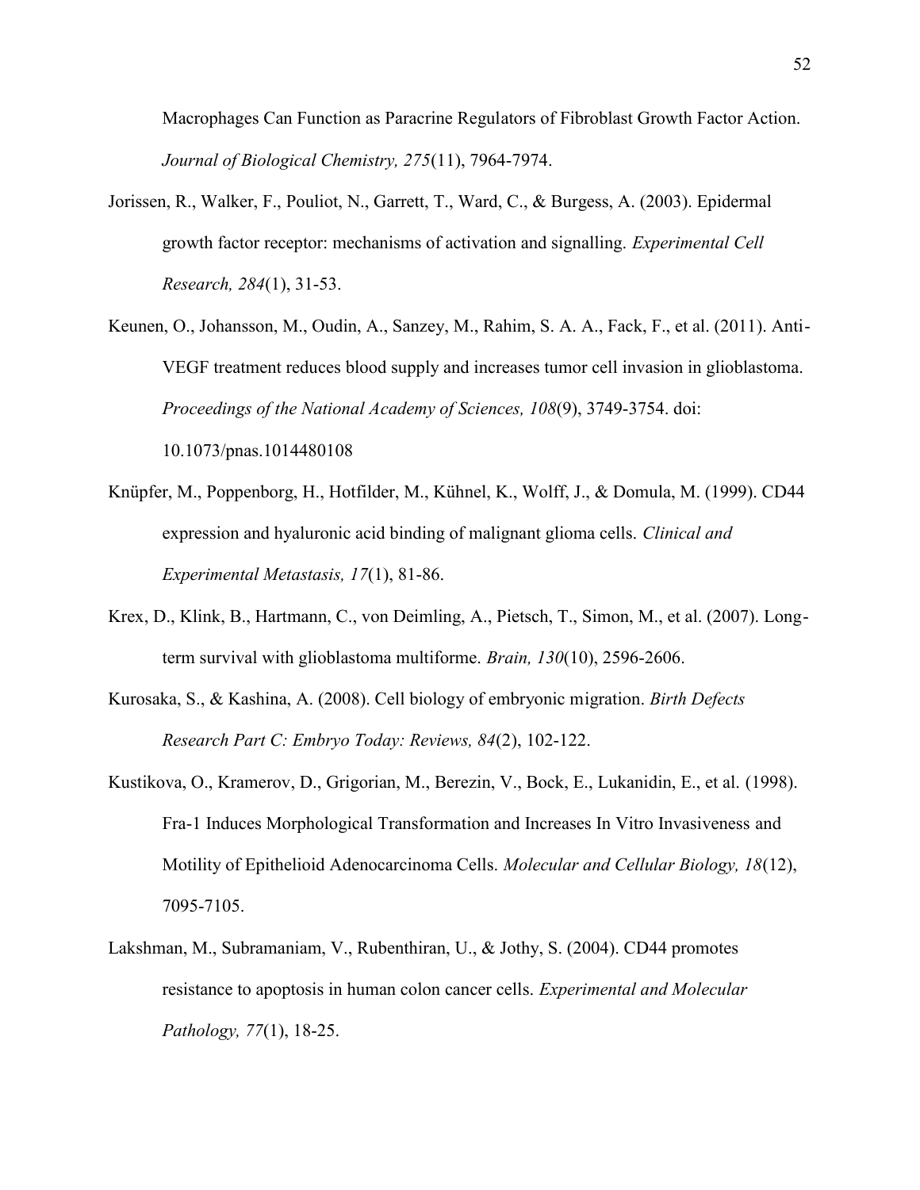Macrophages Can Function as Paracrine Regulators of Fibroblast Growth Factor Action. *Journal of Biological Chemistry, 275*(11), 7964-7974.

Jorissen, R., Walker, F., Pouliot, N., Garrett, T., Ward, C., & Burgess, A. (2003). Epidermal growth factor receptor: mechanisms of activation and signalling. *Experimental Cell Research, 284*(1), 31-53.

Keunen, O., Johansson, M., Oudin, A., Sanzey, M., Rahim, S. A. A., Fack, F., et al. (2011). Anti-VEGF treatment reduces blood supply and increases tumor cell invasion in glioblastoma. *Proceedings of the National Academy of Sciences, 108*(9), 3749-3754. doi: 10.1073/pnas.1014480108

Knüpfer, M., Poppenborg, H., Hotfilder, M., Kühnel, K., Wolff, J., & Domula, M. (1999). CD44 expression and hyaluronic acid binding of malignant glioma cells. *Clinical and Experimental Metastasis, 17*(1), 81-86.

Krex, D., Klink, B., Hartmann, C., von Deimling, A., Pietsch, T., Simon, M., et al. (2007). Long-term survival with glioblastoma multiforme. *Brain, 130*(10), 2596-2606.

Kurosaka, S., & Kashina, A. (2008). Cell biology of embryonic migration. *Birth Defects Research Part C: Embryo Today: Reviews, 84*(2), 102-122.

Kustikova, O., Kramerov, D., Grigorian, M., Berezin, V., Bock, E., Lukanidin, E., et al. (1998). Fra-1 Induces Morphological Transformation and Increases In Vitro Invasiveness and Motility of Epithelioid Adenocarcinoma Cells. *Molecular and Cellular Biology, 18*(12), 7095-7105.

Lakshman, M., Subramaniam, V., Rubenthiran, U., & Jothy, S. (2004). CD44 promotes resistance to apoptosis in human colon cancer cells. *Experimental and Molecular Pathology, 77*(1), 18-25.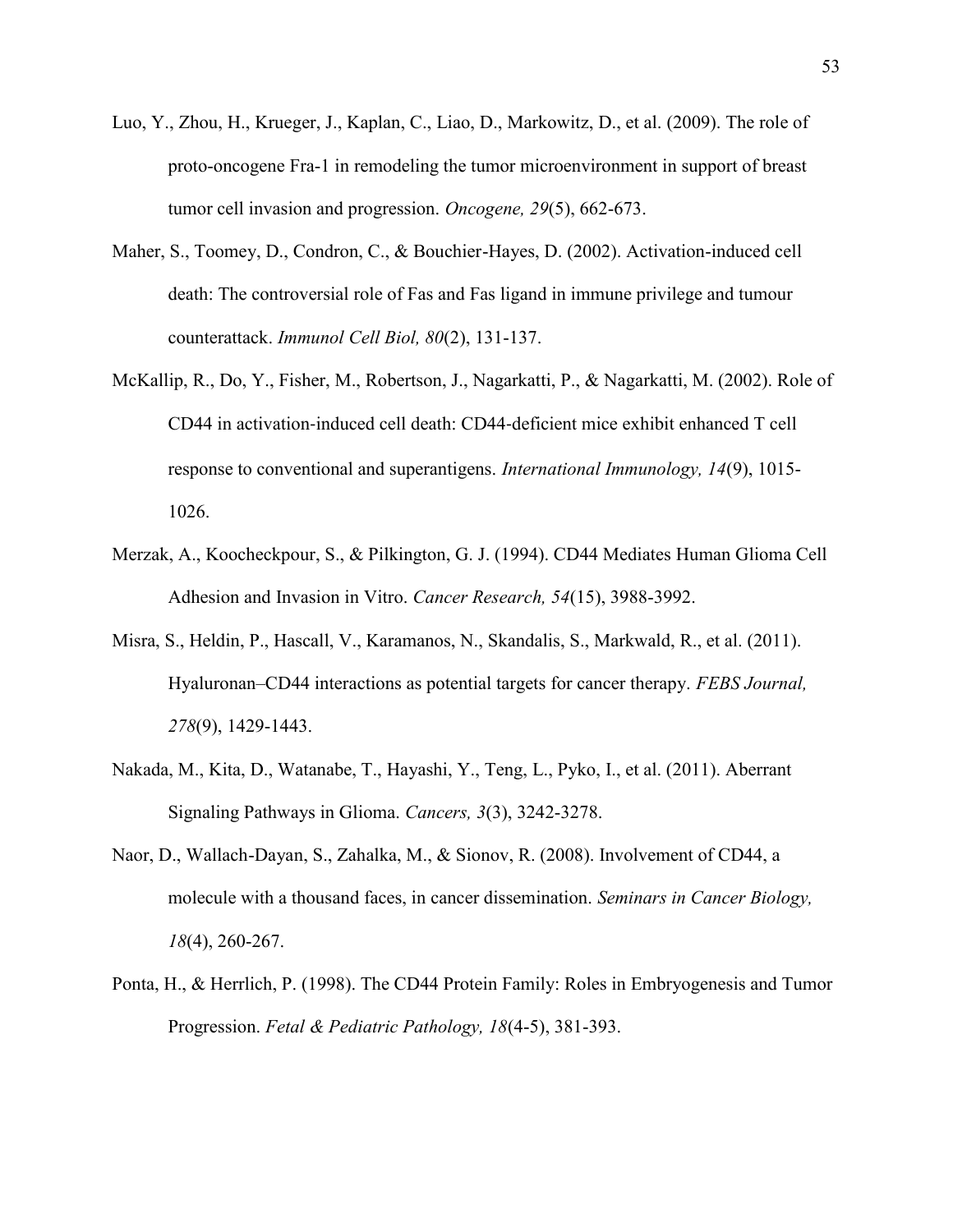Luo, Y., Zhou, H., Krueger, J., Kaplan, C., Liao, D., Markowitz, D., et al. (2009). The role of proto-oncogene Fra-1 in remodeling the tumor microenvironment in support of breast tumor cell invasion and progression. *Oncogene, 29*(5), 662-673.

Maher, S., Toomey, D., Condron, C., & Bouchier-Hayes, D. (2002). Activation-induced cell death: The controversial role of Fas and Fas ligand in immune privilege and tumour counterattack. *Immunol Cell Biol, 80*(2), 131-137.

McKallip, R., Do, Y., Fisher, M., Robertson, J., Nagarkatti, P., & Nagarkatti, M. (2002). Role of CD44 in activation-induced cell death: CD44-deficient mice exhibit enhanced T cell response to conventional and superantigens. *International Immunology, 14*(9), 1015-1026.

Merzak, A., Koocheckpour, S., & Pilkington, G. J. (1994). CD44 Mediates Human Glioma Cell Adhesion and Invasion in Vitro. *Cancer Research, 54*(15), 3988-3992.

Misra, S., Heldin, P., Hascall, V., Karamanos, N., Skandalis, S., Markwald, R., et al. (2011). Hyaluronan–CD44 interactions as potential targets for cancer therapy. *FEBS Journal, 278*(9), 1429-1443.

Nakada, M., Kita, D., Watanabe, T., Hayashi, Y., Teng, L., Pyko, I., et al. (2011). Aberrant Signaling Pathways in Glioma. *Cancers, 3*(3), 3242-3278.

Naor, D., Wallach-Dayan, S., Zahalka, M., & Sionov, R. (2008). Involvement of CD44, a molecule with a thousand faces, in cancer dissemination. *Seminars in Cancer Biology, 18*(4), 260-267.

Ponta, H., & Herrlich, P. (1998). The CD44 Protein Family: Roles in Embryogenesis and Tumor Progression. *Fetal & Pediatric Pathology, 18*(4-5), 381-393.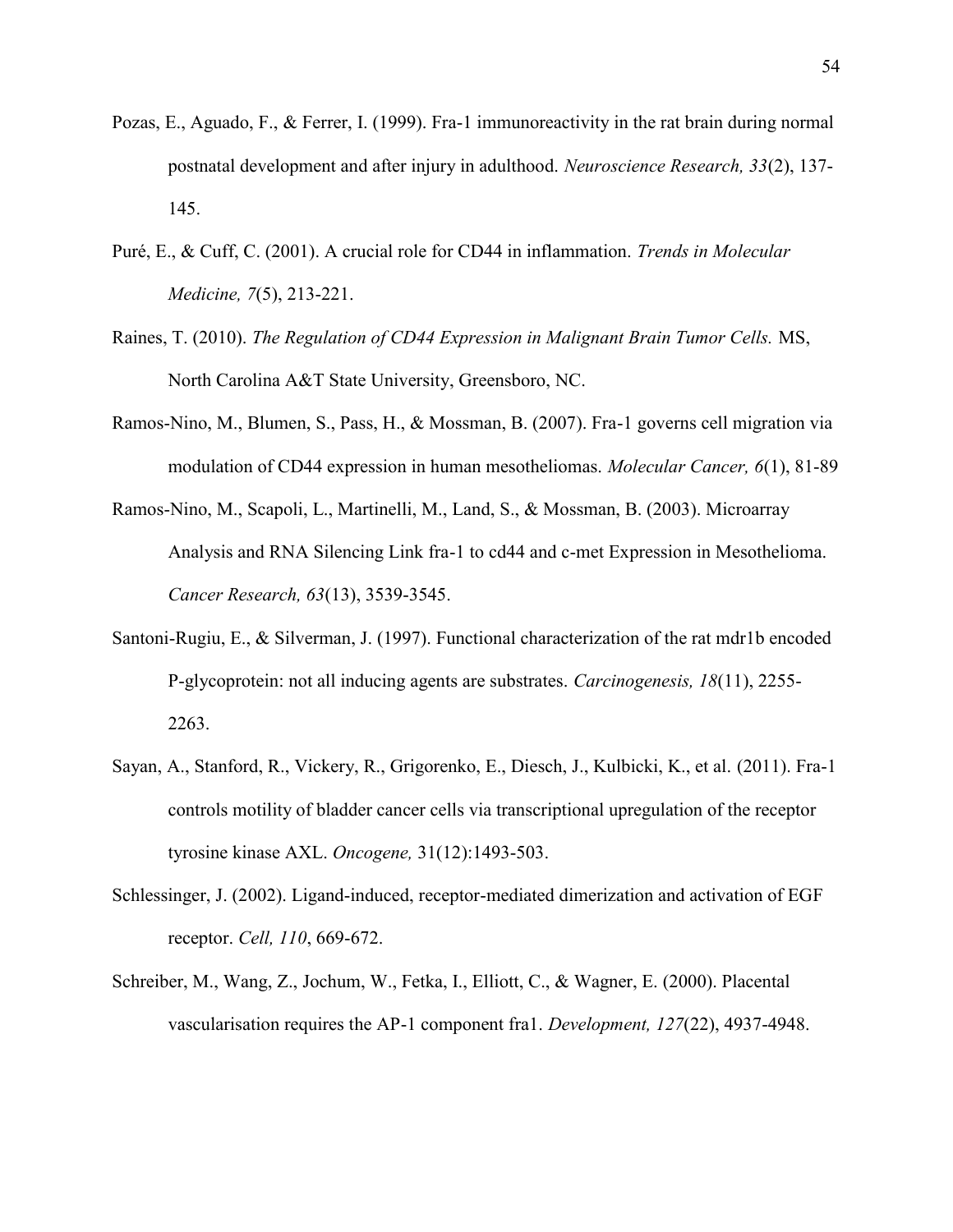Pozas, E., Aguado, F., & Ferrer, I. (1999). Fra-1 immunoreactivity in the rat brain during normal postnatal development and after injury in adulthood. *Neuroscience Research, 33*(2), 137-145.

Puré, E., & Cuff, C. (2001). A crucial role for CD44 in inflammation. *Trends in Molecular Medicine, 7*(5), 213-221.

Raines, T. (2010). *The Regulation of CD44 Expression in Malignant Brain Tumor Cells.* MS, North Carolina A&T State University, Greensboro, NC.

Ramos-Nino, M., Blumen, S., Pass, H., & Mossman, B. (2007). Fra-1 governs cell migration via modulation of CD44 expression in human mesotheliomas. *Molecular Cancer, 6*(1), 81-89

Ramos-Nino, M., Scapoli, L., Martinelli, M., Land, S., & Mossman, B. (2003). Microarray Analysis and RNA Silencing Link fra-1 to cd44 and c-met Expression in Mesothelioma. *Cancer Research, 63*(13), 3539-3545.

Santoni-Rugiu, E., & Silverman, J. (1997). Functional characterization of the rat mdr1b encoded P-glycoprotein: not all inducing agents are substrates. *Carcinogenesis, 18*(11), 2255-2263.

Sayan, A., Stanford, R., Vickery, R., Grigorenko, E., Diesch, J., Kulbicki, K., et al. (2011). Fra-1 controls motility of bladder cancer cells via transcriptional upregulation of the receptor tyrosine kinase AXL. *Oncogene,* 31(12):1493-503.

Schlessinger, J. (2002). Ligand-induced, receptor-mediated dimerization and activation of EGF receptor. *Cell, 110*, 669-672.

Schreiber, M., Wang, Z., Jochum, W., Fetka, I., Elliott, C., & Wagner, E. (2000). Placental vascularisation requires the AP-1 component fra1. *Development, 127*(22), 4937-4948.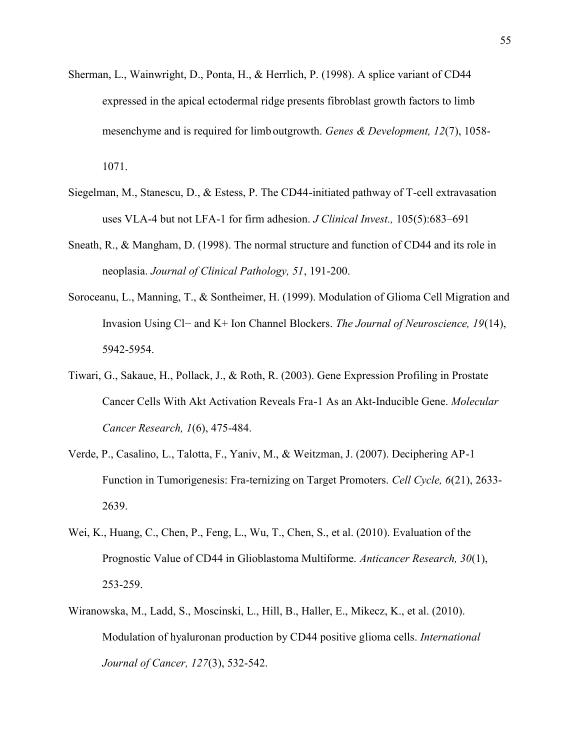Sherman, L., Wainwright, D., Ponta, H., & Herrlich, P. (1998). A splice variant of CD44 expressed in the apical ectodermal ridge presents fibroblast growth factors to limb mesenchyme and is required for limb outgrowth. *Genes & Development, 12*(7), 1058-1071.

Siegelman, M., Stanescu, D., & Estess, P. The CD44-initiated pathway of T-cell extravasation uses VLA-4 but not LFA-1 for firm adhesion. *J Clinical Invest.,* 105(5):683–691

Sneath, R., & Mangham, D. (1998). The normal structure and function of CD44 and its role in neoplasia. *Journal of Clinical Pathology, 51*, 191-200.

Soroceanu, L., Manning, T., & Sontheimer, H. (1999). Modulation of Glioma Cell Migration and Invasion Using Cl− and K+ Ion Channel Blockers. *The Journal of Neuroscience, 19*(14), 5942-5954.

Tiwari, G., Sakaue, H., Pollack, J., & Roth, R. (2003). Gene Expression Profiling in Prostate Cancer Cells With Akt Activation Reveals Fra-1 As an Akt-Inducible Gene. *Molecular Cancer Research, 1*(6), 475-484.

Verde, P., Casalino, L., Talotta, F., Yaniv, M., & Weitzman, J. (2007). Deciphering AP-1 Function in Tumorigenesis: Fra-ternizing on Target Promoters. *Cell Cycle, 6*(21), 2633-2639.

Wei, K., Huang, C., Chen, P., Feng, L., Wu, T., Chen, S., et al. (2010). Evaluation of the Prognostic Value of CD44 in Glioblastoma Multiforme. *Anticancer Research, 30*(1), 253-259.

Wiranowska, M., Ladd, S., Moscinski, L., Hill, B., Haller, E., Mikecz, K., et al. (2010). Modulation of hyaluronan production by CD44 positive glioma cells. *International Journal of Cancer, 127*(3), 532-542.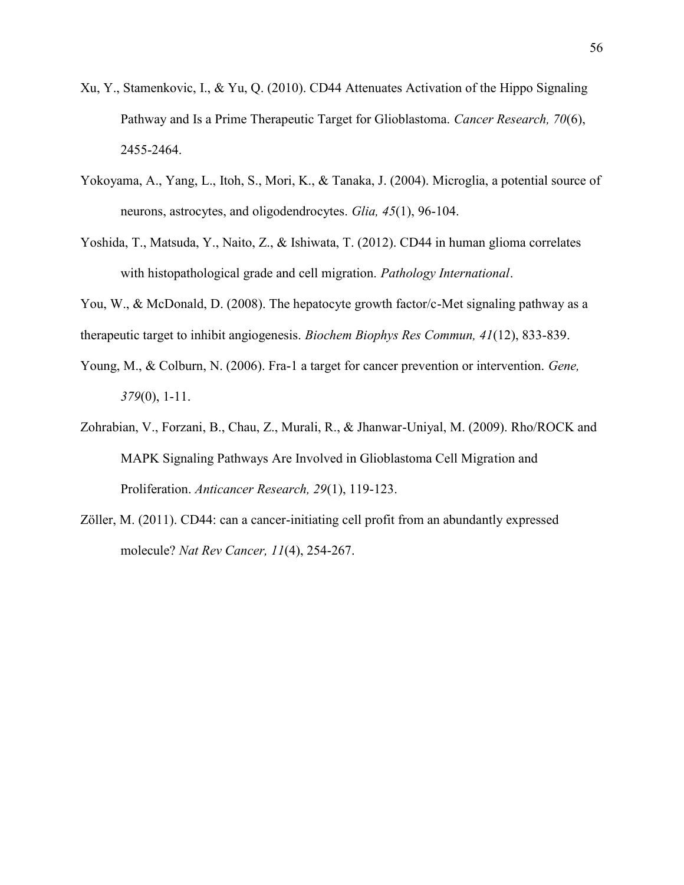Xu, Y., Stamenkovic, I., & Yu, Q. (2010). CD44 Attenuates Activation of the Hippo Signaling Pathway and Is a Prime Therapeutic Target for Glioblastoma. *Cancer Research, 70*(6), 2455-2464.

Yokoyama, A., Yang, L., Itoh, S., Mori, K., & Tanaka, J. (2004). Microglia, a potential source of neurons, astrocytes, and oligodendrocytes. *Glia, 45*(1), 96-104.

Yoshida, T., Matsuda, Y., Naito, Z., & Ishiwata, T. (2012). CD44 in human glioma correlates with histopathological grade and cell migration. *Pathology International*.

You, W., & McDonald, D. (2008). The hepatocyte growth factor/c-Met signaling pathway as a therapeutic target to inhibit angiogenesis. *Biochem Biophys Res Commun, 41*(12), 833-839.

Young, M., & Colburn, N. (2006). Fra-1 a target for cancer prevention or intervention. *Gene, 379*(0), 1-11.

Zohrabian, V., Forzani, B., Chau, Z., Murali, R., & Jhanwar-Uniyal, M. (2009). Rho/ROCK and MAPK Signaling Pathways Are Involved in Glioblastoma Cell Migration and Proliferation. *Anticancer Research, 29*(1), 119-123.

Zöller, M. (2011). CD44: can a cancer-initiating cell profit from an abundantly expressed molecule? *Nat Rev Cancer, 11*(4), 254-267.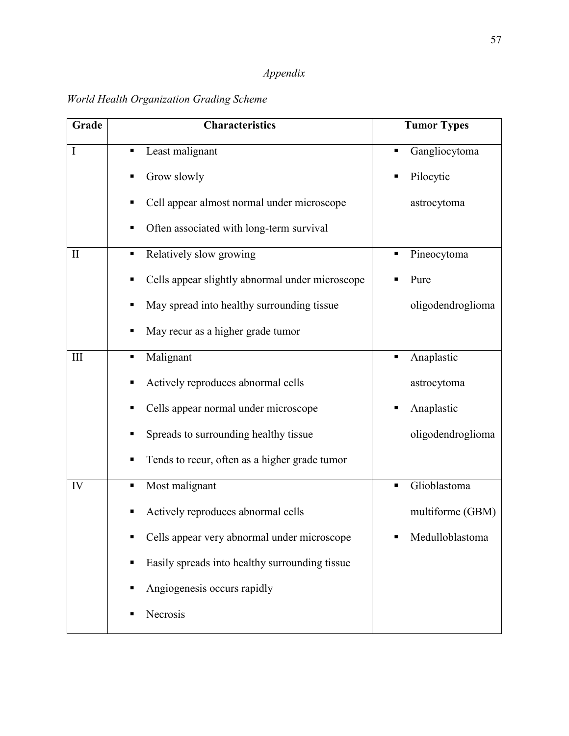*Appendix*

*World Health Organization Grading Scheme*

| Grade | Characteristics | Tumor Types |
| --- | --- | --- |
| I | ▪ Least malignant<br>▪ Grow slowly<br>▪ Cell appear almost normal under microscope<br>▪ Often associated with long-term survival | ▪ Gangliocytoma<br>▪ Pilocytic astrocytoma |
| II | ▪ Relatively slow growing<br>▪ Cells appear slightly abnormal under microscope<br>▪ May spread into healthy surrounding tissue<br>▪ May recur as a higher grade tumor | ▪ Pineocytoma<br>▪ Pure oligodendroglioma |
| III | ▪ Malignant<br>▪ Actively reproduces abnormal cells<br>▪ Cells appear normal under microscope<br>▪ Spreads to surrounding healthy tissue<br>▪ Tends to recur, often as a higher grade tumor | ▪ Anaplastic astrocytoma<br>▪ Anaplastic oligodendroglioma |
| IV | ▪ Most malignant<br>▪ Actively reproduces abnormal cells<br>▪ Cells appear very abnormal under microscope<br>▪ Easily spreads into healthy surrounding tissue<br>▪ Angiogenesis occurs rapidly<br>▪ Necrosis | ▪ Glioblastoma multiforme (GBM)<br>▪ Medulloblastoma |